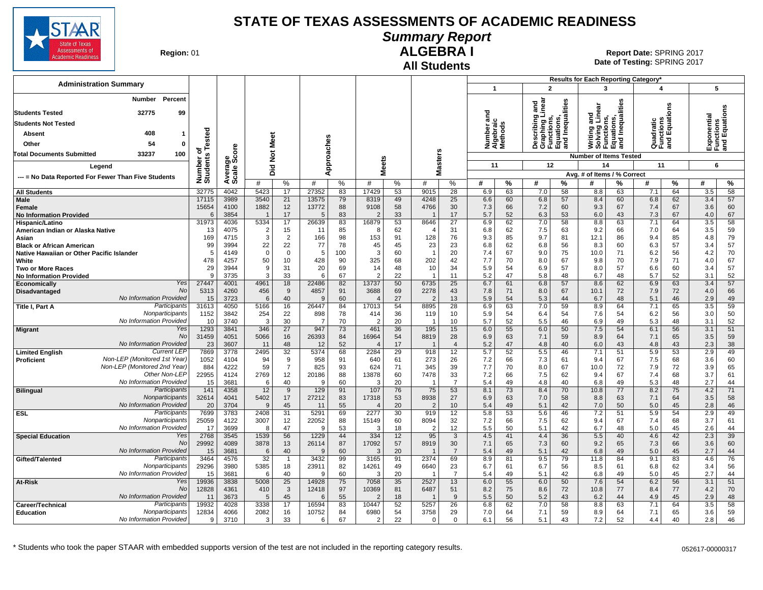# STATE OF TEXAS ASSESSMENTS OF ACADEMIC READINESS

## Summary Report

## ALGEBRA I

### All Students

**Region:** 01

**Report Date:** SPRING 2017
**Date of Testing:** SPRING 2017

**Administration Summary**

| | Number | Percent |
|---|---|---|
| Students Tested | 32775 | 99 |
| Students Not Tested | | |
| Absent | 408 | 1 |
| Other | 54 | 0 |
| Total Documents Submitted | 33237 | 100 |

Legend

--- = No Data Reported For Fewer Than Five Students

Results for Each Reporting Category*: 1 = Number and Algebraic Methods (Number of Items Tested: 11); 2 = Describing and Graphing Linear Functions, Equations, and Inequalities (12); 3 = Writing and Solving Linear Functions, Equations, and Inequalities (14); 4 = Quadratic Functions and Equations (11); 5 = Exponential Functions and Equations (6). Values are Avg. # of Items / % Correct.

| Group | | Number of Students Tested | Average Scale Score | Did Not Meet # | Did Not Meet % | Approaches # | Approaches % | Meets # | Meets % | Masters # | Masters % | 1 # | 1 % | 2 # | 2 % | 3 # | 3 % | 4 # | 4 % | 5 # | 5 % |
|---|---|---|---|---|---|---|---|---|---|---|---|---|---|---|---|---|---|---|---|---|---|
| All Students | | 32775 | 4042 | 5423 | 17 | 27352 | 83 | 17429 | 53 | 9015 | 28 | 6.9 | 63 | 7.0 | 58 | 8.8 | 63 | 7.1 | 64 | 3.5 | 58 |
| Male | | 17115 | 3989 | 3540 | 21 | 13575 | 79 | 8319 | 49 | 4248 | 25 | 6.6 | 60 | 6.8 | 57 | 8.4 | 60 | 6.8 | 62 | 3.4 | 57 |
| Female | | 15654 | 4100 | 1882 | 12 | 13772 | 88 | 9108 | 58 | 4766 | 30 | 7.3 | 66 | 7.2 | 60 | 9.3 | 67 | 7.4 | 67 | 3.6 | 60 |
| No Information Provided | | 6 | 3854 | 1 | 17 | 5 | 83 | 2 | 33 | 1 | 17 | 5.7 | 52 | 6.3 | 53 | 6.0 | 43 | 7.3 | 67 | 4.0 | 67 |
| Hispanic/Latino | | 31973 | 4036 | 5334 | 17 | 26639 | 83 | 16879 | 53 | 8646 | 27 | 6.9 | 62 | 7.0 | 58 | 8.8 | 63 | 7.1 | 64 | 3.5 | 58 |
| American Indian or Alaska Native | | 13 | 4075 | 2 | 15 | 11 | 85 | 8 | 62 | 4 | 31 | 6.8 | 62 | 7.5 | 63 | 9.2 | 66 | 7.0 | 64 | 3.5 | 59 |
| Asian | | 169 | 4715 | 3 | 2 | 166 | 98 | 153 | 91 | 128 | 76 | 9.3 | 85 | 9.7 | 81 | 12.1 | 86 | 9.4 | 85 | 4.8 | 79 |
| Black or African American | | 99 | 3994 | 22 | 22 | 77 | 78 | 45 | 45 | 23 | 23 | 6.8 | 62 | 6.8 | 56 | 8.3 | 60 | 6.3 | 57 | 3.4 | 57 |
| Native Hawaiian or Other Pacific Islander | | 5 | 4149 | 0 | 0 | 5 | 100 | 3 | 60 | 1 | 20 | 7.4 | 67 | 9.0 | 75 | 10.0 | 71 | 6.2 | 56 | 4.2 | 70 |
| White | | 478 | 4257 | 50 | 10 | 428 | 90 | 325 | 68 | 202 | 42 | 7.7 | 70 | 8.0 | 67 | 9.8 | 70 | 7.9 | 71 | 4.0 | 67 |
| Two or More Races | | 29 | 3944 | 9 | 31 | 20 | 69 | 14 | 48 | 10 | 34 | 5.9 | 54 | 6.9 | 57 | 8.0 | 57 | 6.6 | 60 | 3.4 | 57 |
| No Information Provided | | 9 | 3735 | 3 | 33 | 6 | 67 | 2 | 22 | 1 | 11 | 5.2 | 47 | 5.8 | 48 | 6.7 | 48 | 5.7 | 52 | 3.1 | 52 |
| Economically Disadvantaged | Yes | 27447 | 4001 | 4961 | 18 | 22486 | 82 | 13737 | 50 | 6735 | 25 | 6.7 | 61 | 6.8 | 57 | 8.6 | 62 | 6.9 | 63 | 3.4 | 57 |
| | No | 5313 | 4260 | 456 | 9 | 4857 | 91 | 3688 | 69 | 2278 | 43 | 7.8 | 71 | 8.0 | 67 | 10.1 | 72 | 7.9 | 72 | 4.0 | 66 |
| | No Information Provided | 15 | 3723 | 6 | 40 | 9 | 60 | 4 | 27 | 2 | 13 | 5.9 | 54 | 5.3 | 44 | 6.7 | 48 | 5.1 | 46 | 2.9 | 49 |
| Title I, Part A | Participants | 31613 | 4050 | 5166 | 16 | 26447 | 84 | 17013 | 54 | 8895 | 28 | 6.9 | 63 | 7.0 | 59 | 8.9 | 64 | 7.1 | 65 | 3.5 | 59 |
| | Nonparticipants | 1152 | 3842 | 254 | 22 | 898 | 78 | 414 | 36 | 119 | 10 | 5.9 | 54 | 6.4 | 54 | 7.6 | 54 | 6.2 | 56 | 3.0 | 50 |
| | No Information Provided | 10 | 3740 | 3 | 30 | 7 | 70 | 2 | 20 | 1 | 10 | 5.7 | 52 | 5.5 | 46 | 6.9 | 49 | 5.3 | 48 | 3.1 | 52 |
| Migrant | Yes | 1293 | 3841 | 346 | 27 | 947 | 73 | 461 | 36 | 195 | 15 | 6.0 | 55 | 6.0 | 50 | 7.5 | 54 | 6.1 | 56 | 3.1 | 51 |
| | No | 31459 | 4051 | 5066 | 16 | 26393 | 84 | 16964 | 54 | 8819 | 28 | 6.9 | 63 | 7.1 | 59 | 8.9 | 64 | 7.1 | 65 | 3.5 | 59 |
| | No Information Provided | 23 | 3607 | 11 | 48 | 12 | 52 | 4 | 17 | 1 | 4 | 5.2 | 47 | 4.8 | 40 | 6.0 | 43 | 4.8 | 43 | 2.3 | 38 |
| Limited English Proficient | Current LEP | 7869 | 3778 | 2495 | 32 | 5374 | 68 | 2284 | 29 | 918 | 12 | 5.7 | 52 | 5.5 | 46 | 7.1 | 51 | 5.9 | 53 | 2.9 | 49 |
| | Non-LEP (Monitored 1st Year) | 1052 | 4104 | 94 | 9 | 958 | 91 | 640 | 61 | 273 | 26 | 7.2 | 66 | 7.3 | 61 | 9.4 | 67 | 7.5 | 68 | 3.6 | 60 |
| | Non-LEP (Monitored 2nd Year) | 884 | 4222 | 59 | 7 | 825 | 93 | 624 | 71 | 345 | 39 | 7.7 | 70 | 8.0 | 67 | 10.0 | 72 | 7.9 | 72 | 3.9 | 65 |
| | Other Non-LEP | 22955 | 4124 | 2769 | 12 | 20186 | 88 | 13878 | 60 | 7478 | 33 | 7.2 | 66 | 7.5 | 62 | 9.4 | 67 | 7.4 | 68 | 3.7 | 61 |
| | No Information Provided | 15 | 3681 | 6 | 40 | 9 | 60 | 3 | 20 | 1 | 7 | 5.4 | 49 | 4.8 | 40 | 6.8 | 49 | 5.3 | 48 | 2.7 | 44 |
| Bilingual | Participants | 141 | 4358 | 12 | 9 | 129 | 91 | 107 | 76 | 75 | 53 | 8.1 | 73 | 8.4 | 70 | 10.8 | 77 | 8.2 | 75 | 4.2 | 71 |
| | Nonparticipants | 32614 | 4041 | 5402 | 17 | 27212 | 83 | 17318 | 53 | 8938 | 27 | 6.9 | 63 | 7.0 | 58 | 8.8 | 63 | 7.1 | 64 | 3.5 | 58 |
| | No Information Provided | 20 | 3704 | 9 | 45 | 11 | 55 | 4 | 20 | 2 | 10 | 5.4 | 49 | 5.1 | 42 | 7.0 | 50 | 5.0 | 45 | 2.8 | 46 |
| ESL | Participants | 7699 | 3783 | 2408 | 31 | 5291 | 69 | 2277 | 30 | 919 | 12 | 5.8 | 53 | 5.6 | 46 | 7.2 | 51 | 5.9 | 54 | 2.9 | 49 |
| | Nonparticipants | 25059 | 4122 | 3007 | 12 | 22052 | 88 | 15149 | 60 | 8094 | 32 | 7.2 | 66 | 7.5 | 62 | 9.4 | 67 | 7.4 | 68 | 3.7 | 61 |
| | No Information Provided | 17 | 3699 | 8 | 47 | 9 | 53 | 3 | 18 | 2 | 12 | 5.5 | 50 | 5.1 | 42 | 6.7 | 48 | 5.0 | 45 | 2.6 | 44 |
| Special Education | Yes | 2768 | 3545 | 1539 | 56 | 1229 | 44 | 334 | 12 | 95 | 3 | 4.5 | 41 | 4.4 | 36 | 5.5 | 40 | 4.6 | 42 | 2.3 | 39 |
| | No | 29992 | 4089 | 3878 | 13 | 26114 | 87 | 17092 | 57 | 8919 | 30 | 7.1 | 65 | 7.3 | 60 | 9.2 | 65 | 7.3 | 66 | 3.6 | 60 |
| | No Information Provided | 15 | 3681 | 6 | 40 | 9 | 60 | 3 | 20 | 1 | 7 | 5.4 | 49 | 5.1 | 42 | 6.8 | 49 | 5.0 | 45 | 2.7 | 44 |
| Gifted/Talented | Participants | 3464 | 4576 | 32 | 1 | 3432 | 99 | 3165 | 91 | 2374 | 69 | 8.9 | 81 | 9.5 | 79 | 11.8 | 84 | 9.1 | 83 | 4.6 | 76 |
| | Nonparticipants | 29296 | 3980 | 5385 | 18 | 23911 | 82 | 14261 | 49 | 6640 | 23 | 6.7 | 61 | 6.7 | 56 | 8.5 | 61 | 6.8 | 62 | 3.4 | 56 |
| | No Information Provided | 15 | 3681 | 6 | 40 | 9 | 60 | 3 | 20 | 1 | 7 | 5.4 | 49 | 5.1 | 42 | 6.8 | 49 | 5.0 | 45 | 2.7 | 44 |
| At-Risk | Yes | 19936 | 3838 | 5008 | 25 | 14928 | 75 | 7058 | 35 | 2527 | 13 | 6.0 | 55 | 6.0 | 50 | 7.6 | 54 | 6.2 | 56 | 3.1 | 51 |
| | No | 12828 | 4361 | 410 | 3 | 12418 | 97 | 10369 | 81 | 6487 | 51 | 8.2 | 75 | 8.6 | 72 | 10.8 | 77 | 8.4 | 77 | 4.2 | 70 |
| | No Information Provided | 11 | 3673 | 5 | 45 | 6 | 55 | 2 | 18 | 1 | 9 | 5.5 | 50 | 5.2 | 43 | 6.2 | 44 | 4.9 | 45 | 2.9 | 48 |
| Career/Technical Education | Participants | 19932 | 4028 | 3338 | 17 | 16594 | 83 | 10447 | 52 | 5257 | 26 | 6.8 | 62 | 7.0 | 58 | 8.8 | 63 | 7.1 | 64 | 3.5 | 58 |
| | Nonparticipants | 12834 | 4066 | 2082 | 16 | 10752 | 84 | 6980 | 54 | 3758 | 29 | 7.0 | 64 | 7.1 | 59 | 8.9 | 64 | 7.1 | 65 | 3.6 | 59 |
| | No Information Provided | 9 | 3710 | 3 | 33 | 6 | 67 | 2 | 22 | 0 | 0 | 6.1 | 56 | 5.1 | 43 | 7.2 | 52 | 4.4 | 40 | 2.8 | 46 |

* Students who took the paper STAAR with embedded supports version of the test are not included in the reporting category results.

052617-00000317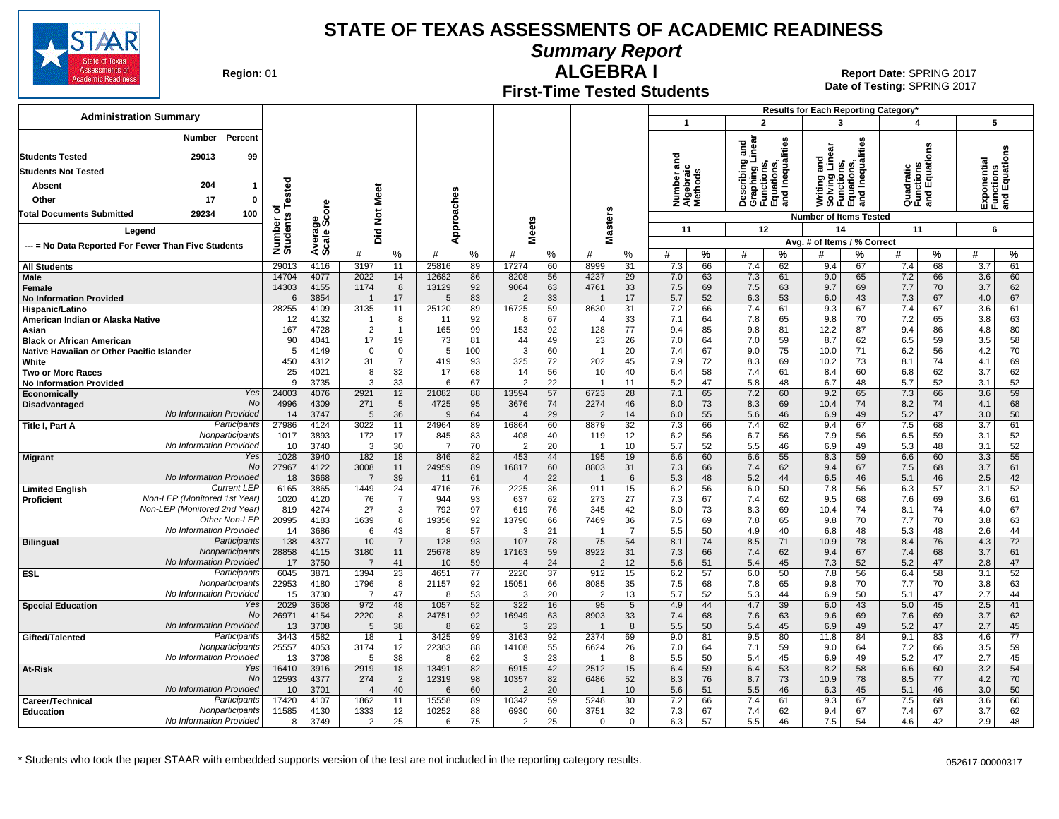# STATE OF TEXAS ASSESSMENTS OF ACADEMIC READINESS

## Summary Report

## ALGEBRA I

### First-Time Tested Students

**Region:** 01

**Report Date:** SPRING 2017
**Date of Testing:** SPRING 2017

**Administration Summary**

| | Number | Percent |
|---|---|---|
| Students Tested | 29013 | 99 |
| Students Not Tested | | |
| Absent | 204 | 1 |
| Other | 17 | 0 |
| Total Documents Submitted | 29234 | 100 |

**Legend**

--- = No Data Reported For Fewer Than Five Students

Results for Each Reporting Category*: 1 = Number and Algebraic Methods (11 items); 2 = Describing and Graphing Linear Functions, Equations, and Inequalities (12 items); 3 = Writing and Solving Linear Functions, Equations, and Inequalities (14 items); 4 = Quadratic Functions and Equations (11 items); 5 = Exponential Functions and Equations (6 items). Values are Avg. # of Items / % Correct.

| Group | | Number of Students Tested | Average Scale Score | Did Not Meet # | Did Not Meet % | Approaches # | Approaches % | Meets # | Meets % | Masters # | Masters % | Cat 1 # | Cat 1 % | Cat 2 # | Cat 2 % | Cat 3 # | Cat 3 % | Cat 4 # | Cat 4 % | Cat 5 # | Cat 5 % |
|---|---|---|---|---|---|---|---|---|---|---|---|---|---|---|---|---|---|---|---|---|---|
| All Students | | 29013 | 4116 | 3197 | 11 | 25816 | 89 | 17274 | 60 | 8999 | 31 | 7.3 | 66 | 7.4 | 62 | 9.4 | 67 | 7.4 | 68 | 3.7 | 61 |
| Male | | 14704 | 4077 | 2022 | 14 | 12682 | 86 | 8208 | 56 | 4237 | 29 | 7.0 | 63 | 7.3 | 61 | 9.0 | 65 | 7.2 | 66 | 3.6 | 60 |
| Female | | 14303 | 4155 | 1174 | 8 | 13129 | 92 | 9064 | 63 | 4761 | 33 | 7.5 | 69 | 7.5 | 63 | 9.7 | 69 | 7.7 | 70 | 3.7 | 62 |
| No Information Provided | | 6 | 3854 | 1 | 17 | 5 | 83 | 2 | 33 | 1 | 17 | 5.7 | 52 | 6.3 | 53 | 6.0 | 43 | 7.3 | 67 | 4.0 | 67 |
| Hispanic/Latino | | 28255 | 4109 | 3135 | 11 | 25120 | 89 | 16725 | 59 | 8630 | 31 | 7.2 | 66 | 7.4 | 61 | 9.3 | 67 | 7.4 | 67 | 3.6 | 61 |
| American Indian or Alaska Native | | 12 | 4132 | 1 | 8 | 11 | 92 | 8 | 67 | 4 | 33 | 7.1 | 64 | 7.8 | 65 | 9.8 | 70 | 7.2 | 65 | 3.8 | 63 |
| Asian | | 167 | 4728 | 2 | 1 | 165 | 99 | 153 | 92 | 128 | 77 | 9.4 | 85 | 9.8 | 81 | 12.2 | 87 | 9.4 | 86 | 4.8 | 80 |
| Black or African American | | 90 | 4041 | 17 | 19 | 73 | 81 | 44 | 49 | 23 | 26 | 7.0 | 64 | 7.0 | 59 | 8.7 | 62 | 6.5 | 59 | 3.5 | 58 |
| Native Hawaiian or Other Pacific Islander | | 5 | 4149 | 0 | 0 | 5 | 100 | 3 | 60 | 1 | 20 | 7.4 | 67 | 9.0 | 75 | 10.0 | 71 | 6.2 | 56 | 4.2 | 70 |
| White | | 450 | 4312 | 31 | 7 | 419 | 93 | 325 | 72 | 202 | 45 | 7.9 | 72 | 8.3 | 69 | 10.2 | 73 | 8.1 | 74 | 4.1 | 69 |
| Two or More Races | | 25 | 4021 | 8 | 32 | 17 | 68 | 14 | 56 | 10 | 40 | 6.4 | 58 | 7.4 | 61 | 8.4 | 60 | 6.8 | 62 | 3.7 | 62 |
| No Information Provided | | 9 | 3735 | 3 | 33 | 6 | 67 | 2 | 22 | 1 | 11 | 5.2 | 47 | 5.8 | 48 | 6.7 | 48 | 5.7 | 52 | 3.1 | 52 |
| Economically Disadvantaged | Yes | 24003 | 4076 | 2921 | 12 | 21082 | 88 | 13594 | 57 | 6723 | 28 | 7.1 | 65 | 7.2 | 60 | 9.2 | 65 | 7.3 | 66 | 3.6 | 59 |
| | No | 4996 | 4309 | 271 | 5 | 4725 | 95 | 3676 | 74 | 2274 | 46 | 8.0 | 73 | 8.3 | 69 | 10.4 | 74 | 8.2 | 74 | 4.1 | 68 |
| | No Information Provided | 14 | 3747 | 5 | 36 | 9 | 64 | 4 | 29 | 2 | 14 | 6.0 | 55 | 5.6 | 46 | 6.9 | 49 | 5.2 | 47 | 3.0 | 50 |
| Title I, Part A | Participants | 27986 | 4124 | 3022 | 11 | 24964 | 89 | 16864 | 60 | 8879 | 32 | 7.3 | 66 | 7.4 | 62 | 9.4 | 67 | 7.5 | 68 | 3.7 | 61 |
| | Nonparticipants | 1017 | 3893 | 172 | 17 | 845 | 83 | 408 | 40 | 119 | 12 | 6.2 | 56 | 6.7 | 56 | 7.9 | 56 | 6.5 | 59 | 3.1 | 52 |
| | No Information Provided | 10 | 3740 | 3 | 30 | 7 | 70 | 2 | 20 | 1 | 10 | 5.7 | 52 | 5.5 | 46 | 6.9 | 49 | 5.3 | 48 | 3.1 | 52 |
| Migrant | Yes | 1028 | 3940 | 182 | 18 | 846 | 82 | 453 | 44 | 195 | 19 | 6.6 | 60 | 6.6 | 55 | 8.3 | 59 | 6.6 | 60 | 3.3 | 55 |
| | No | 27967 | 4122 | 3008 | 11 | 24959 | 89 | 16817 | 60 | 8803 | 31 | 7.3 | 66 | 7.4 | 62 | 9.4 | 67 | 7.5 | 68 | 3.7 | 61 |
| | No Information Provided | 18 | 3668 | 7 | 39 | 11 | 61 | 4 | 22 | 1 | 6 | 5.3 | 48 | 5.2 | 44 | 6.5 | 46 | 5.1 | 46 | 2.5 | 42 |
| Limited English Proficient | Current LEP | 6165 | 3865 | 1449 | 24 | 4716 | 76 | 2225 | 36 | 911 | 15 | 6.2 | 56 | 6.0 | 50 | 7.8 | 56 | 6.3 | 57 | 3.1 | 52 |
| | Non-LEP (Monitored 1st Year) | 1020 | 4120 | 76 | 7 | 944 | 93 | 637 | 62 | 273 | 27 | 7.3 | 67 | 7.4 | 62 | 9.5 | 68 | 7.6 | 69 | 3.6 | 61 |
| | Non-LEP (Monitored 2nd Year) | 819 | 4274 | 27 | 3 | 792 | 97 | 619 | 76 | 345 | 42 | 8.0 | 73 | 8.3 | 69 | 10.4 | 74 | 8.1 | 74 | 4.0 | 67 |
| | Other Non-LEP | 20995 | 4183 | 1639 | 8 | 19356 | 92 | 13790 | 66 | 7469 | 36 | 7.5 | 69 | 7.8 | 65 | 9.8 | 70 | 7.7 | 70 | 3.8 | 63 |
| | No Information Provided | 14 | 3686 | 6 | 43 | 8 | 57 | 3 | 21 | 1 | 7 | 5.5 | 50 | 4.9 | 40 | 6.8 | 48 | 5.3 | 48 | 2.6 | 44 |
| Bilingual | Participants | 138 | 4377 | 10 | 7 | 128 | 93 | 107 | 78 | 75 | 54 | 8.1 | 74 | 8.5 | 71 | 10.9 | 78 | 8.4 | 76 | 4.3 | 72 |
| | Nonparticipants | 28858 | 4115 | 3180 | 11 | 25678 | 89 | 17163 | 59 | 8922 | 31 | 7.3 | 66 | 7.4 | 62 | 9.4 | 67 | 7.4 | 68 | 3.7 | 61 |
| | No Information Provided | 17 | 3750 | 7 | 41 | 10 | 59 | 4 | 24 | 2 | 12 | 5.6 | 51 | 5.4 | 45 | 7.3 | 52 | 5.2 | 47 | 2.8 | 47 |
| ESL | Participants | 6045 | 3871 | 1394 | 23 | 4651 | 77 | 2220 | 37 | 912 | 15 | 6.2 | 57 | 6.0 | 50 | 7.8 | 56 | 6.4 | 58 | 3.1 | 52 |
| | Nonparticipants | 22953 | 4180 | 1796 | 8 | 21157 | 92 | 15051 | 66 | 8085 | 35 | 7.5 | 68 | 7.8 | 65 | 9.8 | 70 | 7.7 | 70 | 3.8 | 63 |
| | No Information Provided | 15 | 3730 | 7 | 47 | 8 | 53 | 3 | 20 | 2 | 13 | 5.7 | 52 | 5.3 | 44 | 6.9 | 50 | 5.1 | 47 | 2.7 | 44 |
| Special Education | Yes | 2029 | 3608 | 972 | 48 | 1057 | 52 | 322 | 16 | 95 | 5 | 4.9 | 44 | 4.7 | 39 | 6.0 | 43 | 5.0 | 45 | 2.5 | 41 |
| | No | 26971 | 4154 | 2220 | 8 | 24751 | 92 | 16949 | 63 | 8903 | 33 | 7.4 | 68 | 7.6 | 63 | 9.6 | 69 | 7.6 | 69 | 3.7 | 62 |
| | No Information Provided | 13 | 3708 | 5 | 38 | 8 | 62 | 3 | 23 | 1 | 8 | 5.5 | 50 | 5.4 | 45 | 6.9 | 49 | 5.2 | 47 | 2.7 | 45 |
| Gifted/Talented | Participants | 3443 | 4582 | 18 | 1 | 3425 | 99 | 3163 | 92 | 2374 | 69 | 9.0 | 81 | 9.5 | 80 | 11.8 | 84 | 9.1 | 83 | 4.6 | 77 |
| | Nonparticipants | 25557 | 4053 | 3174 | 12 | 22383 | 88 | 14108 | 55 | 6624 | 26 | 7.0 | 64 | 7.1 | 59 | 9.0 | 64 | 7.2 | 66 | 3.5 | 59 |
| | No Information Provided | 13 | 3708 | 5 | 38 | 8 | 62 | 3 | 23 | 1 | 8 | 5.5 | 50 | 5.4 | 45 | 6.9 | 49 | 5.2 | 47 | 2.7 | 45 |
| At-Risk | Yes | 16410 | 3916 | 2919 | 18 | 13491 | 82 | 6915 | 42 | 2512 | 15 | 6.4 | 59 | 6.4 | 53 | 8.2 | 58 | 6.6 | 60 | 3.2 | 54 |
| | No | 12593 | 4377 | 274 | 2 | 12319 | 98 | 10357 | 82 | 6486 | 52 | 8.3 | 76 | 8.7 | 73 | 10.9 | 78 | 8.5 | 77 | 4.2 | 70 |
| | No Information Provided | 10 | 3701 | 4 | 40 | 6 | 60 | 2 | 20 | 1 | 10 | 5.6 | 51 | 5.5 | 46 | 6.3 | 45 | 5.1 | 46 | 3.0 | 50 |
| Career/Technical Education | Participants | 17420 | 4107 | 1862 | 11 | 15558 | 89 | 10342 | 59 | 5248 | 30 | 7.2 | 66 | 7.4 | 61 | 9.3 | 67 | 7.5 | 68 | 3.6 | 60 |
| | Nonparticipants | 11585 | 4130 | 1333 | 12 | 10252 | 88 | 6930 | 60 | 3751 | 32 | 7.3 | 67 | 7.4 | 62 | 9.4 | 67 | 7.4 | 67 | 3.7 | 62 |
| | No Information Provided | 8 | 3749 | 2 | 25 | 6 | 75 | 2 | 25 | 0 | 0 | 6.3 | 57 | 5.5 | 46 | 7.5 | 54 | 4.6 | 42 | 2.9 | 48 |

\* Students who took the paper STAAR with embedded supports version of the test are not included in the reporting category results.

052617-00000317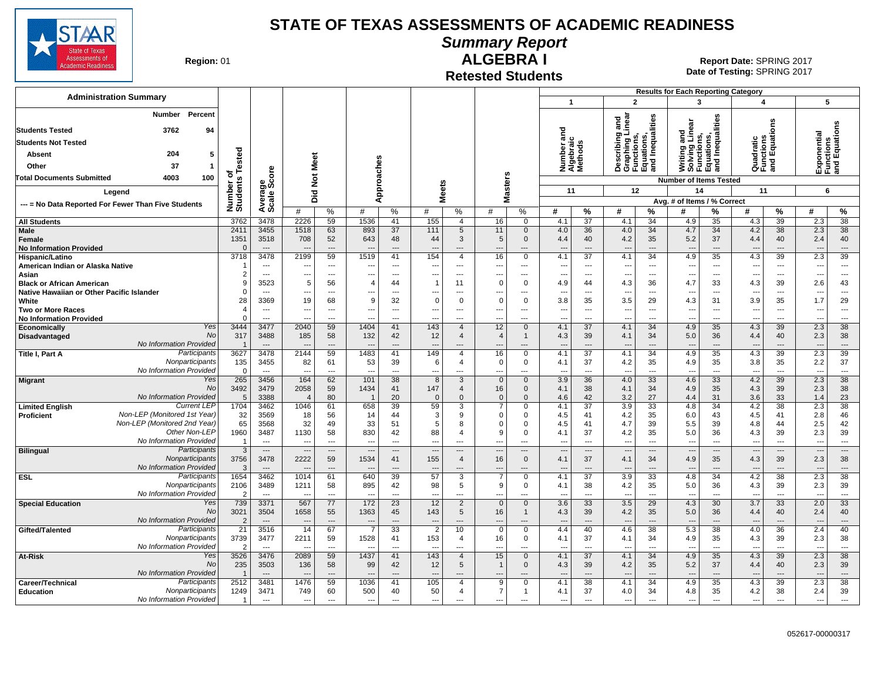# STATE OF TEXAS ASSESSMENTS OF ACADEMIC READINESS

## Summary Report

## ALGEBRA I

### Retested Students

**Region:** 01

**Report Date:** SPRING 2017
**Date of Testing:** SPRING 2017

| Administration Summary | Number | Percent |
|---|---|---|
| Students Tested | 3762 | 94 |
| Students Not Tested | | |
| Absent | 204 | 5 |
| Other | 37 | 1 |
| Total Documents Submitted | 4003 | 100 |

**Legend**

--- = No Data Reported For Fewer Than Five Students

Results for Each Reporting Category: 1 = Number and Algebraic Methods (11 items); 2 = Describing and Graphing Linear Functions, Equations, and Inequalities (12 items); 3 = Writing and Solving Linear Functions, Equations, and Inequalities (14 items); 4 = Quadratic Functions and Equations (11 items); 5 = Exponential Functions and Equations (6 items). Avg. # of Items / % Correct.

| Group | | Number of Students Tested | Average Scale Score | Did Not Meet # | Did Not Meet % | Approaches # | Approaches % | Meets # | Meets % | Masters # | Masters % | 1 # | 1 % | 2 # | 2 % | 3 # | 3 % | 4 # | 4 % | 5 # | 5 % |
|---|---|---|---|---|---|---|---|---|---|---|---|---|---|---|---|---|---|---|---|---|---|
| All Students | | 3762 | 3478 | 2226 | 59 | 1536 | 41 | 155 | 4 | 16 | 0 | 4.1 | 37 | 4.1 | 34 | 4.9 | 35 | 4.3 | 39 | 2.3 | 38 |
| Male | | 2411 | 3455 | 1518 | 63 | 893 | 37 | 111 | 5 | 11 | 0 | 4.0 | 36 | 4.0 | 34 | 4.7 | 34 | 4.2 | 38 | 2.3 | 38 |
| Female | | 1351 | 3518 | 708 | 52 | 643 | 48 | 44 | 3 | 5 | 0 | 4.4 | 40 | 4.2 | 35 | 5.2 | 37 | 4.4 | 40 | 2.4 | 40 |
| No Information Provided | | 0 | --- | --- | --- | --- | --- | --- | --- | --- | --- | --- | --- | --- | --- | --- | --- | --- | --- | --- | --- |
| Hispanic/Latino | | 3718 | 3478 | 2199 | 59 | 1519 | 41 | 154 | 4 | 16 | 0 | 4.1 | 37 | 4.1 | 34 | 4.9 | 35 | 4.3 | 39 | 2.3 | 39 |
| American Indian or Alaska Native | | 1 | --- | --- | --- | --- | --- | --- | --- | --- | --- | --- | --- | --- | --- | --- | --- | --- | --- | --- | --- |
| Asian | | 2 | --- | --- | --- | --- | --- | --- | --- | --- | --- | --- | --- | --- | --- | --- | --- | --- | --- | --- | --- |
| Black or African American | | 9 | 3523 | 5 | 56 | 4 | 44 | 1 | 11 | 0 | 0 | 4.9 | 44 | 4.3 | 36 | 4.7 | 33 | 4.3 | 39 | 2.6 | 43 |
| Native Hawaiian or Other Pacific Islander | | 0 | --- | --- | --- | --- | --- | --- | --- | --- | --- | --- | --- | --- | --- | --- | --- | --- | --- | --- | --- |
| White | | 28 | 3369 | 19 | 68 | 9 | 32 | 0 | 0 | 0 | 0 | 3.8 | 35 | 3.5 | 29 | 4.3 | 31 | 3.9 | 35 | 1.7 | 29 |
| Two or More Races | | 4 | --- | --- | --- | --- | --- | --- | --- | --- | --- | --- | --- | --- | --- | --- | --- | --- | --- | --- | --- |
| No Information Provided | | 0 | --- | --- | --- | --- | --- | --- | --- | --- | --- | --- | --- | --- | --- | --- | --- | --- | --- | --- | --- |
| Economically Disadvantaged | Yes | 3444 | 3477 | 2040 | 59 | 1404 | 41 | 143 | 4 | 12 | 0 | 4.1 | 37 | 4.1 | 34 | 4.9 | 35 | 4.3 | 39 | 2.3 | 38 |
| | No | 317 | 3488 | 185 | 58 | 132 | 42 | 12 | 4 | 4 | 1 | 4.3 | 39 | 4.1 | 34 | 5.0 | 36 | 4.4 | 40 | 2.3 | 38 |
| | No Information Provided | 1 | --- | --- | --- | --- | --- | --- | --- | --- | --- | --- | --- | --- | --- | --- | --- | --- | --- | --- | --- |
| Title I, Part A | Participants | 3627 | 3478 | 2144 | 59 | 1483 | 41 | 149 | 4 | 16 | 0 | 4.1 | 37 | 4.1 | 34 | 4.9 | 35 | 4.3 | 39 | 2.3 | 39 |
| | Nonparticipants | 135 | 3455 | 82 | 61 | 53 | 39 | 6 | 4 | 0 | 0 | 4.1 | 37 | 4.2 | 35 | 4.9 | 35 | 3.8 | 35 | 2.2 | 37 |
| | No Information Provided | 0 | --- | --- | --- | --- | --- | --- | --- | --- | --- | --- | --- | --- | --- | --- | --- | --- | --- | --- | --- |
| Migrant | Yes | 265 | 3456 | 164 | 62 | 101 | 38 | 8 | 3 | 0 | 0 | 3.9 | 36 | 4.0 | 33 | 4.6 | 33 | 4.2 | 39 | 2.3 | 38 |
| | No | 3492 | 3479 | 2058 | 59 | 1434 | 41 | 147 | 4 | 16 | 0 | 4.1 | 38 | 4.1 | 34 | 4.9 | 35 | 4.3 | 39 | 2.3 | 38 |
| | No Information Provided | 5 | 3388 | 4 | 80 | 1 | 20 | 0 | 0 | 0 | 0 | 4.6 | 42 | 3.2 | 27 | 4.4 | 31 | 3.6 | 33 | 1.4 | 23 |
| Limited English Proficient | Current LEP | 1704 | 3462 | 1046 | 61 | 658 | 39 | 59 | 3 | 7 | 0 | 4.1 | 37 | 3.9 | 33 | 4.8 | 34 | 4.2 | 38 | 2.3 | 38 |
| | Non-LEP (Monitored 1st Year) | 32 | 3569 | 18 | 56 | 14 | 44 | 3 | 9 | 0 | 0 | 4.5 | 41 | 4.2 | 35 | 6.0 | 43 | 4.5 | 41 | 2.8 | 46 |
| | Non-LEP (Monitored 2nd Year) | 65 | 3568 | 32 | 49 | 33 | 51 | 5 | 8 | 0 | 0 | 4.5 | 41 | 4.7 | 39 | 5.5 | 39 | 4.8 | 44 | 2.5 | 42 |
| | Other Non-LEP | 1960 | 3487 | 1130 | 58 | 830 | 42 | 88 | 4 | 9 | 0 | 4.1 | 37 | 4.2 | 35 | 5.0 | 36 | 4.3 | 39 | 2.3 | 39 |
| | No Information Provided | 1 | --- | --- | --- | --- | --- | --- | --- | --- | --- | --- | --- | --- | --- | --- | --- | --- | --- | --- | --- |
| Bilingual | Participants | 3 | --- | --- | --- | --- | --- | --- | --- | --- | --- | --- | --- | --- | --- | --- | --- | --- | --- | --- | --- |
| | Nonparticipants | 3756 | 3478 | 2222 | 59 | 1534 | 41 | 155 | 4 | 16 | 0 | 4.1 | 37 | 4.1 | 34 | 4.9 | 35 | 4.3 | 39 | 2.3 | 38 |
| | No Information Provided | 3 | --- | --- | --- | --- | --- | --- | --- | --- | --- | --- | --- | --- | --- | --- | --- | --- | --- | --- | --- |
| ESL | Participants | 1654 | 3462 | 1014 | 61 | 640 | 39 | 57 | 3 | 7 | 0 | 4.1 | 37 | 3.9 | 33 | 4.8 | 34 | 4.2 | 38 | 2.3 | 38 |
| | Nonparticipants | 2106 | 3489 | 1211 | 58 | 895 | 42 | 98 | 5 | 9 | 0 | 4.1 | 38 | 4.2 | 35 | 5.0 | 36 | 4.3 | 39 | 2.3 | 39 |
| | No Information Provided | 2 | --- | --- | --- | --- | --- | --- | --- | --- | --- | --- | --- | --- | --- | --- | --- | --- | --- | --- | --- |
| Special Education | Yes | 739 | 3371 | 567 | 77 | 172 | 23 | 12 | 2 | 0 | 0 | 3.6 | 33 | 3.5 | 29 | 4.3 | 30 | 3.7 | 33 | 2.0 | 33 |
| | No | 3021 | 3504 | 1658 | 55 | 1363 | 45 | 143 | 5 | 16 | 1 | 4.3 | 39 | 4.2 | 35 | 5.0 | 36 | 4.4 | 40 | 2.4 | 40 |
| | No Information Provided | 2 | --- | --- | --- | --- | --- | --- | --- | --- | --- | --- | --- | --- | --- | --- | --- | --- | --- | --- | --- |
| Gifted/Talented | Participants | 21 | 3516 | 14 | 67 | 7 | 33 | 2 | 10 | 0 | 0 | 4.4 | 40 | 4.6 | 38 | 5.3 | 38 | 4.0 | 36 | 2.4 | 40 |
| | Nonparticipants | 3739 | 3477 | 2211 | 59 | 1528 | 41 | 153 | 4 | 16 | 0 | 4.1 | 37 | 4.1 | 34 | 4.9 | 35 | 4.3 | 39 | 2.3 | 38 |
| | No Information Provided | 2 | --- | --- | --- | --- | --- | --- | --- | --- | --- | --- | --- | --- | --- | --- | --- | --- | --- | --- | --- |
| At-Risk | Yes | 3526 | 3476 | 2089 | 59 | 1437 | 41 | 143 | 4 | 15 | 0 | 4.1 | 37 | 4.1 | 34 | 4.9 | 35 | 4.3 | 39 | 2.3 | 38 |
| | No | 235 | 3503 | 136 | 58 | 99 | 42 | 12 | 5 | 1 | 0 | 4.3 | 39 | 4.2 | 35 | 5.2 | 37 | 4.4 | 40 | 2.3 | 39 |
| | No Information Provided | 1 | --- | --- | --- | --- | --- | --- | --- | --- | --- | --- | --- | --- | --- | --- | --- | --- | --- | --- | --- |
| Career/Technical Education | Participants | 2512 | 3481 | 1476 | 59 | 1036 | 41 | 105 | 4 | 9 | 0 | 4.1 | 38 | 4.1 | 34 | 4.9 | 35 | 4.3 | 39 | 2.3 | 38 |
| | Nonparticipants | 1249 | 3471 | 749 | 60 | 500 | 40 | 50 | 4 | 7 | 1 | 4.1 | 37 | 4.0 | 34 | 4.8 | 35 | 4.2 | 38 | 2.4 | 39 |
| | No Information Provided | 1 | --- | --- | --- | --- | --- | --- | --- | --- | --- | --- | --- | --- | --- | --- | --- | --- | --- | --- | --- |

052617-00000317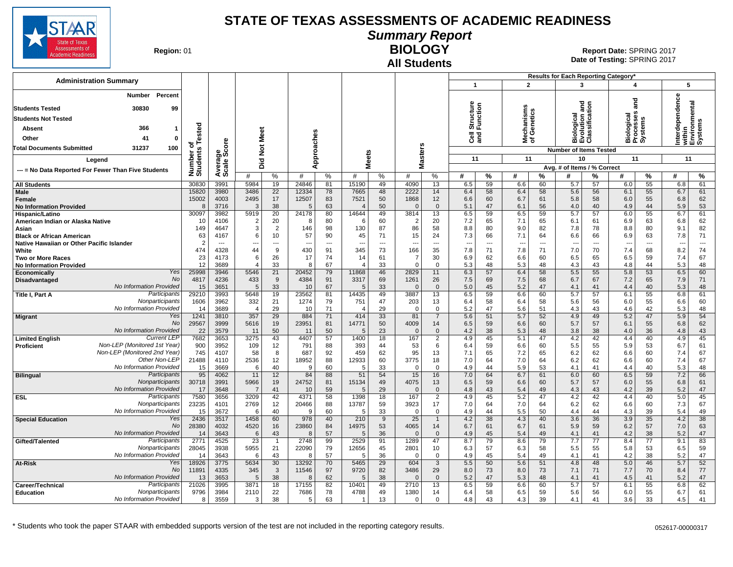# STATE OF TEXAS ASSESSMENTS OF ACADEMIC READINESS

## Summary Report

## BIOLOGY

## All Students

**Region:** 01

**Report Date:** SPRING 2017
**Date of Testing:** SPRING 2017

### Administration Summary

| | Number | Percent |
|---|---|---|
| Students Tested | 30830 | 99 |
| Students Not Tested | | |
| Absent | 366 | 1 |
| Other | 41 | 0 |
| Total Documents Submitted | 31237 | 100 |

Legend

--- = No Data Reported For Fewer Than Five Students

Results for Each Reporting Category*: 1 = Cell Structure and Function (11 items); 2 = Mechanisms of Genetics (11 items); 3 = Biological Evolution and Classification (10 items); 4 = Biological Processes and Systems (11 items); 5 = Interdependence within Environmental Systems (11 items). Values are Avg. # of Items / % Correct.

| Group | | Number of Students Tested | Average Scale Score | Did Not Meet # | Did Not Meet % | Approaches # | Approaches % | Meets # | Meets % | Masters # | Masters % | Cat 1 # | Cat 1 % | Cat 2 # | Cat 2 % | Cat 3 # | Cat 3 % | Cat 4 # | Cat 4 % | Cat 5 # | Cat 5 % |
|---|---|---|---|---|---|---|---|---|---|---|---|---|---|---|---|---|---|---|---|---|---|
| All Students | | 30830 | 3991 | 5984 | 19 | 24846 | 81 | 15190 | 49 | 4090 | 13 | 6.5 | 59 | 6.6 | 60 | 5.7 | 57 | 6.0 | 55 | 6.8 | 61 |
| Male | | 15820 | 3980 | 3486 | 22 | 12334 | 78 | 7665 | 48 | 2222 | 14 | 6.4 | 58 | 6.4 | 58 | 5.6 | 56 | 6.1 | 55 | 6.7 | 61 |
| Female | | 15002 | 4003 | 2495 | 17 | 12507 | 83 | 7521 | 50 | 1868 | 12 | 6.6 | 60 | 6.7 | 61 | 5.8 | 58 | 6.0 | 55 | 6.8 | 62 |
| No Information Provided | | 8 | 3716 | 3 | 38 | 5 | 63 | 4 | 50 | 0 | 0 | 5.1 | 47 | 6.1 | 56 | 4.0 | 40 | 4.9 | 44 | 5.9 | 53 |
| Hispanic/Latino | | 30097 | 3982 | 5919 | 20 | 24178 | 80 | 14644 | 49 | 3814 | 13 | 6.5 | 59 | 6.5 | 59 | 5.7 | 57 | 6.0 | 55 | 6.7 | 61 |
| American Indian or Alaska Native | | 10 | 4106 | 2 | 20 | 8 | 80 | 6 | 60 | 2 | 20 | 7.2 | 65 | 7.1 | 65 | 6.1 | 61 | 6.9 | 63 | 6.8 | 62 |
| Asian | | 149 | 4647 | 3 | 2 | 146 | 98 | 130 | 87 | 86 | 58 | 8.8 | 80 | 9.0 | 82 | 7.8 | 78 | 8.8 | 80 | 9.1 | 82 |
| Black or African American | | 63 | 4167 | 6 | 10 | 57 | 90 | 45 | 71 | 15 | 24 | 7.3 | 66 | 7.1 | 64 | 6.6 | 66 | 6.9 | 63 | 7.8 | 71 |
| Native Hawaiian or Other Pacific Islander | | 2 | --- | --- | --- | --- | --- | --- | --- | --- | --- | --- | --- | --- | --- | --- | --- | --- | --- | --- | --- |
| White | | 474 | 4328 | 44 | 9 | 430 | 91 | 345 | 73 | 166 | 35 | 7.8 | 71 | 7.8 | 71 | 7.0 | 70 | 7.4 | 68 | 8.2 | 74 |
| Two or More Races | | 23 | 4173 | 6 | 26 | 17 | 74 | 14 | 61 | 7 | 30 | 6.9 | 62 | 6.6 | 60 | 6.5 | 65 | 6.5 | 59 | 7.4 | 67 |
| No Information Provided | | 12 | 3689 | 4 | 33 | 8 | 67 | 4 | 33 | 0 | 0 | 5.3 | 48 | 5.3 | 48 | 4.3 | 43 | 4.8 | 44 | 5.3 | 48 |
| Economically Disadvantaged | Yes | 25998 | 3946 | 5546 | 21 | 20452 | 79 | 11868 | 46 | 2829 | 11 | 6.3 | 57 | 6.4 | 58 | 5.5 | 55 | 5.8 | 53 | 6.5 | 60 |
| | No | 4817 | 4236 | 433 | 9 | 4384 | 91 | 3317 | 69 | 1261 | 26 | 7.5 | 69 | 7.5 | 68 | 6.7 | 67 | 7.2 | 65 | 7.9 | 71 |
| | No Information Provided | 15 | 3651 | 5 | 33 | 10 | 67 | 5 | 33 | 0 | 0 | 5.0 | 45 | 5.2 | 47 | 4.1 | 41 | 4.4 | 40 | 5.3 | 48 |
| Title I, Part A | Participants | 29210 | 3993 | 5648 | 19 | 23562 | 81 | 14435 | 49 | 3887 | 13 | 6.5 | 59 | 6.6 | 60 | 5.7 | 57 | 6.1 | 55 | 6.8 | 61 |
| | Nonparticipants | 1606 | 3962 | 332 | 21 | 1274 | 79 | 751 | 47 | 203 | 13 | 6.4 | 58 | 6.4 | 58 | 5.6 | 56 | 6.0 | 55 | 6.6 | 60 |
| | No Information Provided | 14 | 3689 | 4 | 29 | 10 | 71 | 4 | 29 | 0 | 0 | 5.2 | 47 | 5.6 | 51 | 4.3 | 43 | 4.6 | 42 | 5.3 | 48 |
| Migrant | Yes | 1241 | 3810 | 357 | 29 | 884 | 71 | 414 | 33 | 81 | 7 | 5.6 | 51 | 5.7 | 52 | 4.9 | 49 | 5.2 | 47 | 5.9 | 54 |
| | No | 29567 | 3999 | 5616 | 19 | 23951 | 81 | 14771 | 50 | 4009 | 14 | 6.5 | 59 | 6.6 | 60 | 5.7 | 57 | 6.1 | 55 | 6.8 | 62 |
| | No Information Provided | 22 | 3579 | 11 | 50 | 11 | 50 | 5 | 23 | 0 | 0 | 4.2 | 38 | 5.3 | 48 | 3.8 | 38 | 4.0 | 36 | 4.8 | 43 |
| Limited English Proficient | Current LEP | 7682 | 3653 | 3275 | 43 | 4407 | 57 | 1400 | 18 | 167 | 2 | 4.9 | 45 | 5.1 | 47 | 4.2 | 42 | 4.4 | 40 | 4.9 | 45 |
| | Non-LEP (Monitored 1st Year) | 900 | 3952 | 109 | 12 | 791 | 88 | 393 | 44 | 53 | 6 | 6.4 | 59 | 6.6 | 60 | 5.5 | 55 | 5.9 | 53 | 6.7 | 61 |
| | Non-LEP (Monitored 2nd Year) | 745 | 4107 | 58 | 8 | 687 | 92 | 459 | 62 | 95 | 13 | 7.1 | 65 | 7.2 | 65 | 6.2 | 62 | 6.6 | 60 | 7.4 | 67 |
| | Other Non-LEP | 21488 | 4110 | 2536 | 12 | 18952 | 88 | 12933 | 60 | 3775 | 18 | 7.0 | 64 | 7.0 | 64 | 6.2 | 62 | 6.6 | 60 | 7.4 | 67 |
| | No Information Provided | 15 | 3669 | 6 | 40 | 9 | 60 | 5 | 33 | 0 | 0 | 4.9 | 44 | 5.9 | 53 | 4.1 | 41 | 4.4 | 40 | 5.3 | 48 |
| Bilingual | Participants | 95 | 4062 | 11 | 12 | 84 | 88 | 51 | 54 | 15 | 16 | 7.0 | 64 | 6.7 | 61 | 6.0 | 60 | 6.5 | 59 | 7.2 | 66 |
| | Nonparticipants | 30718 | 3991 | 5966 | 19 | 24752 | 81 | 15134 | 49 | 4075 | 13 | 6.5 | 59 | 6.6 | 60 | 5.7 | 57 | 6.0 | 55 | 6.8 | 61 |
| | No Information Provided | 17 | 3648 | 7 | 41 | 10 | 59 | 5 | 29 | 0 | 0 | 4.8 | 43 | 5.4 | 49 | 4.3 | 43 | 4.2 | 39 | 5.2 | 47 |
| ESL | Participants | 7580 | 3656 | 3209 | 42 | 4371 | 58 | 1398 | 18 | 167 | 2 | 4.9 | 45 | 5.2 | 47 | 4.2 | 42 | 4.4 | 40 | 5.0 | 45 |
| | Nonparticipants | 23235 | 4101 | 2769 | 12 | 20466 | 88 | 13787 | 59 | 3923 | 17 | 7.0 | 64 | 7.0 | 64 | 6.2 | 62 | 6.6 | 60 | 7.3 | 67 |
| | No Information Provided | 15 | 3672 | 6 | 40 | 9 | 60 | 5 | 33 | 0 | 0 | 4.9 | 44 | 5.5 | 50 | 4.4 | 44 | 4.3 | 39 | 5.4 | 49 |
| Special Education | Yes | 2436 | 3517 | 1458 | 60 | 978 | 40 | 210 | 9 | 25 | 1 | 4.2 | 38 | 4.3 | 40 | 3.6 | 36 | 3.9 | 35 | 4.2 | 38 |
| | No | 28380 | 4032 | 4520 | 16 | 23860 | 84 | 14975 | 53 | 4065 | 14 | 6.7 | 61 | 6.7 | 61 | 5.9 | 59 | 6.2 | 57 | 7.0 | 63 |
| | No Information Provided | 14 | 3643 | 6 | 43 | 8 | 57 | 5 | 36 | 0 | 0 | 4.9 | 45 | 5.4 | 49 | 4.1 | 41 | 4.2 | 38 | 5.2 | 47 |
| Gifted/Talented | Participants | 2771 | 4525 | 23 | 1 | 2748 | 99 | 2529 | 91 | 1289 | 47 | 8.7 | 79 | 8.6 | 79 | 7.7 | 77 | 8.4 | 77 | 9.1 | 83 |
| | Nonparticipants | 28045 | 3938 | 5955 | 21 | 22090 | 79 | 12656 | 45 | 2801 | 10 | 6.3 | 57 | 6.3 | 58 | 5.5 | 55 | 5.8 | 53 | 6.5 | 59 |
| | No Information Provided | 14 | 3643 | 6 | 43 | 8 | 57 | 5 | 36 | 0 | 0 | 4.9 | 45 | 5.4 | 49 | 4.1 | 41 | 4.2 | 38 | 5.2 | 47 |
| At-Risk | Yes | 18926 | 3775 | 5634 | 30 | 13292 | 70 | 5465 | 29 | 604 | 3 | 5.5 | 50 | 5.6 | 51 | 4.8 | 48 | 5.0 | 46 | 5.7 | 52 |
| | No | 11891 | 4335 | 345 | 3 | 11546 | 97 | 9720 | 82 | 3486 | 29 | 8.0 | 73 | 8.0 | 73 | 7.1 | 71 | 7.7 | 70 | 8.4 | 77 |
| | No Information Provided | 13 | 3653 | 5 | 38 | 8 | 62 | 5 | 38 | 0 | 0 | 5.2 | 47 | 5.3 | 48 | 4.1 | 41 | 4.5 | 41 | 5.2 | 47 |
| Career/Technical Education | Participants | 21026 | 3995 | 3871 | 18 | 17155 | 82 | 10401 | 49 | 2710 | 13 | 6.5 | 59 | 6.6 | 60 | 5.7 | 57 | 6.1 | 55 | 6.8 | 62 |
| | Nonparticipants | 9796 | 3984 | 2110 | 22 | 7686 | 78 | 4788 | 49 | 1380 | 14 | 6.4 | 58 | 6.5 | 59 | 5.6 | 56 | 6.0 | 55 | 6.7 | 61 |
| | No Information Provided | 8 | 3559 | 3 | 38 | 5 | 63 | 1 | 13 | 0 | 0 | 4.8 | 43 | 4.3 | 39 | 4.1 | 41 | 3.6 | 33 | 4.5 | 41 |

\* Students who took the paper STAAR with embedded supports version of the test are not included in the reporting category results.

052617-00000317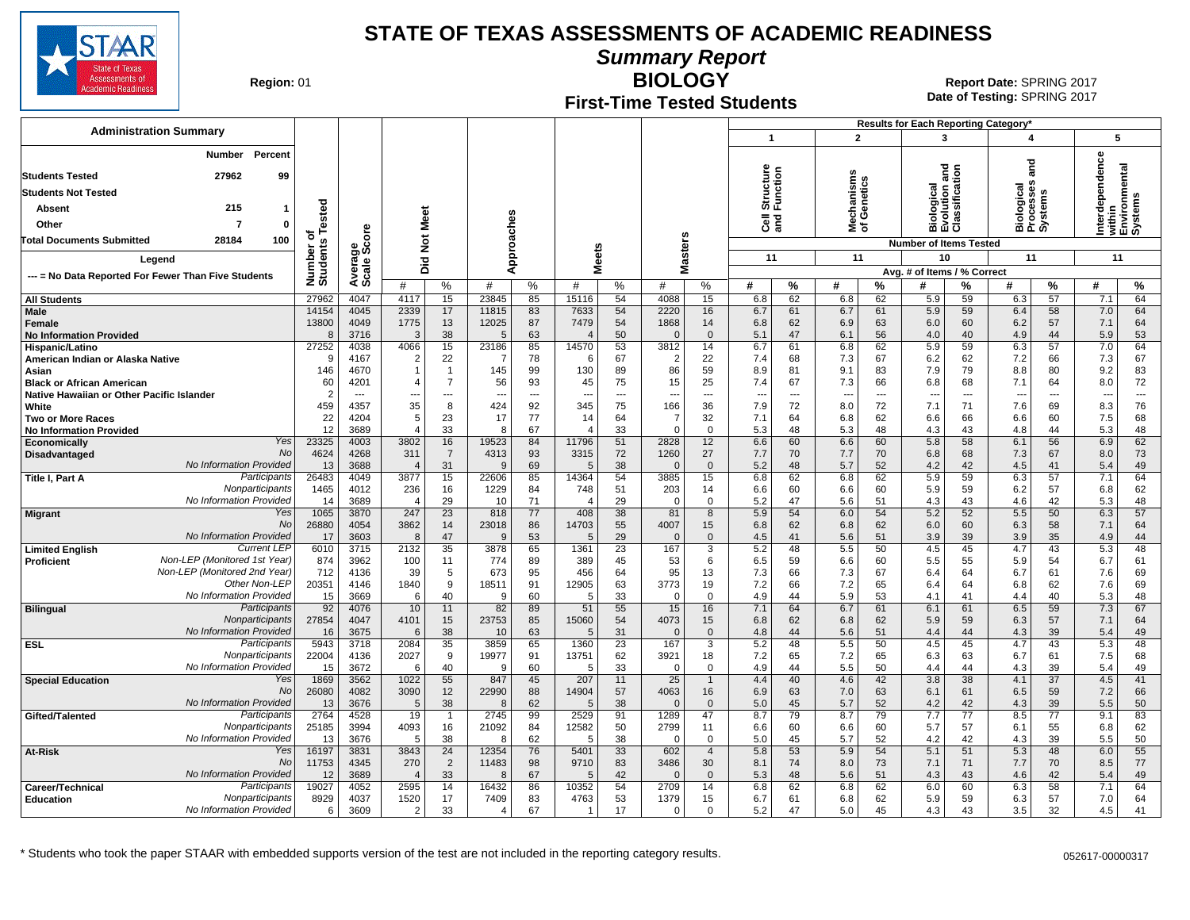# STATE OF TEXAS ASSESSMENTS OF ACADEMIC READINESS

## Summary Report

## BIOLOGY

### First-Time Tested Students

**Region:** 01

**Report Date:** SPRING 2017
**Date of Testing:** SPRING 2017

**Administration Summary**

| | Number | Percent |
|---|---|---|
| Students Tested | 27962 | 99 |
| Students Not Tested | | |
| Absent | 215 | 1 |
| Other | 7 | 0 |
| Total Documents Submitted | 28184 | 100 |

Legend: --- = No Data Reported For Fewer Than Five Students

Results for Each Reporting Category*: 1 = Cell Structure and Function (11 items); 2 = Mechanisms of Genetics (11 items); 3 = Biological Evolution and Classification (10 items); 4 = Biological Processes and Systems (11 items); 5 = Interdependence within Environmental Systems (11 items). Values are Avg. # of Items / % Correct.

| Group | | Number of Students Tested | Average Scale Score | Did Not Meet # | Did Not Meet % | Approaches # | Approaches % | Meets # | Meets % | Masters # | Masters % | 1 # | 1 % | 2 # | 2 % | 3 # | 3 % | 4 # | 4 % | 5 # | 5 % |
|---|---|---|---|---|---|---|---|---|---|---|---|---|---|---|---|---|---|---|---|---|---|
| All Students | | 27962 | 4047 | 4117 | 15 | 23845 | 85 | 15116 | 54 | 4088 | 15 | 6.8 | 62 | 6.8 | 62 | 5.9 | 59 | 6.3 | 57 | 7.1 | 64 |
| Male | | 14154 | 4045 | 2339 | 17 | 11815 | 83 | 7633 | 54 | 2220 | 16 | 6.7 | 61 | 6.7 | 61 | 5.9 | 59 | 6.4 | 58 | 7.0 | 64 |
| Female | | 13800 | 4049 | 1775 | 13 | 12025 | 87 | 7479 | 54 | 1868 | 14 | 6.8 | 62 | 6.9 | 63 | 6.0 | 60 | 6.2 | 57 | 7.1 | 64 |
| No Information Provided | | 8 | 3716 | 3 | 38 | 5 | 63 | 4 | 50 | 0 | 0 | 5.1 | 47 | 6.1 | 56 | 4.0 | 40 | 4.9 | 44 | 5.9 | 53 |
| Hispanic/Latino | | 27252 | 4038 | 4066 | 15 | 23186 | 85 | 14570 | 53 | 3812 | 14 | 6.7 | 61 | 6.8 | 62 | 5.9 | 59 | 6.3 | 57 | 7.0 | 64 |
| American Indian or Alaska Native | | 9 | 4167 | 2 | 22 | 7 | 78 | 6 | 67 | 2 | 22 | 7.4 | 68 | 7.3 | 67 | 6.2 | 62 | 7.2 | 66 | 7.3 | 67 |
| Asian | | 146 | 4670 | 1 | 1 | 145 | 99 | 130 | 89 | 86 | 59 | 8.9 | 81 | 9.1 | 83 | 7.9 | 79 | 8.8 | 80 | 9.2 | 83 |
| Black or African American | | 60 | 4201 | 4 | 7 | 56 | 93 | 45 | 75 | 15 | 25 | 7.4 | 67 | 7.3 | 66 | 6.8 | 68 | 7.1 | 64 | 8.0 | 72 |
| Native Hawaiian or Other Pacific Islander | | 2 | --- | --- | --- | --- | --- | --- | --- | --- | --- | --- | --- | --- | --- | --- | --- | --- | --- | --- | --- |
| White | | 459 | 4357 | 35 | 8 | 424 | 92 | 345 | 75 | 166 | 36 | 7.9 | 72 | 8.0 | 72 | 7.1 | 71 | 7.6 | 69 | 8.3 | 76 |
| Two or More Races | | 22 | 4204 | 5 | 23 | 17 | 77 | 14 | 64 | 7 | 32 | 7.1 | 64 | 6.8 | 62 | 6.6 | 66 | 6.6 | 60 | 7.5 | 68 |
| No Information Provided | | 12 | 3689 | 4 | 33 | 8 | 67 | 4 | 33 | 0 | 0 | 5.3 | 48 | 5.3 | 48 | 4.3 | 43 | 4.8 | 44 | 5.3 | 48 |
| Economically Disadvantaged | Yes | 23325 | 4003 | 3802 | 16 | 19523 | 84 | 11796 | 51 | 2828 | 12 | 6.6 | 60 | 6.6 | 60 | 5.8 | 58 | 6.1 | 56 | 6.9 | 62 |
| | No | 4624 | 4268 | 311 | 7 | 4313 | 93 | 3315 | 72 | 1260 | 27 | 7.7 | 70 | 7.7 | 70 | 6.8 | 68 | 7.3 | 67 | 8.0 | 73 |
| | No Information Provided | 13 | 3688 | 4 | 31 | 9 | 69 | 5 | 38 | 0 | 0 | 5.2 | 48 | 5.7 | 52 | 4.2 | 42 | 4.5 | 41 | 5.4 | 49 |
| Title I, Part A | Participants | 26483 | 4049 | 3877 | 15 | 22606 | 85 | 14364 | 54 | 3885 | 15 | 6.8 | 62 | 6.8 | 62 | 5.9 | 59 | 6.3 | 57 | 7.1 | 64 |
| | Nonparticipants | 1465 | 4012 | 236 | 16 | 1229 | 84 | 748 | 51 | 203 | 14 | 6.6 | 60 | 6.6 | 60 | 5.9 | 59 | 6.2 | 57 | 6.8 | 62 |
| | No Information Provided | 14 | 3689 | 4 | 29 | 10 | 71 | 4 | 29 | 0 | 0 | 5.2 | 47 | 5.6 | 51 | 4.3 | 43 | 4.6 | 42 | 5.3 | 48 |
| Migrant | Yes | 1065 | 3870 | 247 | 23 | 818 | 77 | 408 | 38 | 81 | 8 | 5.9 | 54 | 6.0 | 54 | 5.2 | 52 | 5.5 | 50 | 6.3 | 57 |
| | No | 26880 | 4054 | 3862 | 14 | 23018 | 86 | 14703 | 55 | 4007 | 15 | 6.8 | 62 | 6.8 | 62 | 6.0 | 60 | 6.3 | 58 | 7.1 | 64 |
| | No Information Provided | 17 | 3603 | 8 | 47 | 9 | 53 | 5 | 29 | 0 | 0 | 4.5 | 41 | 5.6 | 51 | 3.9 | 39 | 3.9 | 35 | 4.9 | 44 |
| Limited English Proficient | Current LEP | 6010 | 3715 | 2132 | 35 | 3878 | 65 | 1361 | 23 | 167 | 3 | 5.2 | 48 | 5.5 | 50 | 4.5 | 45 | 4.7 | 43 | 5.3 | 48 |
| | Non-LEP (Monitored 1st Year) | 874 | 3962 | 100 | 11 | 774 | 89 | 389 | 45 | 53 | 6 | 6.5 | 59 | 6.6 | 60 | 5.5 | 55 | 5.9 | 54 | 6.7 | 61 |
| | Non-LEP (Monitored 2nd Year) | 712 | 4136 | 39 | 5 | 673 | 95 | 456 | 64 | 95 | 13 | 7.3 | 66 | 7.3 | 67 | 6.4 | 64 | 6.7 | 61 | 7.6 | 69 |
| | Other Non-LEP | 20351 | 4146 | 1840 | 9 | 18511 | 91 | 12905 | 63 | 3773 | 19 | 7.2 | 66 | 7.2 | 65 | 6.4 | 64 | 6.8 | 62 | 7.6 | 69 |
| | No Information Provided | 15 | 3669 | 6 | 40 | 9 | 60 | 5 | 33 | 0 | 0 | 4.9 | 44 | 5.9 | 53 | 4.1 | 41 | 4.4 | 40 | 5.3 | 48 |
| Bilingual | Participants | 92 | 4076 | 10 | 11 | 82 | 89 | 51 | 55 | 15 | 16 | 7.1 | 64 | 6.7 | 61 | 6.1 | 61 | 6.5 | 59 | 7.3 | 67 |
| | Nonparticipants | 27854 | 4047 | 4101 | 15 | 23753 | 85 | 15060 | 54 | 4073 | 15 | 6.8 | 62 | 6.8 | 62 | 5.9 | 59 | 6.3 | 57 | 7.1 | 64 |
| | No Information Provided | 16 | 3675 | 6 | 38 | 10 | 63 | 5 | 31 | 0 | 0 | 4.8 | 44 | 5.6 | 51 | 4.4 | 44 | 4.3 | 39 | 5.4 | 49 |
| ESL | Participants | 5943 | 3718 | 2084 | 35 | 3859 | 65 | 1360 | 23 | 167 | 3 | 5.2 | 48 | 5.5 | 50 | 4.5 | 45 | 4.7 | 43 | 5.3 | 48 |
| | Nonparticipants | 22004 | 4136 | 2027 | 9 | 19977 | 91 | 13751 | 62 | 3921 | 18 | 7.2 | 65 | 7.2 | 65 | 6.3 | 63 | 6.7 | 61 | 7.5 | 68 |
| | No Information Provided | 15 | 3672 | 6 | 40 | 9 | 60 | 5 | 33 | 0 | 0 | 4.9 | 44 | 5.5 | 50 | 4.4 | 44 | 4.3 | 39 | 5.4 | 49 |
| Special Education | Yes | 1869 | 3562 | 1022 | 55 | 847 | 45 | 207 | 11 | 25 | 1 | 4.4 | 40 | 4.6 | 42 | 3.8 | 38 | 4.1 | 37 | 4.5 | 41 |
| | No | 26080 | 4082 | 3090 | 12 | 22990 | 88 | 14904 | 57 | 4063 | 16 | 6.9 | 63 | 7.0 | 63 | 6.1 | 61 | 6.5 | 59 | 7.2 | 66 |
| | No Information Provided | 13 | 3676 | 5 | 38 | 8 | 62 | 5 | 38 | 0 | 0 | 5.0 | 45 | 5.7 | 52 | 4.2 | 42 | 4.3 | 39 | 5.5 | 50 |
| Gifted/Talented | Participants | 2764 | 4528 | 19 | 1 | 2745 | 99 | 2529 | 91 | 1289 | 47 | 8.7 | 79 | 8.7 | 79 | 7.7 | 77 | 8.5 | 77 | 9.1 | 83 |
| | Nonparticipants | 25185 | 3994 | 4093 | 16 | 21092 | 84 | 12582 | 50 | 2799 | 11 | 6.6 | 60 | 6.6 | 60 | 5.7 | 57 | 6.1 | 55 | 6.8 | 62 |
| | No Information Provided | 13 | 3676 | 5 | 38 | 8 | 62 | 5 | 38 | 0 | 0 | 5.0 | 45 | 5.7 | 52 | 4.2 | 42 | 4.3 | 39 | 5.5 | 50 |
| At-Risk | Yes | 16197 | 3831 | 3843 | 24 | 12354 | 76 | 5401 | 33 | 602 | 4 | 5.8 | 53 | 5.9 | 54 | 5.1 | 51 | 5.3 | 48 | 6.0 | 55 |
| | No | 11753 | 4345 | 270 | 2 | 11483 | 98 | 9710 | 83 | 3486 | 30 | 8.1 | 74 | 8.0 | 73 | 7.1 | 71 | 7.7 | 70 | 8.5 | 77 |
| | No Information Provided | 12 | 3689 | 4 | 33 | 8 | 67 | 5 | 42 | 0 | 0 | 5.3 | 48 | 5.6 | 51 | 4.3 | 43 | 4.6 | 42 | 5.4 | 49 |
| Career/Technical Education | Participants | 19027 | 4052 | 2595 | 14 | 16432 | 86 | 10352 | 54 | 2709 | 14 | 6.8 | 62 | 6.8 | 62 | 6.0 | 60 | 6.3 | 58 | 7.1 | 64 |
| | Nonparticipants | 8929 | 4037 | 1520 | 17 | 7409 | 83 | 4763 | 53 | 1379 | 15 | 6.7 | 61 | 6.8 | 62 | 5.9 | 59 | 6.3 | 57 | 7.0 | 64 |
| | No Information Provided | 6 | 3609 | 2 | 33 | 4 | 67 | 1 | 17 | 0 | 0 | 5.2 | 47 | 5.0 | 45 | 4.3 | 43 | 3.5 | 32 | 4.5 | 41 |

* Students who took the paper STAAR with embedded supports version of the test are not included in the reporting category results.

052617-00000317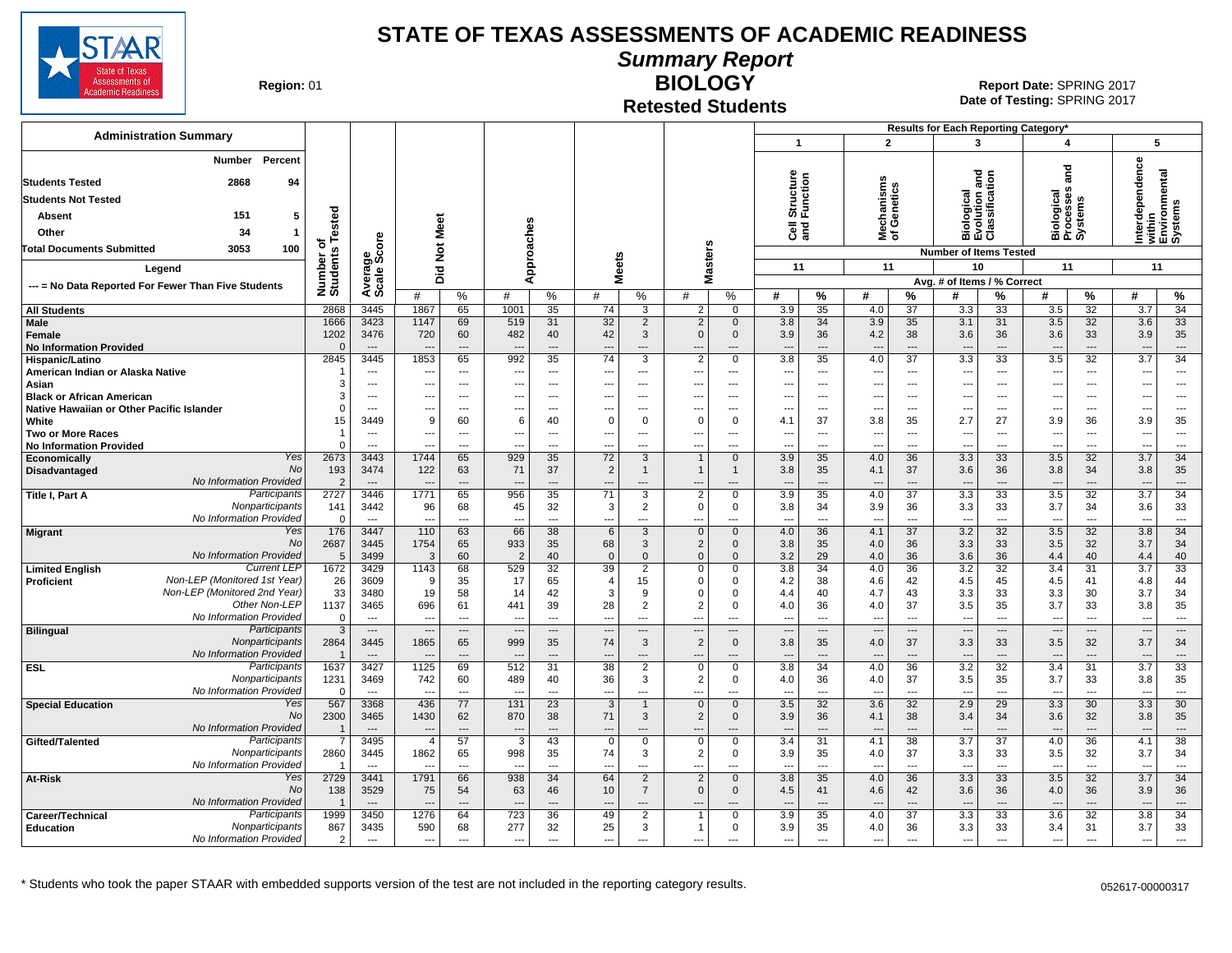# STATE OF TEXAS ASSESSMENTS OF ACADEMIC READINESS

## *Summary Report*

## BIOLOGY

### Retested Students

**Region:** 01

**Report Date:** SPRING 2017
**Date of Testing:** SPRING 2017

| Administration Summary | Number | Percent |
|---|---|---|
| Students Tested | 2868 | 94 |
| Students Not Tested | | |
| Absent | 151 | 5 |
| Other | 34 | 1 |
| Total Documents Submitted | 3053 | 100 |

Legend: --- = No Data Reported For Fewer Than Five Students

Results for Each Reporting Category*: 1 = Cell Structure and Function (11 items); 2 = Mechanisms of Genetics (11 items); 3 = Biological Evolution and Classification (10 items); 4 = Biological Processes and Systems (11 items); 5 = Interdependence within Environmental Systems (11 items). Avg. # of Items / % Correct.

| Group | | Number of Students Tested | Average Scale Score | Did Not Meet # | Did Not Meet % | Approaches # | Approaches % | Meets # | Meets % | Masters # | Masters % | 1 # | 1 % | 2 # | 2 % | 3 # | 3 % | 4 # | 4 % | 5 # | 5 % |
|---|---|---|---|---|---|---|---|---|---|---|---|---|---|---|---|---|---|---|---|---|---|
| All Students | | 2868 | 3445 | 1867 | 65 | 1001 | 35 | 74 | 3 | 2 | 0 | 3.9 | 35 | 4.0 | 37 | 3.3 | 33 | 3.5 | 32 | 3.7 | 34 |
| Male | | 1666 | 3423 | 1147 | 69 | 519 | 31 | 32 | 2 | 2 | 0 | 3.8 | 34 | 3.9 | 35 | 3.1 | 31 | 3.5 | 32 | 3.6 | 33 |
| Female | | 1202 | 3476 | 720 | 60 | 482 | 40 | 42 | 3 | 0 | 0 | 3.9 | 36 | 4.2 | 38 | 3.6 | 36 | 3.6 | 33 | 3.9 | 35 |
| No Information Provided | | 0 | --- | --- | --- | --- | --- | --- | --- | --- | --- | --- | --- | --- | --- | --- | --- | --- | --- | --- | --- |
| Hispanic/Latino | | 2845 | 3445 | 1853 | 65 | 992 | 35 | 74 | 3 | 2 | 0 | 3.8 | 35 | 4.0 | 37 | 3.3 | 33 | 3.5 | 32 | 3.7 | 34 |
| American Indian or Alaska Native | | 1 | --- | --- | --- | --- | --- | --- | --- | --- | --- | --- | --- | --- | --- | --- | --- | --- | --- | --- | --- |
| Asian | | 3 | --- | --- | --- | --- | --- | --- | --- | --- | --- | --- | --- | --- | --- | --- | --- | --- | --- | --- | --- |
| Black or African American | | 3 | --- | --- | --- | --- | --- | --- | --- | --- | --- | --- | --- | --- | --- | --- | --- | --- | --- | --- | --- |
| Native Hawaiian or Other Pacific Islander | | 0 | --- | --- | --- | --- | --- | --- | --- | --- | --- | --- | --- | --- | --- | --- | --- | --- | --- | --- | --- |
| White | | 15 | 3449 | 9 | 60 | 6 | 40 | 0 | 0 | 0 | 0 | 4.1 | 37 | 3.8 | 35 | 2.7 | 27 | 3.9 | 36 | 3.9 | 35 |
| Two or More Races | | 1 | --- | --- | --- | --- | --- | --- | --- | --- | --- | --- | --- | --- | --- | --- | --- | --- | --- | --- | --- |
| No Information Provided | | 0 | --- | --- | --- | --- | --- | --- | --- | --- | --- | --- | --- | --- | --- | --- | --- | --- | --- | --- | --- |
| Economically Disadvantaged | Yes | 2673 | 3443 | 1744 | 65 | 929 | 35 | 72 | 3 | 1 | 0 | 3.9 | 35 | 4.0 | 36 | 3.3 | 33 | 3.5 | 32 | 3.7 | 34 |
| | No | 193 | 3474 | 122 | 63 | 71 | 37 | 2 | 1 | 1 | 1 | 3.8 | 35 | 4.1 | 37 | 3.6 | 36 | 3.8 | 34 | 3.8 | 35 |
| | No Information Provided | 2 | --- | --- | --- | --- | --- | --- | --- | --- | --- | --- | --- | --- | --- | --- | --- | --- | --- | --- | --- |
| Title I, Part A | Participants | 2727 | 3446 | 1771 | 65 | 956 | 35 | 71 | 3 | 2 | 0 | 3.9 | 35 | 4.0 | 37 | 3.3 | 33 | 3.5 | 32 | 3.7 | 34 |
| | Nonparticipants | 141 | 3442 | 96 | 68 | 45 | 32 | 3 | 2 | 0 | 0 | 3.8 | 34 | 3.9 | 36 | 3.3 | 33 | 3.7 | 34 | 3.6 | 33 |
| | No Information Provided | 0 | --- | --- | --- | --- | --- | --- | --- | --- | --- | --- | --- | --- | --- | --- | --- | --- | --- | --- | --- |
| Migrant | Yes | 176 | 3447 | 110 | 63 | 66 | 38 | 6 | 3 | 0 | 0 | 4.0 | 36 | 4.1 | 37 | 3.2 | 32 | 3.5 | 32 | 3.8 | 34 |
| | No | 2687 | 3445 | 1754 | 65 | 933 | 35 | 68 | 3 | 2 | 0 | 3.8 | 35 | 4.0 | 36 | 3.3 | 33 | 3.5 | 32 | 3.7 | 34 |
| | No Information Provided | 5 | 3499 | 3 | 60 | 2 | 40 | 0 | 0 | 0 | 0 | 3.2 | 29 | 4.0 | 36 | 3.6 | 36 | 4.4 | 40 | 4.4 | 40 |
| Limited English Proficient | Current LEP | 1672 | 3429 | 1143 | 68 | 529 | 32 | 39 | 2 | 0 | 0 | 3.8 | 34 | 4.0 | 36 | 3.2 | 32 | 3.4 | 31 | 3.7 | 33 |
| | Non-LEP (Monitored 1st Year) | 26 | 3609 | 9 | 35 | 17 | 65 | 4 | 15 | 0 | 0 | 4.2 | 38 | 4.6 | 42 | 4.5 | 45 | 4.5 | 41 | 4.8 | 44 |
| | Non-LEP (Monitored 2nd Year) | 33 | 3480 | 19 | 58 | 14 | 42 | 3 | 9 | 0 | 0 | 4.4 | 40 | 4.7 | 43 | 3.3 | 33 | 3.3 | 30 | 3.7 | 34 |
| | Other Non-LEP | 1137 | 3465 | 696 | 61 | 441 | 39 | 28 | 2 | 2 | 0 | 4.0 | 36 | 4.0 | 37 | 3.5 | 35 | 3.7 | 33 | 3.8 | 35 |
| | No Information Provided | 0 | --- | --- | --- | --- | --- | --- | --- | --- | --- | --- | --- | --- | --- | --- | --- | --- | --- | --- | --- |
| Bilingual | Participants | 3 | --- | --- | --- | --- | --- | --- | --- | --- | --- | --- | --- | --- | --- | --- | --- | --- | --- | --- | --- |
| | Nonparticipants | 2864 | 3445 | 1865 | 65 | 999 | 35 | 74 | 3 | 2 | 0 | 3.8 | 35 | 4.0 | 37 | 3.3 | 33 | 3.5 | 32 | 3.7 | 34 |
| | No Information Provided | 1 | --- | --- | --- | --- | --- | --- | --- | --- | --- | --- | --- | --- | --- | --- | --- | --- | --- | --- | --- |
| ESL | Participants | 1637 | 3427 | 1125 | 69 | 512 | 31 | 38 | 2 | 0 | 0 | 3.8 | 34 | 4.0 | 36 | 3.2 | 32 | 3.4 | 31 | 3.7 | 33 |
| | Nonparticipants | 1231 | 3469 | 742 | 60 | 489 | 40 | 36 | 3 | 2 | 0 | 4.0 | 36 | 4.0 | 37 | 3.5 | 35 | 3.7 | 33 | 3.8 | 35 |
| | No Information Provided | 0 | --- | --- | --- | --- | --- | --- | --- | --- | --- | --- | --- | --- | --- | --- | --- | --- | --- | --- | --- |
| Special Education | Yes | 567 | 3368 | 436 | 77 | 131 | 23 | 3 | 1 | 0 | 0 | 3.5 | 32 | 3.6 | 32 | 2.9 | 29 | 3.3 | 30 | 3.3 | 30 |
| | No | 2300 | 3465 | 1430 | 62 | 870 | 38 | 71 | 3 | 2 | 0 | 3.9 | 36 | 4.1 | 38 | 3.4 | 34 | 3.6 | 32 | 3.8 | 35 |
| | No Information Provided | 1 | --- | --- | --- | --- | --- | --- | --- | --- | --- | --- | --- | --- | --- | --- | --- | --- | --- | --- | --- |
| Gifted/Talented | Participants | 7 | 3495 | 4 | 57 | 3 | 43 | 0 | 0 | 0 | 0 | 3.4 | 31 | 4.1 | 38 | 3.7 | 37 | 4.0 | 36 | 4.1 | 38 |
| | Nonparticipants | 2860 | 3445 | 1862 | 65 | 998 | 35 | 74 | 3 | 2 | 0 | 3.9 | 35 | 4.0 | 37 | 3.3 | 33 | 3.5 | 32 | 3.7 | 34 |
| | No Information Provided | 1 | --- | --- | --- | --- | --- | --- | --- | --- | --- | --- | --- | --- | --- | --- | --- | --- | --- | --- | --- |
| At-Risk | Yes | 2729 | 3441 | 1791 | 66 | 938 | 34 | 64 | 2 | 2 | 0 | 3.8 | 35 | 4.0 | 36 | 3.3 | 33 | 3.5 | 32 | 3.7 | 34 |
| | No | 138 | 3529 | 75 | 54 | 63 | 46 | 10 | 7 | 0 | 0 | 4.5 | 41 | 4.6 | 42 | 3.6 | 36 | 4.0 | 36 | 3.9 | 36 |
| | No Information Provided | 1 | --- | --- | --- | --- | --- | --- | --- | --- | --- | --- | --- | --- | --- | --- | --- | --- | --- | --- | --- |
| Career/Technical Education | Participants | 1999 | 3450 | 1276 | 64 | 723 | 36 | 49 | 2 | 1 | 0 | 3.9 | 35 | 4.0 | 37 | 3.3 | 33 | 3.6 | 32 | 3.8 | 34 |
| | Nonparticipants | 867 | 3435 | 590 | 68 | 277 | 32 | 25 | 3 | 1 | 0 | 3.9 | 35 | 4.0 | 36 | 3.3 | 33 | 3.4 | 31 | 3.7 | 33 |
| | No Information Provided | 2 | --- | --- | --- | --- | --- | --- | --- | --- | --- | --- | --- | --- | --- | --- | --- | --- | --- | --- | --- |

\* Students who took the paper STAAR with embedded supports version of the test are not included in the reporting category results.

052617-00000317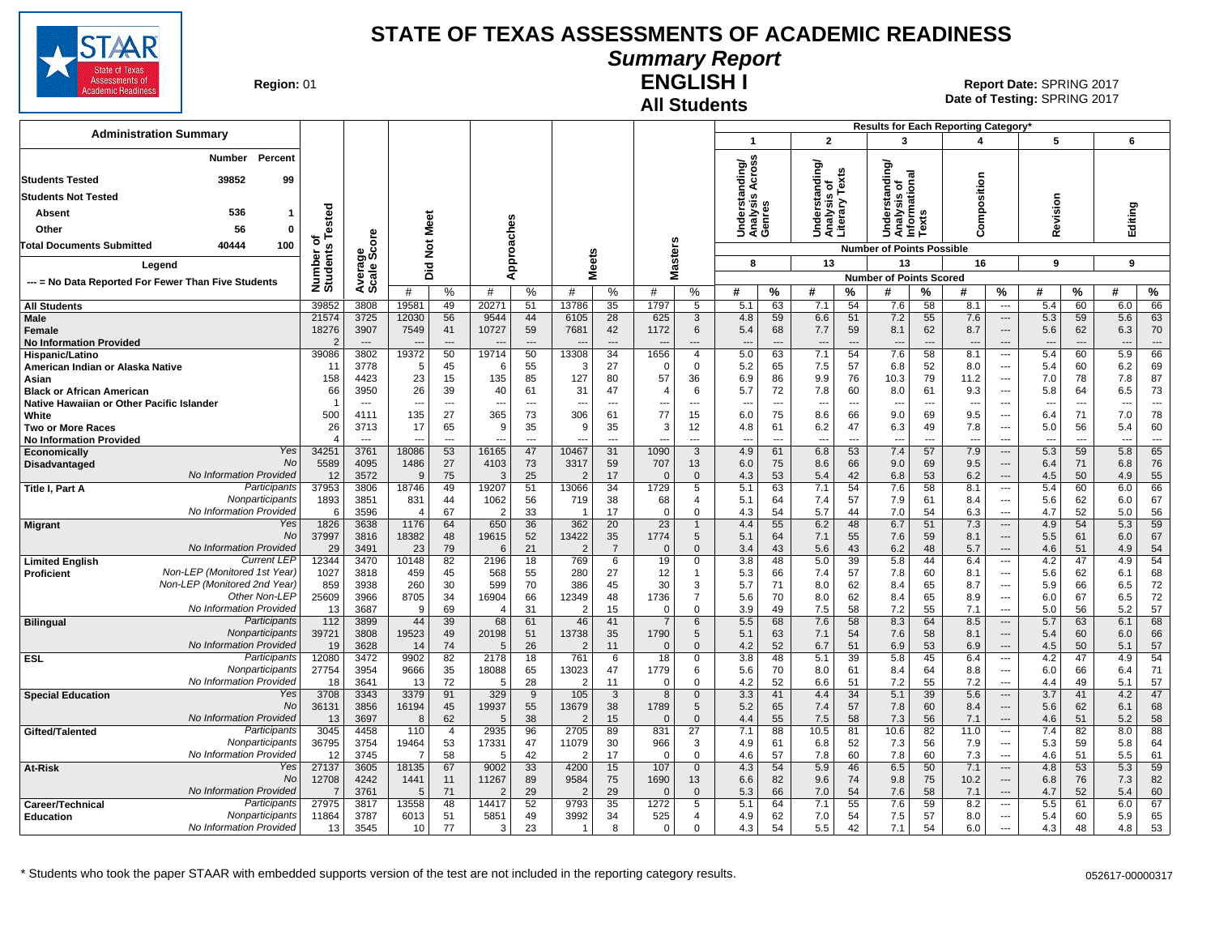# STATE OF TEXAS ASSESSMENTS OF ACADEMIC READINESS

## Summary Report

## ENGLISH I

## All Students

**Region:** 01

**Report Date:** SPRING 2017
**Date of Testing:** SPRING 2017

### Administration Summary

| | Number | Percent |
|---|---|---|
| Students Tested | 39852 | 99 |
| Students Not Tested | | |
| Absent | 536 | 1 |
| Other | 56 | 0 |
| Total Documents Submitted | 40444 | 100 |

Legend: --- = No Data Reported For Fewer Than Five Students

Results for Each Reporting Category*: 1 = Understanding/Analysis Across Genres (8 points possible); 2 = Understanding/Analysis of Literary Texts (13); 3 = Understanding/Analysis of Informational Texts (13); 4 = Composition (16); 5 = Revision (9); 6 = Editing (9)

| Group | | Number of Students Tested | Average Scale Score | Did Not Meet # | Did Not Meet % | Approaches # | Approaches % | Meets # | Meets % | Masters # | Masters % | 1 # | 1 % | 2 # | 2 % | 3 # | 3 % | 4 # | 4 % | 5 # | 5 % | 6 # | 6 % |
|---|---|---|---|---|---|---|---|---|---|---|---|---|---|---|---|---|---|---|---|---|---|---|---|
| All Students | | 39852 | 3808 | 19581 | 49 | 20271 | 51 | 13786 | 35 | 1797 | 5 | 5.1 | 63 | 7.1 | 54 | 7.6 | 58 | 8.1 | --- | 5.4 | 60 | 6.0 | 66 |
| Male | | 21574 | 3725 | 12030 | 56 | 9544 | 44 | 6105 | 28 | 625 | 3 | 4.8 | 59 | 6.6 | 51 | 7.2 | 55 | 7.6 | --- | 5.3 | 59 | 5.6 | 63 |
| Female | | 18276 | 3907 | 7549 | 41 | 10727 | 59 | 7681 | 42 | 1172 | 6 | 5.4 | 68 | 7.7 | 59 | 8.1 | 62 | 8.7 | --- | 5.6 | 62 | 6.3 | 70 |
| No Information Provided | | 2 | --- | --- | --- | --- | --- | --- | --- | --- | --- | --- | --- | --- | --- | --- | --- | --- | --- | --- | --- | --- | --- |
| Hispanic/Latino | | 39086 | 3802 | 19372 | 50 | 19714 | 50 | 13308 | 34 | 1656 | 4 | 5.0 | 63 | 7.1 | 54 | 7.6 | 58 | 8.1 | --- | 5.4 | 60 | 5.9 | 66 |
| American Indian or Alaska Native | | 11 | 3778 | 5 | 45 | 6 | 55 | 3 | 27 | 0 | 0 | 5.2 | 65 | 7.5 | 57 | 6.8 | 52 | 8.0 | --- | 5.4 | 60 | 6.2 | 69 |
| Asian | | 158 | 4423 | 23 | 15 | 135 | 85 | 127 | 80 | 57 | 36 | 6.9 | 86 | 9.9 | 76 | 10.3 | 79 | 11.2 | --- | 7.0 | 78 | 7.8 | 87 |
| Black or African American | | 66 | 3950 | 26 | 39 | 40 | 61 | 31 | 47 | 4 | 6 | 5.7 | 72 | 7.8 | 60 | 8.0 | 61 | 9.3 | --- | 5.8 | 64 | 6.5 | 73 |
| Native Hawaiian or Other Pacific Islander | | 1 | --- | --- | --- | --- | --- | --- | --- | --- | --- | --- | --- | --- | --- | --- | --- | --- | --- | --- | --- | --- | --- |
| White | | 500 | 4111 | 135 | 27 | 365 | 73 | 306 | 61 | 77 | 15 | 6.0 | 75 | 8.6 | 66 | 9.0 | 69 | 9.5 | --- | 6.4 | 71 | 7.0 | 78 |
| Two or More Races | | 26 | 3713 | 17 | 65 | 9 | 35 | 9 | 35 | 3 | 12 | 4.8 | 61 | 6.2 | 47 | 6.3 | 49 | 7.8 | --- | 5.0 | 56 | 5.4 | 60 |
| No Information Provided | | 4 | --- | --- | --- | --- | --- | --- | --- | --- | --- | --- | --- | --- | --- | --- | --- | --- | --- | --- | --- | --- | --- |
| Economically Disadvantaged | Yes | 34251 | 3761 | 18086 | 53 | 16165 | 47 | 10467 | 31 | 1090 | 3 | 4.9 | 61 | 6.8 | 53 | 7.4 | 57 | 7.9 | --- | 5.3 | 59 | 5.8 | 65 |
| | No | 5589 | 4095 | 1486 | 27 | 4103 | 73 | 3317 | 59 | 707 | 13 | 6.0 | 75 | 8.6 | 66 | 9.0 | 69 | 9.5 | --- | 6.4 | 71 | 6.8 | 76 |
| | No Information Provided | 12 | 3572 | 9 | 75 | 3 | 25 | 2 | 17 | 0 | 0 | 4.3 | 53 | 5.4 | 42 | 6.8 | 53 | 6.2 | --- | 4.5 | 50 | 4.9 | 55 |
| Title I, Part A | Participants | 37953 | 3806 | 18746 | 49 | 19207 | 51 | 13066 | 34 | 1729 | 5 | 5.1 | 63 | 7.1 | 54 | 7.6 | 58 | 8.1 | --- | 5.4 | 60 | 6.0 | 66 |
| | Nonparticipants | 1893 | 3851 | 831 | 44 | 1062 | 56 | 719 | 38 | 68 | 4 | 5.1 | 64 | 7.4 | 57 | 7.9 | 61 | 8.4 | --- | 5.6 | 62 | 6.0 | 67 |
| | No Information Provided | 6 | 3596 | 4 | 67 | 2 | 33 | 1 | 17 | 0 | 0 | 4.3 | 54 | 5.7 | 44 | 7.0 | 54 | 6.3 | --- | 4.7 | 52 | 5.0 | 56 |
| Migrant | Yes | 1826 | 3638 | 1176 | 64 | 650 | 36 | 362 | 20 | 23 | 1 | 4.4 | 55 | 6.2 | 48 | 6.7 | 51 | 7.3 | --- | 4.9 | 54 | 5.3 | 59 |
| | No | 37997 | 3816 | 18382 | 48 | 19615 | 52 | 13422 | 35 | 1774 | 5 | 5.1 | 64 | 7.1 | 55 | 7.6 | 59 | 8.1 | --- | 5.5 | 61 | 6.0 | 67 |
| | No Information Provided | 29 | 3491 | 23 | 79 | 6 | 21 | 2 | 7 | 0 | 0 | 3.4 | 43 | 5.6 | 43 | 6.2 | 48 | 5.7 | --- | 4.6 | 51 | 4.9 | 54 |
| Limited English Proficient | Current LEP | 12344 | 3470 | 10148 | 82 | 2196 | 18 | 769 | 6 | 19 | 0 | 3.8 | 48 | 5.0 | 39 | 5.8 | 44 | 6.4 | --- | 4.2 | 47 | 4.9 | 54 |
| | Non-LEP (Monitored 1st Year) | 1027 | 3818 | 459 | 45 | 568 | 55 | 280 | 27 | 12 | 1 | 5.3 | 66 | 7.4 | 57 | 7.8 | 60 | 8.1 | --- | 5.6 | 62 | 6.1 | 68 |
| | Non-LEP (Monitored 2nd Year) | 859 | 3938 | 260 | 30 | 599 | 70 | 386 | 45 | 30 | 3 | 5.7 | 71 | 8.0 | 62 | 8.4 | 65 | 8.7 | --- | 5.9 | 66 | 6.5 | 72 |
| | Other Non-LEP | 25609 | 3966 | 8705 | 34 | 16904 | 66 | 12349 | 48 | 1736 | 7 | 5.6 | 70 | 8.0 | 62 | 8.4 | 65 | 8.9 | --- | 6.0 | 67 | 6.5 | 72 |
| | No Information Provided | 13 | 3687 | 9 | 69 | 4 | 31 | 2 | 15 | 0 | 0 | 3.9 | 49 | 7.5 | 58 | 7.2 | 55 | 7.1 | --- | 5.0 | 56 | 5.2 | 57 |
| Bilingual | Participants | 112 | 3899 | 44 | 39 | 68 | 61 | 46 | 41 | 7 | 6 | 5.5 | 68 | 7.6 | 58 | 8.3 | 64 | 8.5 | --- | 5.7 | 63 | 6.1 | 68 |
| | Nonparticipants | 39721 | 3808 | 19523 | 49 | 20198 | 51 | 13738 | 35 | 1790 | 5 | 5.1 | 63 | 7.1 | 54 | 7.6 | 58 | 8.1 | --- | 5.4 | 60 | 6.0 | 66 |
| | No Information Provided | 19 | 3628 | 14 | 74 | 5 | 26 | 2 | 11 | 0 | 0 | 4.2 | 52 | 6.7 | 51 | 6.9 | 53 | 6.9 | --- | 4.5 | 50 | 5.1 | 57 |
| ESL | Participants | 12080 | 3472 | 9902 | 82 | 2178 | 18 | 761 | 6 | 18 | 0 | 3.8 | 48 | 5.1 | 39 | 5.8 | 45 | 6.4 | --- | 4.2 | 47 | 4.9 | 54 |
| | Nonparticipants | 27754 | 3954 | 9666 | 35 | 18088 | 65 | 13023 | 47 | 1779 | 6 | 5.6 | 70 | 8.0 | 61 | 8.4 | 64 | 8.8 | --- | 6.0 | 66 | 6.4 | 71 |
| | No Information Provided | 18 | 3641 | 13 | 72 | 5 | 28 | 2 | 11 | 0 | 0 | 4.2 | 52 | 6.6 | 51 | 7.2 | 55 | 7.2 | --- | 4.4 | 49 | 5.1 | 57 |
| Special Education | Yes | 3708 | 3343 | 3379 | 91 | 329 | 9 | 105 | 3 | 8 | 0 | 3.3 | 41 | 4.4 | 34 | 5.1 | 39 | 5.6 | --- | 3.7 | 41 | 4.2 | 47 |
| | No | 36131 | 3856 | 16194 | 45 | 19937 | 55 | 13679 | 38 | 1789 | 5 | 5.2 | 65 | 7.4 | 57 | 7.8 | 60 | 8.4 | --- | 5.6 | 62 | 6.1 | 68 |
| | No Information Provided | 13 | 3697 | 8 | 62 | 5 | 38 | 2 | 15 | 0 | 0 | 4.4 | 55 | 7.5 | 58 | 7.3 | 56 | 7.1 | --- | 4.6 | 51 | 5.2 | 58 |
| Gifted/Talented | Participants | 3045 | 4458 | 110 | 4 | 2935 | 96 | 2705 | 89 | 831 | 27 | 7.1 | 88 | 10.5 | 81 | 10.6 | 82 | 11.0 | --- | 7.4 | 82 | 8.0 | 88 |
| | Nonparticipants | 36795 | 3754 | 19464 | 53 | 17331 | 47 | 11079 | 30 | 966 | 3 | 4.9 | 61 | 6.8 | 52 | 7.3 | 56 | 7.9 | --- | 5.3 | 59 | 5.8 | 64 |
| | No Information Provided | 12 | 3745 | 7 | 58 | 5 | 42 | 2 | 17 | 0 | 0 | 4.6 | 57 | 7.8 | 60 | 7.8 | 60 | 7.3 | --- | 4.6 | 51 | 5.5 | 61 |
| At-Risk | Yes | 27137 | 3605 | 18135 | 67 | 9002 | 33 | 4200 | 15 | 107 | 0 | 4.3 | 54 | 5.9 | 46 | 6.5 | 50 | 7.1 | --- | 4.8 | 53 | 5.3 | 59 |
| | No | 12708 | 4242 | 1441 | 11 | 11267 | 89 | 9584 | 75 | 1690 | 13 | 6.6 | 82 | 9.6 | 74 | 9.8 | 75 | 10.2 | --- | 6.8 | 76 | 7.3 | 82 |
| | No Information Provided | 7 | 3761 | 5 | 71 | 2 | 29 | 2 | 29 | 0 | 0 | 5.3 | 66 | 7.0 | 54 | 7.6 | 58 | 7.1 | --- | 4.7 | 52 | 5.4 | 60 |
| Career/Technical Education | Participants | 27975 | 3817 | 13558 | 48 | 14417 | 52 | 9793 | 35 | 1272 | 5 | 5.1 | 64 | 7.1 | 55 | 7.6 | 59 | 8.2 | --- | 5.5 | 61 | 6.0 | 67 |
| | Nonparticipants | 11864 | 3787 | 6013 | 51 | 5851 | 49 | 3992 | 34 | 525 | 4 | 4.9 | 62 | 7.0 | 54 | 7.5 | 57 | 8.0 | --- | 5.4 | 60 | 5.9 | 65 |
| | No Information Provided | 13 | 3545 | 10 | 77 | 3 | 23 | 1 | 8 | 0 | 0 | 4.3 | 54 | 5.5 | 42 | 7.1 | 54 | 6.0 | --- | 4.3 | 48 | 4.8 | 53 |

\* Students who took the paper STAAR with embedded supports version of the test are not included in the reporting category results.

052617-00000317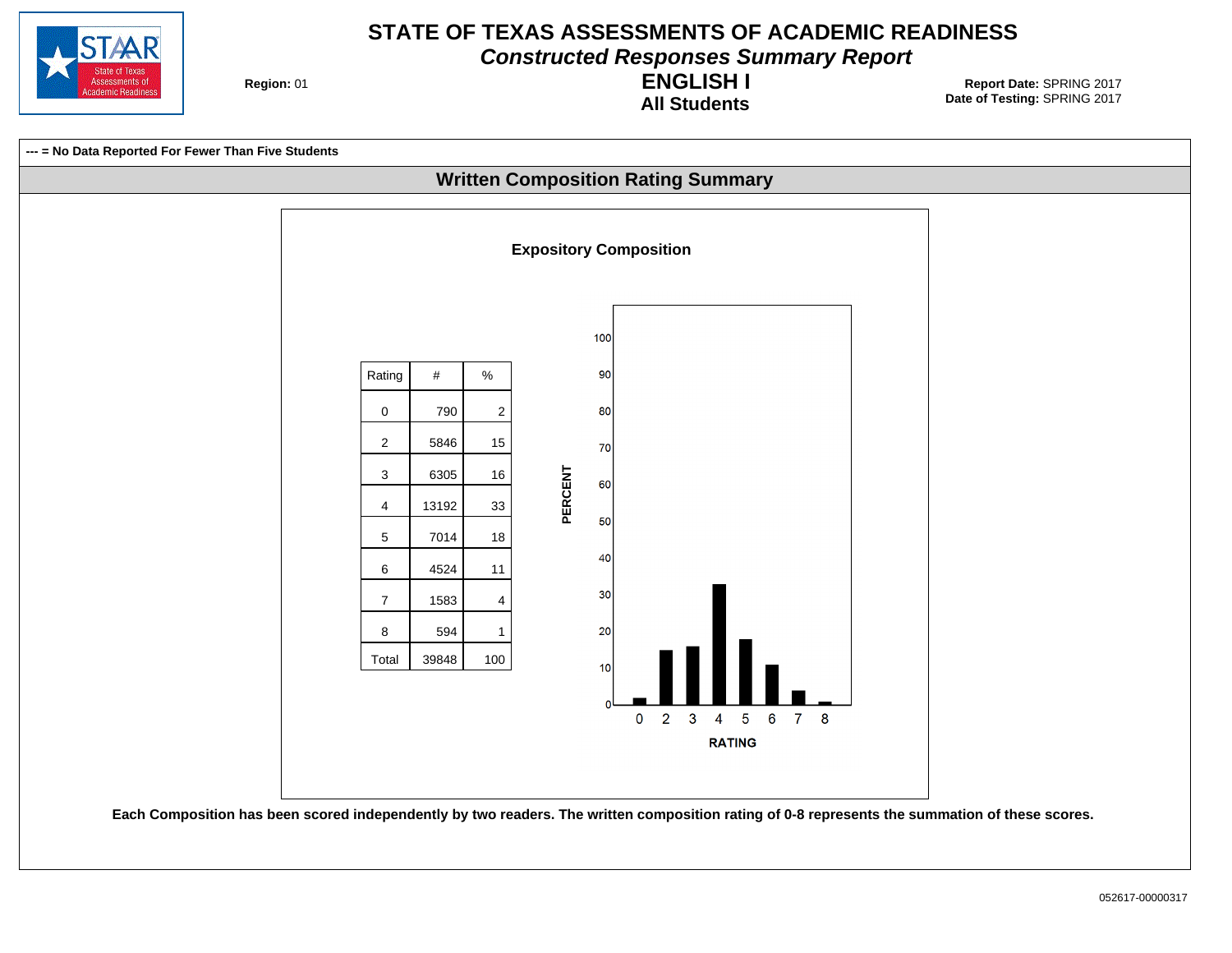# STATE OF TEXAS ASSESSMENTS OF ACADEMIC READINESS

## *Constructed Responses Summary Report*

## ENGLISH I

### All Students

**Region:** 01

**Report Date:** SPRING 2017
**Date of Testing:** SPRING 2017

**--- = No Data Reported For Fewer Than Five Students**

## Written Composition Rating Summary

### Expository Composition

| Rating | # | % |
|---|---|---|
| 0 | 790 | 2 |
| 2 | 5846 | 15 |
| 3 | 6305 | 16 |
| 4 | 13192 | 33 |
| 5 | 7014 | 18 |
| 6 | 4524 | 11 |
| 7 | 1583 | 4 |
| 8 | 594 | 1 |
| Total | 39848 | 100 |

**Each Composition has been scored independently by two readers. The written composition rating of 0-8 represents the summation of these scores.**

052617-00000317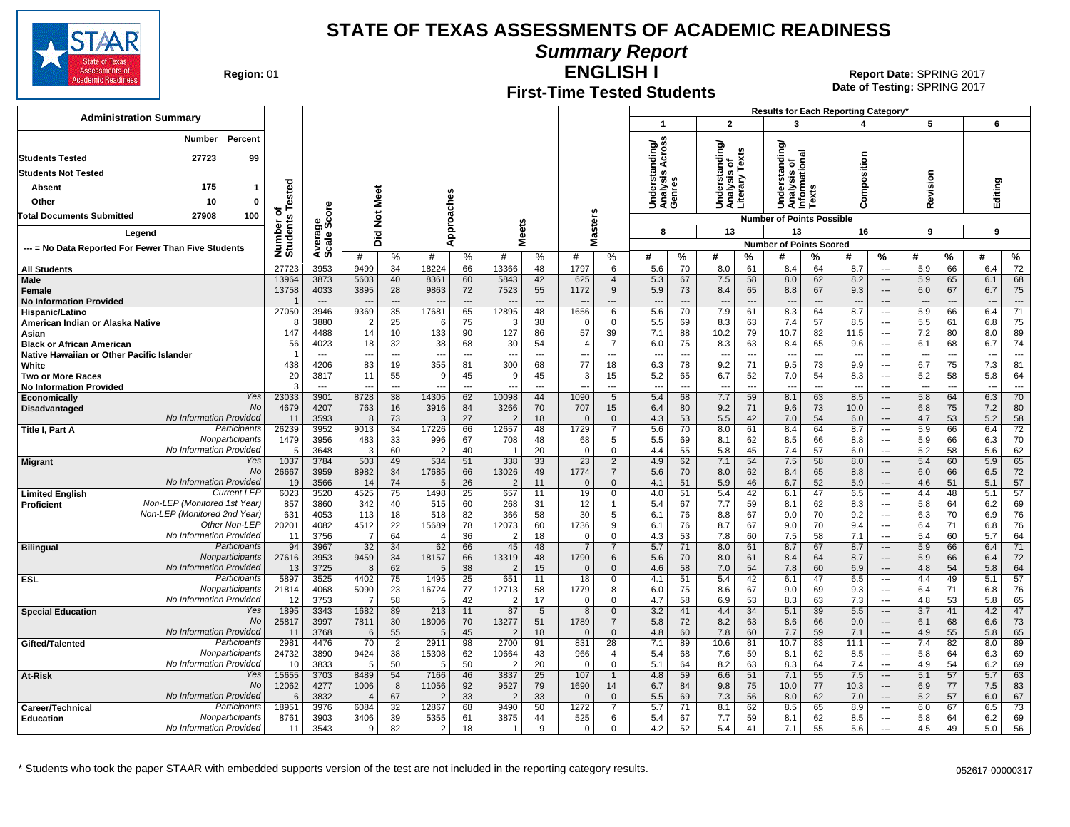# STATE OF TEXAS ASSESSMENTS OF ACADEMIC READINESS

## Summary Report

## ENGLISH I

### First-Time Tested Students

**Region:** 01

**Report Date:** SPRING 2017
**Date of Testing:** SPRING 2017

**Administration Summary**

| | Number | Percent |
|---|---|---|
| Students Tested | 27723 | 99 |
| Students Not Tested | | |
| Absent | 175 | 1 |
| Other | 10 | 0 |
| Total Documents Submitted | 27908 | 100 |

Legend

--- = No Data Reported For Fewer Than Five Students

Results for Each Reporting Category*: 1 = Understanding/Analysis Across Genres (8 points possible); 2 = Understanding/Analysis of Literary Texts (13 points possible); 3 = Understanding/Analysis of Informational Texts (13 points possible); 4 = Composition (16 points possible); 5 = Revision (9 points possible); 6 = Editing (9 points possible)

| Group | | Number of Students Tested | Average Scale Score | Did Not Meet # | Did Not Meet % | Approaches # | Approaches % | Meets # | Meets % | Masters # | Masters % | 1 # | 1 % | 2 # | 2 % | 3 # | 3 % | 4 # | 4 % | 5 # | 5 % | 6 # | 6 % |
|---|---|---|---|---|---|---|---|---|---|---|---|---|---|---|---|---|---|---|---|---|---|---|---|
| All Students | | 27723 | 3953 | 9499 | 34 | 18224 | 66 | 13366 | 48 | 1797 | 6 | 5.6 | 70 | 8.0 | 61 | 8.4 | 64 | 8.7 | --- | 5.9 | 66 | 6.4 | 72 |
| Male | | 13964 | 3873 | 5603 | 40 | 8361 | 60 | 5843 | 42 | 625 | 4 | 5.3 | 67 | 7.5 | 58 | 8.0 | 62 | 8.2 | --- | 5.9 | 65 | 6.1 | 68 |
| Female | | 13758 | 4033 | 3895 | 28 | 9863 | 72 | 7523 | 55 | 1172 | 9 | 5.9 | 73 | 8.4 | 65 | 8.8 | 67 | 9.3 | --- | 6.0 | 67 | 6.7 | 75 |
| No Information Provided | | 1 | --- | --- | --- | --- | --- | --- | --- | --- | --- | --- | --- | --- | --- | --- | --- | --- | --- | --- | --- | --- | --- |
| Hispanic/Latino | | 27050 | 3946 | 9369 | 35 | 17681 | 65 | 12895 | 48 | 1656 | 6 | 5.6 | 70 | 7.9 | 61 | 8.3 | 64 | 8.7 | --- | 5.9 | 66 | 6.4 | 71 |
| American Indian or Alaska Native | | 8 | 3880 | 2 | 25 | 6 | 75 | 3 | 38 | 0 | 0 | 5.5 | 69 | 8.3 | 63 | 7.4 | 57 | 8.5 | --- | 5.5 | 61 | 6.8 | 75 |
| Asian | | 147 | 4488 | 14 | 10 | 133 | 90 | 127 | 86 | 57 | 39 | 7.1 | 88 | 10.2 | 79 | 10.7 | 82 | 11.5 | --- | 7.2 | 80 | 8.0 | 89 |
| Black or African American | | 56 | 4023 | 18 | 32 | 38 | 68 | 30 | 54 | 4 | 7 | 6.0 | 75 | 8.3 | 63 | 8.4 | 65 | 9.6 | --- | 6.1 | 68 | 6.7 | 74 |
| Native Hawaiian or Other Pacific Islander | | 1 | --- | --- | --- | --- | --- | --- | --- | --- | --- | --- | --- | --- | --- | --- | --- | --- | --- | --- | --- | --- | --- |
| White | | 438 | 4206 | 83 | 19 | 355 | 81 | 300 | 68 | 77 | 18 | 6.3 | 78 | 9.2 | 71 | 9.5 | 73 | 9.9 | --- | 6.7 | 75 | 7.3 | 81 |
| Two or More Races | | 20 | 3817 | 11 | 55 | 9 | 45 | 9 | 45 | 3 | 15 | 5.2 | 65 | 6.7 | 52 | 7.0 | 54 | 8.3 | --- | 5.2 | 58 | 5.8 | 64 |
| No Information Provided | | 3 | --- | --- | --- | --- | --- | --- | --- | --- | --- | --- | --- | --- | --- | --- | --- | --- | --- | --- | --- | --- | --- |
| Economically Disadvantaged | Yes | 23033 | 3901 | 8728 | 38 | 14305 | 62 | 10098 | 44 | 1090 | 5 | 5.4 | 68 | 7.7 | 59 | 8.1 | 63 | 8.5 | --- | 5.8 | 64 | 6.3 | 70 |
| | No | 4679 | 4207 | 763 | 16 | 3916 | 84 | 3266 | 70 | 707 | 15 | 6.4 | 80 | 9.2 | 71 | 9.6 | 73 | 10.0 | --- | 6.8 | 75 | 7.2 | 80 |
| | No Information Provided | 11 | 3593 | 8 | 73 | 3 | 27 | 2 | 18 | 0 | 0 | 4.3 | 53 | 5.5 | 42 | 7.0 | 54 | 6.0 | --- | 4.7 | 53 | 5.2 | 58 |
| Title I, Part A | Participants | 26239 | 3952 | 9013 | 34 | 17226 | 66 | 12657 | 48 | 1729 | 7 | 5.6 | 70 | 8.0 | 61 | 8.4 | 64 | 8.7 | --- | 5.9 | 66 | 6.4 | 72 |
| | Nonparticipants | 1479 | 3956 | 483 | 33 | 996 | 67 | 708 | 48 | 68 | 5 | 5.5 | 69 | 8.1 | 62 | 8.5 | 66 | 8.8 | --- | 5.9 | 66 | 6.3 | 70 |
| | No Information Provided | 5 | 3648 | 3 | 60 | 2 | 40 | 1 | 20 | 0 | 0 | 4.4 | 55 | 5.8 | 45 | 7.4 | 57 | 6.0 | --- | 5.2 | 58 | 5.6 | 62 |
| Migrant | Yes | 1037 | 3784 | 503 | 49 | 534 | 51 | 338 | 33 | 23 | 2 | 4.9 | 62 | 7.1 | 54 | 7.5 | 58 | 8.0 | --- | 5.4 | 60 | 5.9 | 65 |
| | No | 26667 | 3959 | 8982 | 34 | 17685 | 66 | 13026 | 49 | 1774 | 7 | 5.6 | 70 | 8.0 | 62 | 8.4 | 65 | 8.8 | --- | 6.0 | 66 | 6.5 | 72 |
| | No Information Provided | 19 | 3566 | 14 | 74 | 5 | 26 | 2 | 11 | 0 | 0 | 4.1 | 51 | 5.9 | 46 | 6.7 | 52 | 5.9 | --- | 4.6 | 51 | 5.1 | 57 |
| Limited English Proficient | Current LEP | 6023 | 3520 | 4525 | 75 | 1498 | 25 | 657 | 11 | 19 | 0 | 4.0 | 51 | 5.4 | 42 | 6.1 | 47 | 6.5 | --- | 4.4 | 48 | 5.1 | 57 |
| | Non-LEP (Monitored 1st Year) | 857 | 3860 | 342 | 40 | 515 | 60 | 268 | 31 | 12 | 1 | 5.4 | 67 | 7.7 | 59 | 8.1 | 62 | 8.3 | --- | 5.8 | 64 | 6.2 | 69 |
| | Non-LEP (Monitored 2nd Year) | 631 | 4053 | 113 | 18 | 518 | 82 | 366 | 58 | 30 | 5 | 6.1 | 76 | 8.8 | 67 | 9.0 | 70 | 9.2 | --- | 6.3 | 70 | 6.9 | 76 |
| | Other Non-LEP | 20201 | 4082 | 4512 | 22 | 15689 | 78 | 12073 | 60 | 1736 | 9 | 6.1 | 76 | 8.7 | 67 | 9.0 | 70 | 9.4 | --- | 6.4 | 71 | 6.8 | 76 |
| | No Information Provided | 11 | 3756 | 7 | 64 | 4 | 36 | 2 | 18 | 0 | 0 | 4.3 | 53 | 7.8 | 60 | 7.5 | 58 | 7.1 | --- | 5.4 | 60 | 5.7 | 64 |
| Bilingual | Participants | 94 | 3967 | 32 | 34 | 62 | 66 | 45 | 48 | 7 | 7 | 5.7 | 71 | 8.0 | 61 | 8.7 | 67 | 8.7 | --- | 5.9 | 66 | 6.4 | 71 |
| | Nonparticipants | 27616 | 3953 | 9459 | 34 | 18157 | 66 | 13319 | 48 | 1790 | 6 | 5.6 | 70 | 8.0 | 61 | 8.4 | 64 | 8.7 | --- | 5.9 | 66 | 6.4 | 72 |
| | No Information Provided | 13 | 3725 | 8 | 62 | 5 | 38 | 2 | 15 | 0 | 0 | 4.6 | 58 | 7.0 | 54 | 7.8 | 60 | 6.9 | --- | 4.8 | 54 | 5.8 | 64 |
| ESL | Participants | 5897 | 3525 | 4402 | 75 | 1495 | 25 | 651 | 11 | 18 | 0 | 4.1 | 51 | 5.4 | 42 | 6.1 | 47 | 6.5 | --- | 4.4 | 49 | 5.1 | 57 |
| | Nonparticipants | 21814 | 4068 | 5090 | 23 | 16724 | 77 | 12713 | 58 | 1779 | 8 | 6.0 | 75 | 8.6 | 67 | 9.0 | 69 | 9.3 | --- | 6.4 | 71 | 6.8 | 76 |
| | No Information Provided | 12 | 3753 | 7 | 58 | 5 | 42 | 2 | 17 | 0 | 0 | 4.7 | 58 | 6.9 | 53 | 8.3 | 63 | 7.3 | --- | 4.8 | 53 | 5.8 | 65 |
| Special Education | Yes | 1895 | 3343 | 1682 | 89 | 213 | 11 | 87 | 5 | 8 | 0 | 3.2 | 41 | 4.4 | 34 | 5.1 | 39 | 5.5 | --- | 3.7 | 41 | 4.2 | 47 |
| | No | 25817 | 3997 | 7811 | 30 | 18006 | 70 | 13277 | 51 | 1789 | 7 | 5.8 | 72 | 8.2 | 63 | 8.6 | 66 | 9.0 | --- | 6.1 | 68 | 6.6 | 73 |
| | No Information Provided | 11 | 3768 | 6 | 55 | 5 | 45 | 2 | 18 | 0 | 0 | 4.8 | 60 | 7.8 | 60 | 7.7 | 59 | 7.1 | --- | 4.9 | 55 | 5.8 | 65 |
| Gifted/Talented | Participants | 2981 | 4476 | 70 | 2 | 2911 | 98 | 2700 | 91 | 831 | 28 | 7.1 | 89 | 10.6 | 81 | 10.7 | 83 | 11.1 | --- | 7.4 | 82 | 8.0 | 89 |
| | Nonparticipants | 24732 | 3890 | 9424 | 38 | 15308 | 62 | 10664 | 43 | 966 | 4 | 5.4 | 68 | 7.6 | 59 | 8.1 | 62 | 8.5 | --- | 5.8 | 64 | 6.3 | 69 |
| | No Information Provided | 10 | 3833 | 5 | 50 | 5 | 50 | 2 | 20 | 0 | 0 | 5.1 | 64 | 8.2 | 63 | 8.3 | 64 | 7.4 | --- | 4.9 | 54 | 6.2 | 69 |
| At-Risk | Yes | 15655 | 3703 | 8489 | 54 | 7166 | 46 | 3837 | 25 | 107 | 1 | 4.8 | 59 | 6.6 | 51 | 7.1 | 55 | 7.5 | --- | 5.1 | 57 | 5.7 | 63 |
| | No | 12062 | 4277 | 1006 | 8 | 11056 | 92 | 9527 | 79 | 1690 | 14 | 6.7 | 84 | 9.8 | 75 | 10.0 | 77 | 10.3 | --- | 6.9 | 77 | 7.5 | 83 |
| | No Information Provided | 6 | 3832 | 4 | 67 | 2 | 33 | 2 | 33 | 0 | 0 | 5.5 | 69 | 7.3 | 56 | 8.0 | 62 | 7.0 | --- | 5.2 | 57 | 6.0 | 67 |
| Career/Technical Education | Participants | 18951 | 3976 | 6084 | 32 | 12867 | 68 | 9490 | 50 | 1272 | 7 | 5.7 | 71 | 8.1 | 62 | 8.5 | 65 | 8.9 | --- | 6.0 | 67 | 6.5 | 73 |
| | Nonparticipants | 8761 | 3903 | 3406 | 39 | 5355 | 61 | 3875 | 44 | 525 | 6 | 5.4 | 67 | 7.7 | 59 | 8.1 | 62 | 8.5 | --- | 5.8 | 64 | 6.2 | 69 |
| | No Information Provided | 11 | 3543 | 9 | 82 | 2 | 18 | 1 | 9 | 0 | 0 | 4.2 | 52 | 5.4 | 41 | 7.1 | 55 | 5.6 | --- | 4.5 | 49 | 5.0 | 56 |

* Students who took the paper STAAR with embedded supports version of the test are not included in the reporting category results.

052617-00000317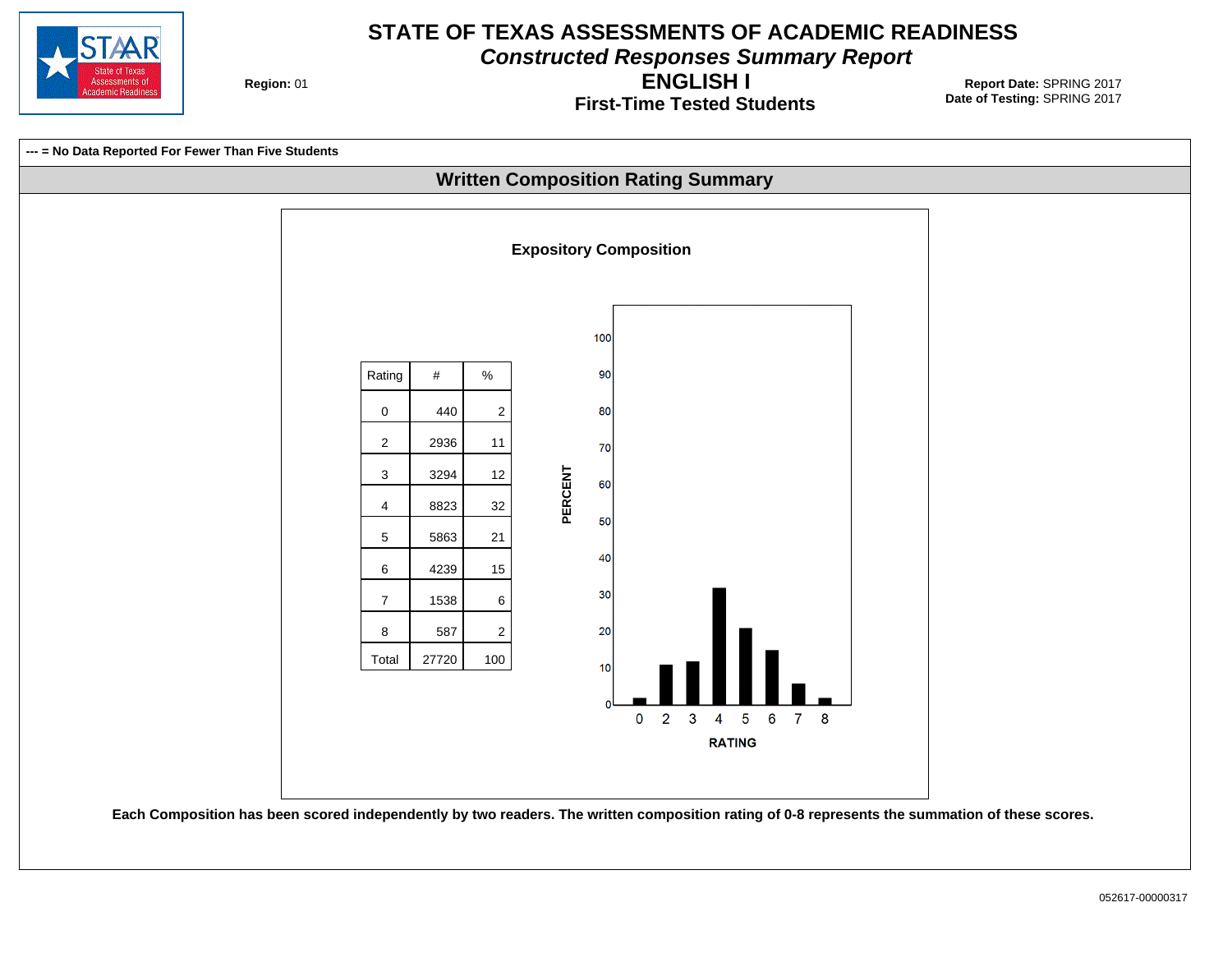# STATE OF TEXAS ASSESSMENTS OF ACADEMIC READINESS

*Constructed Responses Summary Report*

**ENGLISH I**

**First-Time Tested Students**

**Region:** 01

**Report Date:** SPRING 2017
**Date of Testing:** SPRING 2017

**--- = No Data Reported For Fewer Than Five Students**

## Written Composition Rating Summary

### Expository Composition

| Rating | # | % |
|---|---|---|
| 0 | 440 | 2 |
| 2 | 2936 | 11 |
| 3 | 3294 | 12 |
| 4 | 8823 | 32 |
| 5 | 5863 | 21 |
| 6 | 4239 | 15 |
| 7 | 1538 | 6 |
| 8 | 587 | 2 |
| Total | 27720 | 100 |

**Each Composition has been scored independently by two readers. The written composition rating of 0-8 represents the summation of these scores.**

052617-00000317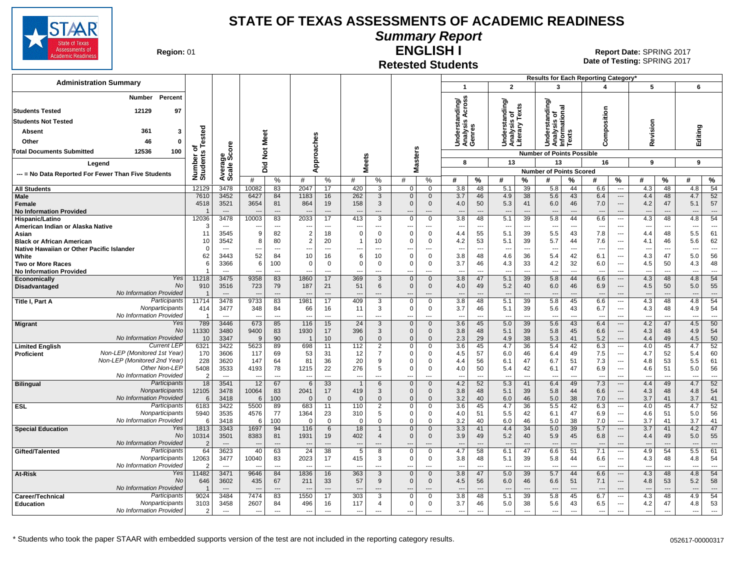# STATE OF TEXAS ASSESSMENTS OF ACADEMIC READINESS

## Summary Report

## ENGLISH I

### Retested Students

**Region:** 01

**Report Date:** SPRING 2017
**Date of Testing:** SPRING 2017

**Administration Summary**

| | Number | Percent |
|---|---|---|
| Students Tested | 12129 | 97 |
| Students Not Tested | | |
| Absent | 361 | 3 |
| Other | 46 | 0 |
| Total Documents Submitted | 12536 | 100 |

**Legend**

--- = No Data Reported For Fewer Than Five Students

Results for Each Reporting Category*: 1 = Understanding/Analysis Across Genres (8 points possible); 2 = Understanding/Analysis of Literary Texts (13); 3 = Understanding/Analysis of Informational Texts (13); 4 = Composition (16); 5 = Revision (9); 6 = Editing (9)

| Group | | Number of Students Tested | Average Scale Score | Did Not Meet # | Did Not Meet % | Approaches # | Approaches % | Meets # | Meets % | Masters # | Masters % | Cat 1 # | Cat 1 % | Cat 2 # | Cat 2 % | Cat 3 # | Cat 3 % | Cat 4 # | Cat 4 % | Cat 5 # | Cat 5 % | Cat 6 # | Cat 6 % |
|---|---|---|---|---|---|---|---|---|---|---|---|---|---|---|---|---|---|---|---|---|---|---|---|
| All Students | | 12129 | 3478 | 10082 | 83 | 2047 | 17 | 420 | 3 | 0 | 0 | 3.8 | 48 | 5.1 | 39 | 5.8 | 44 | 6.6 | --- | 4.3 | 48 | 4.8 | 54 |
| Male | | 7610 | 3452 | 6427 | 84 | 1183 | 16 | 262 | 3 | 0 | 0 | 3.7 | 46 | 4.9 | 38 | 5.6 | 43 | 6.4 | --- | 4.4 | 48 | 4.7 | 52 |
| Female | | 4518 | 3521 | 3654 | 81 | 864 | 19 | 158 | 3 | 0 | 0 | 4.0 | 50 | 5.3 | 41 | 6.0 | 46 | 7.0 | --- | 4.2 | 47 | 5.1 | 57 |
| No Information Provided | | 1 | --- | --- | --- | --- | --- | --- | --- | --- | --- | --- | --- | --- | --- | --- | --- | --- | --- | --- | --- | --- | --- |
| Hispanic/Latino | | 12036 | 3478 | 10003 | 83 | 2033 | 17 | 413 | 3 | 0 | 0 | 3.8 | 48 | 5.1 | 39 | 5.8 | 44 | 6.6 | --- | 4.3 | 48 | 4.8 | 54 |
| American Indian or Alaska Native | | 3 | --- | --- | --- | --- | --- | --- | --- | --- | --- | --- | --- | --- | --- | --- | --- | --- | --- | --- | --- | --- | --- |
| Asian | | 11 | 3545 | 9 | 82 | 2 | 18 | 0 | 0 | 0 | 0 | 4.4 | 55 | 5.1 | 39 | 5.5 | 43 | 7.8 | --- | 4.4 | 48 | 5.5 | 61 |
| Black or African American | | 10 | 3542 | 8 | 80 | 2 | 20 | 1 | 10 | 0 | 0 | 4.2 | 53 | 5.1 | 39 | 5.7 | 44 | 7.6 | --- | 4.1 | 46 | 5.6 | 62 |
| Native Hawaiian or Other Pacific Islander | | 0 | --- | --- | --- | --- | --- | --- | --- | --- | --- | --- | --- | --- | --- | --- | --- | --- | --- | --- | --- | --- | --- |
| White | | 62 | 3443 | 52 | 84 | 10 | 16 | 6 | 10 | 0 | 0 | 3.8 | 48 | 4.6 | 36 | 5.4 | 42 | 6.1 | --- | 4.3 | 47 | 5.0 | 56 |
| Two or More Races | | 6 | 3366 | 6 | 100 | 0 | 0 | 0 | 0 | 0 | 0 | 3.7 | 46 | 4.3 | 33 | 4.2 | 32 | 6.0 | --- | 4.5 | 50 | 4.3 | 48 |
| No Information Provided | | 1 | --- | --- | --- | --- | --- | --- | --- | --- | --- | --- | --- | --- | --- | --- | --- | --- | --- | --- | --- | --- | --- |
| Economically Disadvantaged | Yes | 11218 | 3475 | 9358 | 83 | 1860 | 17 | 369 | 3 | 0 | 0 | 3.8 | 47 | 5.1 | 39 | 5.8 | 44 | 6.6 | --- | 4.3 | 48 | 4.8 | 54 |
| | No | 910 | 3516 | 723 | 79 | 187 | 21 | 51 | 6 | 0 | 0 | 4.0 | 49 | 5.2 | 40 | 6.0 | 46 | 6.9 | --- | 4.5 | 50 | 5.0 | 55 |
| | No Information Provided | 1 | --- | --- | --- | --- | --- | --- | --- | --- | --- | --- | --- | --- | --- | --- | --- | --- | --- | --- | --- | --- | --- |
| Title I, Part A | Participants | 11714 | 3478 | 9733 | 83 | 1981 | 17 | 409 | 3 | 0 | 0 | 3.8 | 48 | 5.1 | 39 | 5.8 | 45 | 6.6 | --- | 4.3 | 48 | 4.8 | 54 |
| | Nonparticipants | 414 | 3477 | 348 | 84 | 66 | 16 | 11 | 3 | 0 | 0 | 3.7 | 46 | 5.1 | 39 | 5.6 | 43 | 6.7 | --- | 4.3 | 48 | 4.9 | 54 |
| | No Information Provided | 1 | --- | --- | --- | --- | --- | --- | --- | --- | --- | --- | --- | --- | --- | --- | --- | --- | --- | --- | --- | --- | --- |
| Migrant | Yes | 789 | 3446 | 673 | 85 | 116 | 15 | 24 | 3 | 0 | 0 | 3.6 | 45 | 5.0 | 39 | 5.6 | 43 | 6.4 | --- | 4.2 | 47 | 4.5 | 50 |
| | No | 11330 | 3480 | 9400 | 83 | 1930 | 17 | 396 | 3 | 0 | 0 | 3.8 | 48 | 5.1 | 39 | 5.8 | 45 | 6.6 | --- | 4.3 | 48 | 4.9 | 54 |
| | No Information Provided | 10 | 3347 | 9 | 90 | 1 | 10 | 0 | 0 | 0 | 0 | 2.3 | 29 | 4.9 | 38 | 5.3 | 41 | 5.2 | --- | 4.4 | 49 | 4.5 | 50 |
| Limited English Proficient | Current LEP | 6321 | 3422 | 5623 | 89 | 698 | 11 | 112 | 2 | 0 | 0 | 3.6 | 45 | 4.7 | 36 | 5.4 | 42 | 6.3 | --- | 4.0 | 45 | 4.7 | 52 |
| | Non-LEP (Monitored 1st Year) | 170 | 3606 | 117 | 69 | 53 | 31 | 12 | 7 | 0 | 0 | 4.5 | 57 | 6.0 | 46 | 6.4 | 49 | 7.5 | --- | 4.7 | 52 | 5.4 | 60 |
| | Non-LEP (Monitored 2nd Year) | 228 | 3620 | 147 | 64 | 81 | 36 | 20 | 9 | 0 | 0 | 4.4 | 56 | 6.1 | 47 | 6.7 | 51 | 7.3 | --- | 4.8 | 53 | 5.5 | 61 |
| | Other Non-LEP | 5408 | 3533 | 4193 | 78 | 1215 | 22 | 276 | 5 | 0 | 0 | 4.0 | 50 | 5.4 | 42 | 6.1 | 47 | 6.9 | --- | 4.6 | 51 | 5.0 | 56 |
| | No Information Provided | 2 | --- | --- | --- | --- | --- | --- | --- | --- | --- | --- | --- | --- | --- | --- | --- | --- | --- | --- | --- | --- | --- |
| Bilingual | Participants | 18 | 3541 | 12 | 67 | 6 | 33 | 1 | 6 | 0 | 0 | 4.2 | 52 | 5.3 | 41 | 6.4 | 49 | 7.3 | --- | 4.4 | 49 | 4.7 | 52 |
| | Nonparticipants | 12105 | 3478 | 10064 | 83 | 2041 | 17 | 419 | 3 | 0 | 0 | 3.8 | 48 | 5.1 | 39 | 5.8 | 44 | 6.6 | --- | 4.3 | 48 | 4.8 | 54 |
| | No Information Provided | 6 | 3418 | 6 | 100 | 0 | 0 | 0 | 0 | 0 | 0 | 3.2 | 40 | 6.0 | 46 | 5.0 | 38 | 7.0 | --- | 3.7 | 41 | 3.7 | 41 |
| ESL | Participants | 6183 | 3422 | 5500 | 89 | 683 | 11 | 110 | 2 | 0 | 0 | 3.6 | 45 | 4.7 | 36 | 5.5 | 42 | 6.3 | --- | 4.0 | 45 | 4.7 | 52 |
| | Nonparticipants | 5940 | 3535 | 4576 | 77 | 1364 | 23 | 310 | 5 | 0 | 0 | 4.0 | 51 | 5.5 | 42 | 6.1 | 47 | 6.9 | --- | 4.6 | 51 | 5.0 | 56 |
| | No Information Provided | 6 | 3418 | 6 | 100 | 0 | 0 | 0 | 0 | 0 | 0 | 3.2 | 40 | 6.0 | 46 | 5.0 | 38 | 7.0 | --- | 3.7 | 41 | 3.7 | 41 |
| Special Education | Yes | 1813 | 3343 | 1697 | 94 | 116 | 6 | 18 | 1 | 0 | 0 | 3.3 | 41 | 4.4 | 34 | 5.0 | 39 | 5.7 | --- | 3.7 | 41 | 4.2 | 47 |
| | No | 10314 | 3501 | 8383 | 81 | 1931 | 19 | 402 | 4 | 0 | 0 | 3.9 | 49 | 5.2 | 40 | 5.9 | 45 | 6.8 | --- | 4.4 | 49 | 5.0 | 55 |
| | No Information Provided | 2 | --- | --- | --- | --- | --- | --- | --- | --- | --- | --- | --- | --- | --- | --- | --- | --- | --- | --- | --- | --- | --- |
| Gifted/Talented | Participants | 64 | 3623 | 40 | 63 | 24 | 38 | 5 | 8 | 0 | 0 | 4.7 | 58 | 6.1 | 47 | 6.6 | 51 | 7.1 | --- | 4.9 | 54 | 5.5 | 61 |
| | Nonparticipants | 12063 | 3477 | 10040 | 83 | 2023 | 17 | 415 | 3 | 0 | 0 | 3.8 | 48 | 5.1 | 39 | 5.8 | 44 | 6.6 | --- | 4.3 | 48 | 4.8 | 54 |
| | No Information Provided | 2 | --- | --- | --- | --- | --- | --- | --- | --- | --- | --- | --- | --- | --- | --- | --- | --- | --- | --- | --- | --- | --- |
| At-Risk | Yes | 11482 | 3471 | 9646 | 84 | 1836 | 16 | 363 | 3 | 0 | 0 | 3.8 | 47 | 5.0 | 39 | 5.7 | 44 | 6.6 | --- | 4.3 | 48 | 4.8 | 54 |
| | No | 646 | 3602 | 435 | 67 | 211 | 33 | 57 | 9 | 0 | 0 | 4.5 | 56 | 6.0 | 46 | 6.6 | 51 | 7.1 | --- | 4.8 | 53 | 5.2 | 58 |
| | No Information Provided | 1 | --- | --- | --- | --- | --- | --- | --- | --- | --- | --- | --- | --- | --- | --- | --- | --- | --- | --- | --- | --- | --- |
| Career/Technical Education | Participants | 9024 | 3484 | 7474 | 83 | 1550 | 17 | 303 | 3 | 0 | 0 | 3.8 | 48 | 5.1 | 39 | 5.8 | 45 | 6.7 | --- | 4.3 | 48 | 4.9 | 54 |
| | Nonparticipants | 3103 | 3458 | 2607 | 84 | 496 | 16 | 117 | 4 | 0 | 0 | 3.7 | 46 | 5.0 | 38 | 5.6 | 43 | 6.5 | --- | 4.2 | 47 | 4.8 | 53 |
| | No Information Provided | 2 | --- | --- | --- | --- | --- | --- | --- | --- | --- | --- | --- | --- | --- | --- | --- | --- | --- | --- | --- | --- | --- |

\* Students who took the paper STAAR with embedded supports version of the test are not included in the reporting category results.

052617-00000317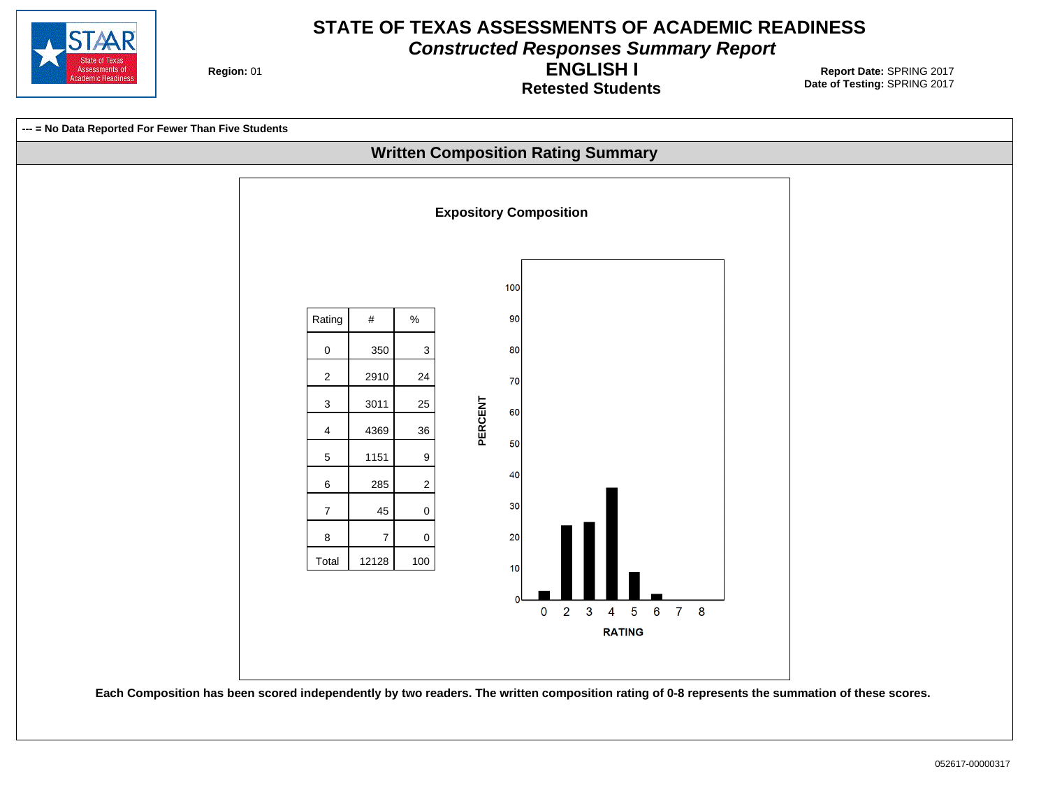# STATE OF TEXAS ASSESSMENTS OF ACADEMIC READINESS

## *Constructed Responses Summary Report*

## ENGLISH I

### Retested Students

**Region:** 01

**Report Date:** SPRING 2017
**Date of Testing:** SPRING 2017

**--- = No Data Reported For Fewer Than Five Students**

## Written Composition Rating Summary

### Expository Composition

| Rating | # | % |
|---|---|---|
| 0 | 350 | 3 |
| 2 | 2910 | 24 |
| 3 | 3011 | 25 |
| 4 | 4369 | 36 |
| 5 | 1151 | 9 |
| 6 | 285 | 2 |
| 7 | 45 | 0 |
| 8 | 7 | 0 |
| Total | 12128 | 100 |

**Each Composition has been scored independently by two readers. The written composition rating of 0-8 represents the summation of these scores.**

052617-00000317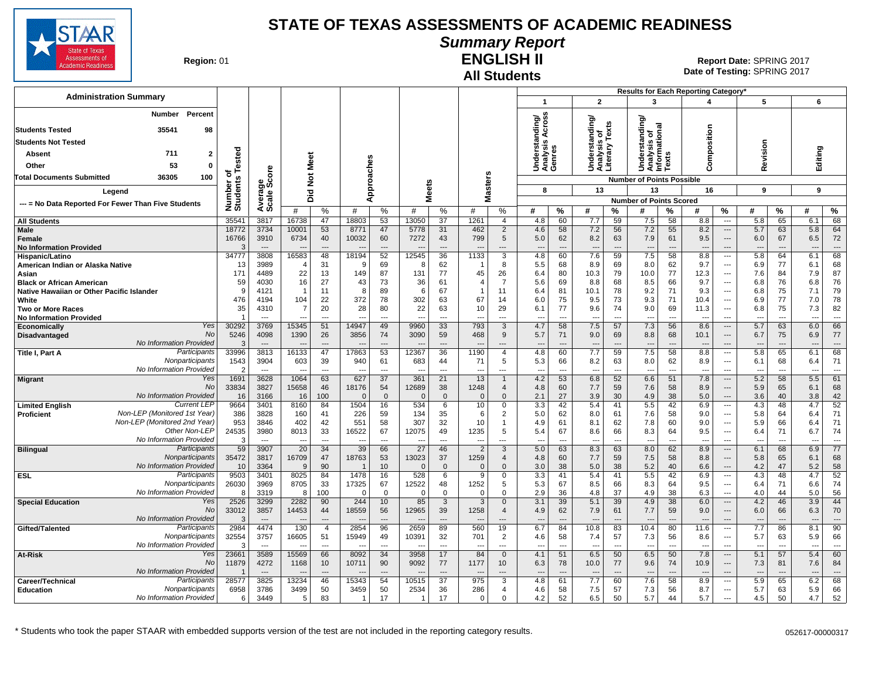# STATE OF TEXAS ASSESSMENTS OF ACADEMIC READINESS

## Summary Report

## ENGLISH II

## All Students

**Region:** 01

**Report Date:** SPRING 2017
**Date of Testing:** SPRING 2017

### Administration Summary

| | Number | Percent |
|---|---|---|
| Students Tested | 35541 | 98 |
| Students Not Tested | | |
| Absent | 711 | 2 |
| Other | 53 | 0 |
| Total Documents Submitted | 36305 | 100 |

Legend: --- = No Data Reported For Fewer Than Five Students

Results for Each Reporting Category*: 1 = Understanding/Analysis Across Genres (8 points possible); 2 = Understanding/Analysis of Literary Texts (13); 3 = Understanding/Analysis of Informational Texts (13); 4 = Composition (16); 5 = Revision (9); 6 = Editing (9)

| Group | | Number of Students Tested | Average Scale Score | Did Not Meet # | Did Not Meet % | Approaches # | Approaches % | Meets # | Meets % | Masters # | Masters % | Cat 1 # | Cat 1 % | Cat 2 # | Cat 2 % | Cat 3 # | Cat 3 % | Cat 4 # | Cat 4 % | Cat 5 # | Cat 5 % | Cat 6 # | Cat 6 % |
|---|---|---|---|---|---|---|---|---|---|---|---|---|---|---|---|---|---|---|---|---|---|---|---|
| All Students | | 35541 | 3817 | 16738 | 47 | 18803 | 53 | 13050 | 37 | 1261 | 4 | 4.8 | 60 | 7.7 | 59 | 7.5 | 58 | 8.8 | --- | 5.8 | 65 | 6.1 | 68 |
| Male | | 18772 | 3734 | 10001 | 53 | 8771 | 47 | 5778 | 31 | 462 | 2 | 4.6 | 58 | 7.2 | 56 | 7.2 | 55 | 8.2 | --- | 5.7 | 63 | 5.8 | 64 |
| Female | | 16766 | 3910 | 6734 | 40 | 10032 | 60 | 7272 | 43 | 799 | 5 | 5.0 | 62 | 8.2 | 63 | 7.9 | 61 | 9.5 | --- | 6.0 | 67 | 6.5 | 72 |
| No Information Provided | | 3 | --- | --- | --- | --- | --- | --- | --- | --- | --- | --- | --- | --- | --- | --- | --- | --- | --- | --- | --- | --- | --- |
| Hispanic/Latino | | 34777 | 3808 | 16583 | 48 | 18194 | 52 | 12545 | 36 | 1133 | 3 | 4.8 | 60 | 7.6 | 59 | 7.5 | 58 | 8.8 | --- | 5.8 | 64 | 6.1 | 68 |
| American Indian or Alaska Native | | 13 | 3989 | 4 | 31 | 9 | 69 | 8 | 62 | 1 | 8 | 5.5 | 68 | 8.9 | 69 | 8.0 | 62 | 9.7 | --- | 6.9 | 77 | 6.1 | 68 |
| Asian | | 171 | 4489 | 22 | 13 | 149 | 87 | 131 | 77 | 45 | 26 | 6.4 | 80 | 10.3 | 79 | 10.0 | 77 | 12.3 | --- | 7.6 | 84 | 7.9 | 87 |
| Black or African American | | 59 | 4030 | 16 | 27 | 43 | 73 | 36 | 61 | 4 | 7 | 5.6 | 69 | 8.8 | 68 | 8.5 | 66 | 9.7 | --- | 6.8 | 76 | 6.8 | 76 |
| Native Hawaiian or Other Pacific Islander | | 9 | 4121 | 1 | 11 | 8 | 89 | 6 | 67 | 1 | 11 | 6.4 | 81 | 10.1 | 78 | 9.2 | 71 | 9.3 | --- | 6.8 | 75 | 7.1 | 79 |
| White | | 476 | 4194 | 104 | 22 | 372 | 78 | 302 | 63 | 67 | 14 | 6.0 | 75 | 9.5 | 73 | 9.3 | 71 | 10.4 | --- | 6.9 | 77 | 7.0 | 78 |
| Two or More Races | | 35 | 4310 | 7 | 20 | 28 | 80 | 22 | 63 | 10 | 29 | 6.1 | 77 | 9.6 | 74 | 9.0 | 69 | 11.3 | --- | 6.8 | 75 | 7.3 | 82 |
| No Information Provided | | 1 | --- | --- | --- | --- | --- | --- | --- | --- | --- | --- | --- | --- | --- | --- | --- | --- | --- | --- | --- | --- | --- |
| Economically Disadvantaged | Yes | 30292 | 3769 | 15345 | 51 | 14947 | 49 | 9960 | 33 | 793 | 3 | 4.7 | 58 | 7.5 | 57 | 7.3 | 56 | 8.6 | --- | 5.7 | 63 | 6.0 | 66 |
| | No | 5246 | 4098 | 1390 | 26 | 3856 | 74 | 3090 | 59 | 468 | 9 | 5.7 | 71 | 9.0 | 69 | 8.8 | 68 | 10.1 | --- | 6.7 | 75 | 6.9 | 77 |
| | No Information Provided | 3 | --- | --- | --- | --- | --- | --- | --- | --- | --- | --- | --- | --- | --- | --- | --- | --- | --- | --- | --- | --- | --- |
| Title I, Part A | Participants | 33996 | 3813 | 16133 | 47 | 17863 | 53 | 12367 | 36 | 1190 | 4 | 4.8 | 60 | 7.7 | 59 | 7.5 | 58 | 8.8 | --- | 5.8 | 65 | 6.1 | 68 |
| | Nonparticipants | 1543 | 3904 | 603 | 39 | 940 | 61 | 683 | 44 | 71 | 5 | 5.3 | 66 | 8.2 | 63 | 8.0 | 62 | 8.9 | --- | 6.1 | 68 | 6.4 | 71 |
| | No Information Provided | 2 | --- | --- | --- | --- | --- | --- | --- | --- | --- | --- | --- | --- | --- | --- | --- | --- | --- | --- | --- | --- | --- |
| Migrant | Yes | 1691 | 3628 | 1064 | 63 | 627 | 37 | 361 | 21 | 13 | 1 | 4.2 | 53 | 6.8 | 52 | 6.6 | 51 | 7.8 | --- | 5.2 | 58 | 5.5 | 61 |
| | No | 33834 | 3827 | 15658 | 46 | 18176 | 54 | 12689 | 38 | 1248 | 4 | 4.8 | 60 | 7.7 | 59 | 7.6 | 58 | 8.9 | --- | 5.9 | 65 | 6.1 | 68 |
| | No Information Provided | 16 | 3166 | 16 | 100 | 0 | 0 | 0 | 0 | 0 | 0 | 2.1 | 27 | 3.9 | 30 | 4.9 | 38 | 5.0 | --- | 3.6 | 40 | 3.8 | 42 |
| Limited English Proficient | Current LEP | 9664 | 3401 | 8160 | 84 | 1504 | 16 | 534 | 6 | 10 | 0 | 3.3 | 42 | 5.4 | 41 | 5.5 | 42 | 6.9 | --- | 4.3 | 48 | 4.7 | 52 |
| | Non-LEP (Monitored 1st Year) | 386 | 3828 | 160 | 41 | 226 | 59 | 134 | 35 | 6 | 2 | 5.0 | 62 | 8.0 | 61 | 7.6 | 58 | 9.0 | --- | 5.8 | 64 | 6.4 | 71 |
| | Non-LEP (Monitored 2nd Year) | 953 | 3846 | 402 | 42 | 551 | 58 | 307 | 32 | 10 | 1 | 4.9 | 61 | 8.1 | 62 | 7.8 | 60 | 9.0 | --- | 5.9 | 66 | 6.4 | 71 |
| | Other Non-LEP | 24535 | 3980 | 8013 | 33 | 16522 | 67 | 12075 | 49 | 1235 | 5 | 5.4 | 67 | 8.6 | 66 | 8.3 | 64 | 9.5 | --- | 6.4 | 71 | 6.7 | 74 |
| | No Information Provided | 3 | --- | --- | --- | --- | --- | --- | --- | --- | --- | --- | --- | --- | --- | --- | --- | --- | --- | --- | --- | --- | --- |
| Bilingual | Participants | 59 | 3907 | 20 | 34 | 39 | 66 | 27 | 46 | 2 | 3 | 5.0 | 63 | 8.3 | 63 | 8.0 | 62 | 8.9 | --- | 6.1 | 68 | 6.9 | 77 |
| | Nonparticipants | 35472 | 3817 | 16709 | 47 | 18763 | 53 | 13023 | 37 | 1259 | 4 | 4.8 | 60 | 7.7 | 59 | 7.5 | 58 | 8.8 | --- | 5.8 | 65 | 6.1 | 68 |
| | No Information Provided | 10 | 3364 | 9 | 90 | 1 | 10 | 0 | 0 | 0 | 0 | 3.0 | 38 | 5.0 | 38 | 5.2 | 40 | 6.6 | --- | 4.2 | 47 | 5.2 | 58 |
| ESL | Participants | 9503 | 3401 | 8025 | 84 | 1478 | 16 | 528 | 6 | 9 | 0 | 3.3 | 41 | 5.4 | 41 | 5.5 | 42 | 6.9 | --- | 4.3 | 48 | 4.7 | 52 |
| | Nonparticipants | 26030 | 3969 | 8705 | 33 | 17325 | 67 | 12522 | 48 | 1252 | 5 | 5.3 | 67 | 8.5 | 66 | 8.3 | 64 | 9.5 | --- | 6.4 | 71 | 6.6 | 74 |
| | No Information Provided | 8 | 3319 | 8 | 100 | 0 | 0 | 0 | 0 | 0 | 0 | 2.9 | 36 | 4.8 | 37 | 4.9 | 38 | 6.3 | --- | 4.0 | 44 | 5.0 | 56 |
| Special Education | Yes | 2526 | 3299 | 2282 | 90 | 244 | 10 | 85 | 3 | 3 | 0 | 3.1 | 39 | 5.1 | 39 | 4.9 | 38 | 6.0 | --- | 4.2 | 46 | 3.9 | 44 |
| | No | 33012 | 3857 | 14453 | 44 | 18559 | 56 | 12965 | 39 | 1258 | 4 | 4.9 | 62 | 7.9 | 61 | 7.7 | 59 | 9.0 | --- | 6.0 | 66 | 6.3 | 70 |
| | No Information Provided | 3 | --- | --- | --- | --- | --- | --- | --- | --- | --- | --- | --- | --- | --- | --- | --- | --- | --- | --- | --- | --- | --- |
| Gifted/Talented | Participants | 2984 | 4474 | 130 | 4 | 2854 | 96 | 2659 | 89 | 560 | 19 | 6.7 | 84 | 10.8 | 83 | 10.4 | 80 | 11.6 | --- | 7.7 | 86 | 8.1 | 90 |
| | Nonparticipants | 32554 | 3757 | 16605 | 51 | 15949 | 49 | 10391 | 32 | 701 | 2 | 4.6 | 58 | 7.4 | 57 | 7.3 | 56 | 8.6 | --- | 5.7 | 63 | 5.9 | 66 |
| | No Information Provided | 3 | --- | --- | --- | --- | --- | --- | --- | --- | --- | --- | --- | --- | --- | --- | --- | --- | --- | --- | --- | --- | --- |
| At-Risk | Yes | 23661 | 3589 | 15569 | 66 | 8092 | 34 | 3958 | 17 | 84 | 0 | 4.1 | 51 | 6.5 | 50 | 6.5 | 50 | 7.8 | --- | 5.1 | 57 | 5.4 | 60 |
| | No | 11879 | 4272 | 1168 | 10 | 10711 | 90 | 9092 | 77 | 1177 | 10 | 6.3 | 78 | 10.0 | 77 | 9.6 | 74 | 10.9 | --- | 7.3 | 81 | 7.6 | 84 |
| | No Information Provided | 1 | --- | --- | --- | --- | --- | --- | --- | --- | --- | --- | --- | --- | --- | --- | --- | --- | --- | --- | --- | --- | --- |
| Career/Technical Education | Participants | 28577 | 3825 | 13234 | 46 | 15343 | 54 | 10515 | 37 | 975 | 3 | 4.8 | 61 | 7.7 | 60 | 7.6 | 58 | 8.9 | --- | 5.9 | 65 | 6.2 | 68 |
| | Nonparticipants | 6958 | 3786 | 3499 | 50 | 3459 | 50 | 2534 | 36 | 286 | 4 | 4.6 | 58 | 7.5 | 57 | 7.3 | 56 | 8.7 | --- | 5.7 | 63 | 5.9 | 66 |
| | No Information Provided | 6 | 3449 | 5 | 83 | 1 | 17 | 1 | 17 | 0 | 0 | 4.2 | 52 | 6.5 | 50 | 5.7 | 44 | 5.7 | --- | 4.5 | 50 | 4.7 | 52 |

\* Students who took the paper STAAR with embedded supports version of the test are not included in the reporting category results.

052617-00000317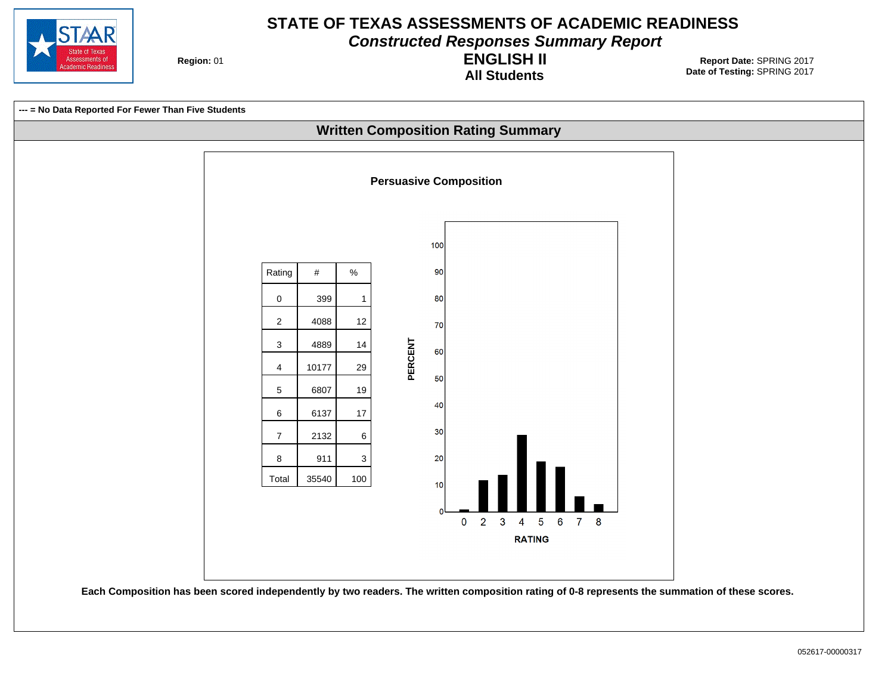# STATE OF TEXAS ASSESSMENTS OF ACADEMIC READINESS

## *Constructed Responses Summary Report*

## ENGLISH II

### All Students

**Region:** 01

**Report Date:** SPRING 2017
**Date of Testing:** SPRING 2017

**--- = No Data Reported For Fewer Than Five Students**

## Written Composition Rating Summary

### Persuasive Composition

| Rating | # | % |
|---|---|---|
| 0 | 399 | 1 |
| 2 | 4088 | 12 |
| 3 | 4889 | 14 |
| 4 | 10177 | 29 |
| 5 | 6807 | 19 |
| 6 | 6137 | 17 |
| 7 | 2132 | 6 |
| 8 | 911 | 3 |
| Total | 35540 | 100 |

**Each Composition has been scored independently by two readers. The written composition rating of 0-8 represents the summation of these scores.**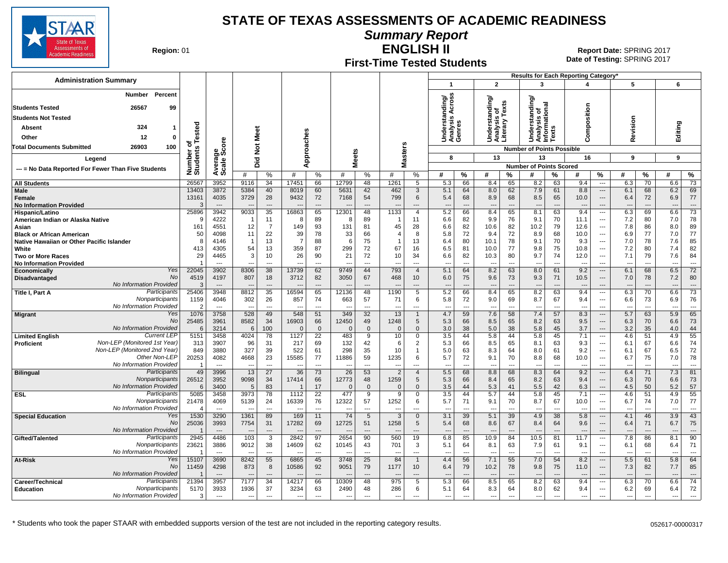# STATE OF TEXAS ASSESSMENTS OF ACADEMIC READINESS

## Summary Report

## ENGLISH II

## First-Time Tested Students

**Region:** 01

**Report Date:** SPRING 2017
**Date of Testing:** SPRING 2017

**Administration Summary**

| | Number | Percent |
|---|---|---|
| Students Tested | 26567 | 99 |
| Students Not Tested | | |
| Absent | 324 | 1 |
| Other | 12 | 0 |
| Total Documents Submitted | 26903 | 100 |

**Legend**

--- = No Data Reported For Fewer Than Five Students

Results for Each Reporting Category*: 1 = Understanding/Analysis Across Genres (8 points possible); 2 = Understanding/Analysis of Literary Texts (13 points possible); 3 = Understanding/Analysis of Informational Texts (13 points possible); 4 = Composition (16 points possible); 5 = Revision (9 points possible); 6 = Editing (9 points possible). Values shown are Number of Points Scored.

| Group | | Number of Students Tested | Average Scale Score | Did Not Meet # | Did Not Meet % | Approaches # | Approaches % | Meets # | Meets % | Masters # | Masters % | 1 # | 1 % | 2 # | 2 % | 3 # | 3 % | 4 # | 4 % | 5 # | 5 % | 6 # | 6 % |
|---|---|---|---|---|---|---|---|---|---|---|---|---|---|---|---|---|---|---|---|---|---|---|---|
| All Students | | 26567 | 3952 | 9116 | 34 | 17451 | 66 | 12799 | 48 | 1261 | 5 | 5.3 | 66 | 8.4 | 65 | 8.2 | 63 | 9.4 | --- | 6.3 | 70 | 6.6 | 73 |
| Male | | 13403 | 3872 | 5384 | 40 | 8019 | 60 | 5631 | 42 | 462 | 3 | 5.1 | 64 | 8.0 | 62 | 7.9 | 61 | 8.8 | --- | 6.1 | 68 | 6.2 | 69 |
| Female | | 13161 | 4035 | 3729 | 28 | 9432 | 72 | 7168 | 54 | 799 | 6 | 5.4 | 68 | 8.9 | 68 | 8.5 | 65 | 10.0 | --- | 6.4 | 72 | 6.9 | 77 |
| No Information Provided | | 3 | --- | --- | --- | --- | --- | --- | --- | --- | --- | --- | --- | --- | --- | --- | --- | --- | --- | --- | --- | --- | --- |
| Hispanic/Latino | | 25896 | 3942 | 9033 | 35 | 16863 | 65 | 12301 | 48 | 1133 | 4 | 5.2 | 66 | 8.4 | 65 | 8.1 | 63 | 9.4 | --- | 6.3 | 69 | 6.6 | 73 |
| American Indian or Alaska Native | | 9 | 4222 | 1 | 11 | 8 | 89 | 8 | 89 | 1 | 11 | 6.6 | 82 | 9.9 | 76 | 9.1 | 70 | 11.1 | --- | 7.2 | 80 | 7.0 | 78 |
| Asian | | 161 | 4551 | 12 | 7 | 149 | 93 | 131 | 81 | 45 | 28 | 6.6 | 82 | 10.6 | 82 | 10.2 | 79 | 12.6 | --- | 7.8 | 86 | 8.0 | 89 |
| Black or African American | | 50 | 4098 | 11 | 22 | 39 | 78 | 33 | 66 | 4 | 8 | 5.8 | 72 | 9.4 | 72 | 8.9 | 68 | 10.0 | --- | 6.9 | 77 | 7.0 | 77 |
| Native Hawaiian or Other Pacific Islander | | 8 | 4146 | 1 | 13 | 7 | 88 | 6 | 75 | 1 | 13 | 6.4 | 80 | 10.1 | 78 | 9.1 | 70 | 9.3 | --- | 7.0 | 78 | 7.6 | 85 |
| White | | 413 | 4305 | 54 | 13 | 359 | 87 | 299 | 72 | 67 | 16 | 6.5 | 81 | 10.0 | 77 | 9.8 | 75 | 10.8 | --- | 7.2 | 80 | 7.4 | 82 |
| Two or More Races | | 29 | 4465 | 3 | 10 | 26 | 90 | 21 | 72 | 10 | 34 | 6.6 | 82 | 10.3 | 80 | 9.7 | 74 | 12.0 | --- | 7.1 | 79 | 7.6 | 84 |
| No Information Provided | | 1 | --- | --- | --- | --- | --- | --- | --- | --- | --- | --- | --- | --- | --- | --- | --- | --- | --- | --- | --- | --- | --- |
| Economically Disadvantaged | Yes | 22045 | 3902 | 8306 | 38 | 13739 | 62 | 9749 | 44 | 793 | 4 | 5.1 | 64 | 8.2 | 63 | 8.0 | 61 | 9.2 | --- | 6.1 | 68 | 6.5 | 72 |
| | No | 4519 | 4197 | 807 | 18 | 3712 | 82 | 3050 | 67 | 468 | 10 | 6.0 | 75 | 9.6 | 73 | 9.3 | 71 | 10.5 | --- | 7.0 | 78 | 7.2 | 80 |
| | No Information Provided | 3 | --- | --- | --- | --- | --- | --- | --- | --- | --- | --- | --- | --- | --- | --- | --- | --- | --- | --- | --- | --- | --- |
| Title I, Part A | Participants | 25406 | 3948 | 8812 | 35 | 16594 | 65 | 12136 | 48 | 1190 | 5 | 5.2 | 66 | 8.4 | 65 | 8.2 | 63 | 9.4 | --- | 6.3 | 70 | 6.6 | 73 |
| | Nonparticipants | 1159 | 4046 | 302 | 26 | 857 | 74 | 663 | 57 | 71 | 6 | 5.8 | 72 | 9.0 | 69 | 8.7 | 67 | 9.4 | --- | 6.6 | 73 | 6.9 | 76 |
| | No Information Provided | 2 | --- | --- | --- | --- | --- | --- | --- | --- | --- | --- | --- | --- | --- | --- | --- | --- | --- | --- | --- | --- | --- |
| Migrant | Yes | 1076 | 3758 | 528 | 49 | 548 | 51 | 349 | 32 | 13 | 1 | 4.7 | 59 | 7.6 | 58 | 7.4 | 57 | 8.3 | --- | 5.7 | 63 | 5.9 | 65 |
| | No | 25485 | 3961 | 8582 | 34 | 16903 | 66 | 12450 | 49 | 1248 | 5 | 5.3 | 66 | 8.5 | 65 | 8.2 | 63 | 9.5 | --- | 6.3 | 70 | 6.6 | 73 |
| | No Information Provided | 6 | 3214 | 6 | 100 | 0 | 0 | 0 | 0 | 0 | 0 | 3.0 | 38 | 5.0 | 38 | 5.8 | 45 | 3.7 | --- | 3.2 | 35 | 4.0 | 44 |
| Limited English Proficient | Current LEP | 5151 | 3458 | 4024 | 78 | 1127 | 22 | 483 | 9 | 10 | 0 | 3.5 | 44 | 5.8 | 44 | 5.8 | 45 | 7.1 | --- | 4.6 | 51 | 4.9 | 55 |
| | Non-LEP (Monitored 1st Year) | 313 | 3907 | 96 | 31 | 217 | 69 | 132 | 42 | 6 | 2 | 5.3 | 66 | 8.5 | 65 | 8.1 | 63 | 9.3 | --- | 6.1 | 67 | 6.6 | 74 |
| | Non-LEP (Monitored 2nd Year) | 849 | 3880 | 327 | 39 | 522 | 61 | 298 | 35 | 10 | 1 | 5.0 | 63 | 8.3 | 64 | 8.0 | 61 | 9.2 | --- | 6.1 | 67 | 6.5 | 72 |
| | Other Non-LEP | 20253 | 4082 | 4668 | 23 | 15585 | 77 | 11886 | 59 | 1235 | 6 | 5.7 | 72 | 9.1 | 70 | 8.8 | 68 | 10.0 | --- | 6.7 | 75 | 7.0 | 78 |
| | No Information Provided | 1 | --- | --- | --- | --- | --- | --- | --- | --- | --- | --- | --- | --- | --- | --- | --- | --- | --- | --- | --- | --- | --- |
| Bilingual | Participants | 49 | 3996 | 13 | 27 | 36 | 73 | 26 | 53 | 2 | 4 | 5.5 | 68 | 8.8 | 68 | 8.3 | 64 | 9.2 | --- | 6.4 | 71 | 7.3 | 81 |
| | Nonparticipants | 26512 | 3952 | 9098 | 34 | 17414 | 66 | 12773 | 48 | 1259 | 5 | 5.3 | 66 | 8.4 | 65 | 8.2 | 63 | 9.4 | --- | 6.3 | 70 | 6.6 | 73 |
| | No Information Provided | 6 | 3400 | 5 | 83 | 1 | 17 | 0 | 0 | 0 | 0 | 3.5 | 44 | 5.3 | 41 | 5.5 | 42 | 6.3 | --- | 4.5 | 50 | 5.2 | 57 |
| ESL | Participants | 5085 | 3458 | 3973 | 78 | 1112 | 22 | 477 | 9 | 9 | 0 | 3.5 | 44 | 5.7 | 44 | 5.8 | 45 | 7.1 | --- | 4.6 | 51 | 4.9 | 55 |
| | Nonparticipants | 21478 | 4069 | 5139 | 24 | 16339 | 76 | 12322 | 57 | 1252 | 6 | 5.7 | 71 | 9.1 | 70 | 8.7 | 67 | 10.0 | --- | 6.7 | 74 | 7.0 | 77 |
| | No Information Provided | 4 | --- | --- | --- | --- | --- | --- | --- | --- | --- | --- | --- | --- | --- | --- | --- | --- | --- | --- | --- | --- | --- |
| Special Education | Yes | 1530 | 3290 | 1361 | 89 | 169 | 11 | 74 | 5 | 3 | 0 | 3.1 | 39 | 5.1 | 39 | 4.9 | 38 | 5.8 | --- | 4.1 | 46 | 3.9 | 43 |
| | No | 25036 | 3993 | 7754 | 31 | 17282 | 69 | 12725 | 51 | 1258 | 5 | 5.4 | 68 | 8.6 | 67 | 8.4 | 64 | 9.6 | --- | 6.4 | 71 | 6.7 | 75 |
| | No Information Provided | 1 | --- | --- | --- | --- | --- | --- | --- | --- | --- | --- | --- | --- | --- | --- | --- | --- | --- | --- | --- | --- | --- |
| Gifted/Talented | Participants | 2945 | 4486 | 103 | 3 | 2842 | 97 | 2654 | 90 | 560 | 19 | 6.8 | 85 | 10.9 | 84 | 10.5 | 81 | 11.7 | --- | 7.8 | 86 | 8.1 | 90 |
| | Nonparticipants | 23621 | 3886 | 9012 | 38 | 14609 | 62 | 10145 | 43 | 701 | 3 | 5.1 | 64 | 8.1 | 63 | 7.9 | 61 | 9.1 | --- | 6.1 | 68 | 6.4 | 71 |
| | No Information Provided | 1 | --- | --- | --- | --- | --- | --- | --- | --- | --- | --- | --- | --- | --- | --- | --- | --- | --- | --- | --- | --- | --- |
| At-Risk | Yes | 15107 | 3690 | 8242 | 55 | 6865 | 45 | 3748 | 25 | 84 | 1 | 4.4 | 56 | 7.1 | 55 | 7.0 | 54 | 8.2 | --- | 5.5 | 61 | 5.8 | 64 |
| | No | 11459 | 4298 | 873 | 8 | 10586 | 92 | 9051 | 79 | 1177 | 10 | 6.4 | 79 | 10.2 | 78 | 9.8 | 75 | 11.0 | --- | 7.3 | 82 | 7.7 | 85 |
| | No Information Provided | 1 | --- | --- | --- | --- | --- | --- | --- | --- | --- | --- | --- | --- | --- | --- | --- | --- | --- | --- | --- | --- | --- |
| Career/Technical Education | Participants | 21394 | 3957 | 7177 | 34 | 14217 | 66 | 10309 | 48 | 975 | 5 | 5.3 | 66 | 8.5 | 65 | 8.2 | 63 | 9.4 | --- | 6.3 | 70 | 6.6 | 74 |
| | Nonparticipants | 5170 | 3933 | 1936 | 37 | 3234 | 63 | 2490 | 48 | 286 | 6 | 5.1 | 64 | 8.3 | 64 | 8.0 | 62 | 9.4 | --- | 6.2 | 69 | 6.4 | 72 |
| | No Information Provided | 3 | --- | --- | --- | --- | --- | --- | --- | --- | --- | --- | --- | --- | --- | --- | --- | --- | --- | --- | --- | --- | --- |

\* Students who took the paper STAAR with embedded supports version of the test are not included in the reporting category results.

052617-00000317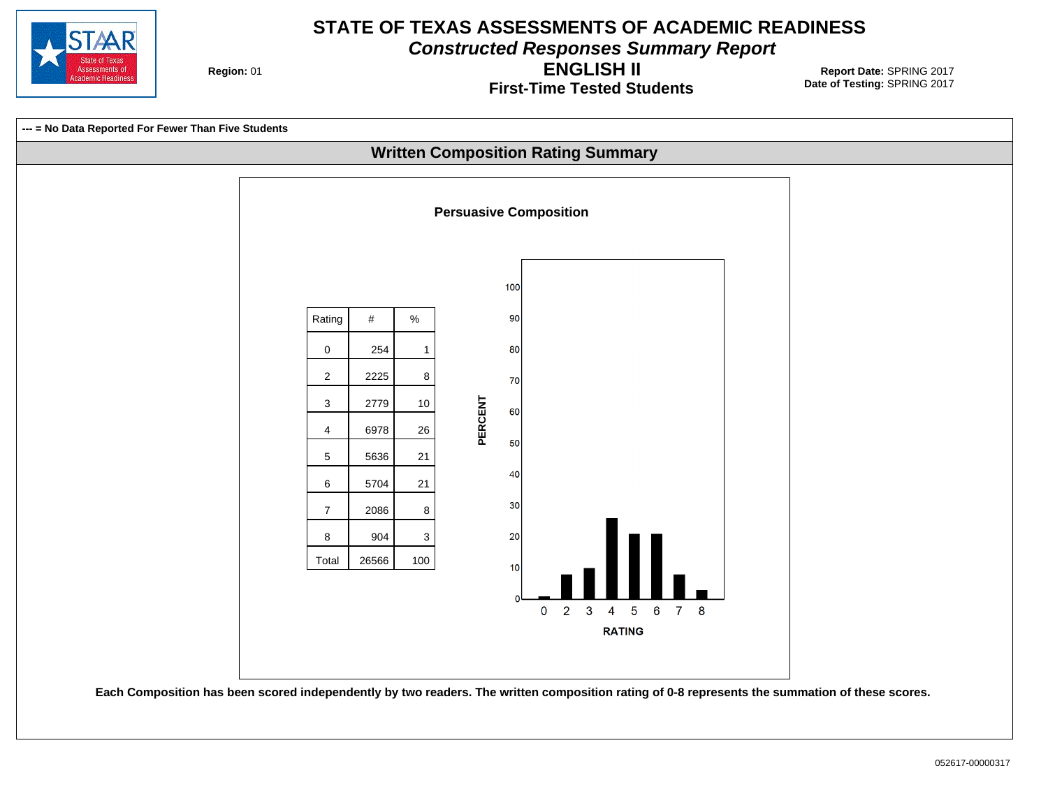# STATE OF TEXAS ASSESSMENTS OF ACADEMIC READINESS

## *Constructed Responses Summary Report*

## ENGLISH II

### First-Time Tested Students

**Region:** 01

**Report Date:** SPRING 2017
**Date of Testing:** SPRING 2017

**--- = No Data Reported For Fewer Than Five Students**

## Written Composition Rating Summary

### Persuasive Composition

| Rating | # | % |
|---|---|---|
| 0 | 254 | 1 |
| 2 | 2225 | 8 |
| 3 | 2779 | 10 |
| 4 | 6978 | 26 |
| 5 | 5636 | 21 |
| 6 | 5704 | 21 |
| 7 | 2086 | 8 |
| 8 | 904 | 3 |
| Total | 26566 | 100 |

**Each Composition has been scored independently by two readers. The written composition rating of 0-8 represents the summation of these scores.**

052617-00000317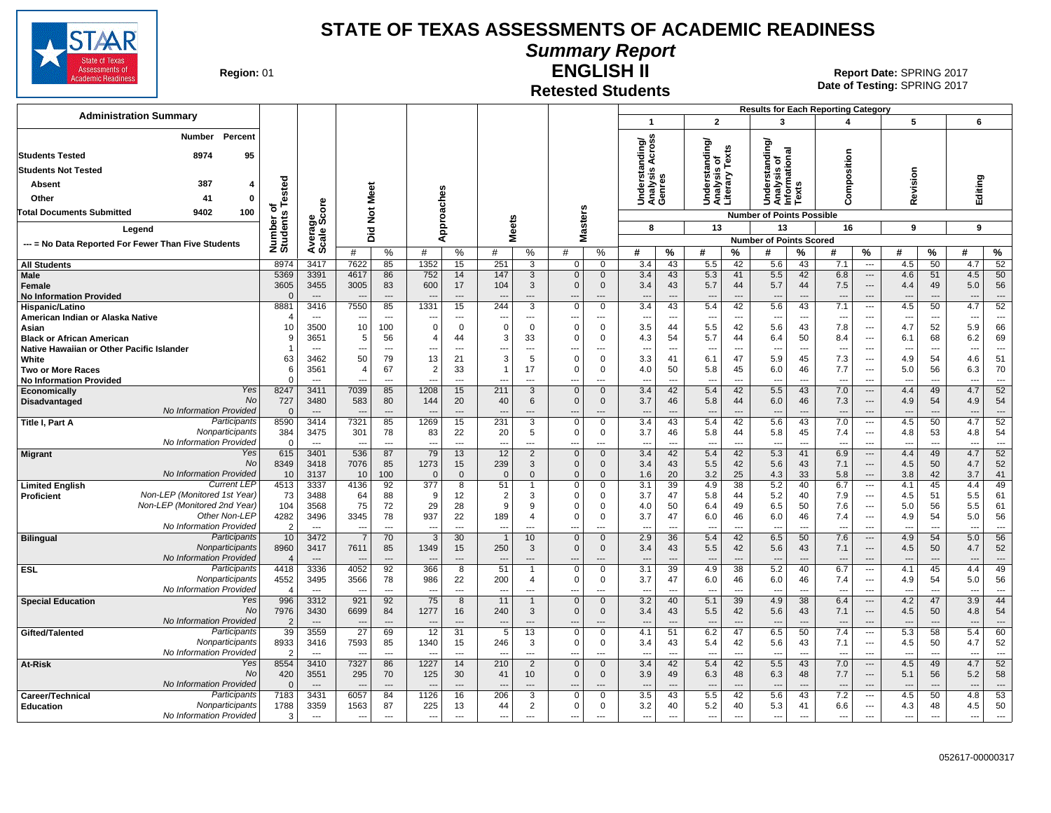# STATE OF TEXAS ASSESSMENTS OF ACADEMIC READINESS

## Summary Report

## ENGLISH II

### Retested Students

**Region:** 01

**Report Date:** SPRING 2017
**Date of Testing:** SPRING 2017

**Administration Summary**

| | Number | Percent |
|---|---|---|
| Students Tested | 8974 | 95 |
| Students Not Tested | | |
| Absent | 387 | 4 |
| Other | 41 | 0 |
| Total Documents Submitted | 9402 | 100 |

**Legend**

--- = No Data Reported For Fewer Than Five Students

Results for Each Reporting Category: 1 = Understanding/Analysis Across Genres (8 points possible); 2 = Understanding/Analysis of Literary Texts (13 points possible); 3 = Understanding/Analysis of Informational Texts (13 points possible); 4 = Composition (16 points possible); 5 = Revision (9 points possible); 6 = Editing (9 points possible). Values shown are Number of Points Scored (#) and %.

| Group | | Number of Students Tested | Average Scale Score | Did Not Meet # | Did Not Meet % | Approaches # | Approaches % | Meets # | Meets % | Masters # | Masters % | 1 # | 1 % | 2 # | 2 % | 3 # | 3 % | 4 # | 4 % | 5 # | 5 % | 6 # | 6 % |
|---|---|---|---|---|---|---|---|---|---|---|---|---|---|---|---|---|---|---|---|---|---|---|---|
| All Students | | 8974 | 3417 | 7622 | 85 | 1352 | 15 | 251 | 3 | 0 | 0 | 3.4 | 43 | 5.5 | 42 | 5.6 | 43 | 7.1 | --- | 4.5 | 50 | 4.7 | 52 |
| Male | | 5369 | 3391 | 4617 | 86 | 752 | 14 | 147 | 3 | 0 | 0 | 3.4 | 43 | 5.3 | 41 | 5.5 | 42 | 6.8 | --- | 4.6 | 51 | 4.5 | 50 |
| Female | | 3605 | 3455 | 3005 | 83 | 600 | 17 | 104 | 3 | 0 | 0 | 3.4 | 43 | 5.7 | 44 | 5.7 | 44 | 7.5 | --- | 4.4 | 49 | 5.0 | 56 |
| No Information Provided | | 0 | --- | --- | --- | --- | --- | --- | --- | --- | --- | --- | --- | --- | --- | --- | --- | --- | --- | --- | --- | --- | --- |
| Hispanic/Latino | | 8881 | 3416 | 7550 | 85 | 1331 | 15 | 244 | 3 | 0 | 0 | 3.4 | 43 | 5.4 | 42 | 5.6 | 43 | 7.1 | --- | 4.5 | 50 | 4.7 | 52 |
| American Indian or Alaska Native | | 4 | --- | --- | --- | --- | --- | --- | --- | --- | --- | --- | --- | --- | --- | --- | --- | --- | --- | --- | --- | --- | --- |
| Asian | | 10 | 3500 | 10 | 100 | 0 | 0 | 0 | 0 | 0 | 0 | 3.5 | 44 | 5.5 | 42 | 5.6 | 43 | 7.8 | --- | 4.7 | 52 | 5.9 | 66 |
| Black or African American | | 9 | 3651 | 5 | 56 | 4 | 44 | 3 | 33 | 0 | 0 | 4.3 | 54 | 5.7 | 44 | 6.4 | 50 | 8.4 | --- | 6.1 | 68 | 6.2 | 69 |
| Native Hawaiian or Other Pacific Islander | | 1 | --- | --- | --- | --- | --- | --- | --- | --- | --- | --- | --- | --- | --- | --- | --- | --- | --- | --- | --- | --- | --- |
| White | | 63 | 3462 | 50 | 79 | 13 | 21 | 3 | 5 | 0 | 0 | 3.3 | 41 | 6.1 | 47 | 5.9 | 45 | 7.3 | --- | 4.9 | 54 | 4.6 | 51 |
| Two or More Races | | 6 | 3561 | 4 | 67 | 2 | 33 | 1 | 17 | 0 | 0 | 4.0 | 50 | 5.8 | 45 | 6.0 | 46 | 7.7 | --- | 5.0 | 56 | 6.3 | 70 |
| No Information Provided | | 0 | --- | --- | --- | --- | --- | --- | --- | --- | --- | --- | --- | --- | --- | --- | --- | --- | --- | --- | --- | --- | --- |
| Economically Disadvantaged | Yes | 8247 | 3411 | 7039 | 85 | 1208 | 15 | 211 | 3 | 0 | 0 | 3.4 | 42 | 5.4 | 42 | 5.5 | 43 | 7.0 | --- | 4.4 | 49 | 4.7 | 52 |
| | No | 727 | 3480 | 583 | 80 | 144 | 20 | 40 | 6 | 0 | 0 | 3.7 | 46 | 5.8 | 44 | 6.0 | 46 | 7.3 | --- | 4.9 | 54 | 4.9 | 54 |
| | No Information Provided | 0 | --- | --- | --- | --- | --- | --- | --- | --- | --- | --- | --- | --- | --- | --- | --- | --- | --- | --- | --- | --- | --- |
| Title I, Part A | Participants | 8590 | 3414 | 7321 | 85 | 1269 | 15 | 231 | 3 | 0 | 0 | 3.4 | 43 | 5.4 | 42 | 5.6 | 43 | 7.0 | --- | 4.5 | 50 | 4.7 | 52 |
| | Nonparticipants | 384 | 3475 | 301 | 78 | 83 | 22 | 20 | 5 | 0 | 0 | 3.7 | 46 | 5.8 | 44 | 5.8 | 45 | 7.4 | --- | 4.8 | 53 | 4.8 | 54 |
| | No Information Provided | 0 | --- | --- | --- | --- | --- | --- | --- | --- | --- | --- | --- | --- | --- | --- | --- | --- | --- | --- | --- | --- | --- |
| Migrant | Yes | 615 | 3401 | 536 | 87 | 79 | 13 | 12 | 2 | 0 | 0 | 3.4 | 42 | 5.4 | 42 | 5.3 | 41 | 6.9 | --- | 4.4 | 49 | 4.7 | 52 |
| | No | 8349 | 3418 | 7076 | 85 | 1273 | 15 | 239 | 3 | 0 | 0 | 3.4 | 43 | 5.5 | 42 | 5.6 | 43 | 7.1 | --- | 4.5 | 50 | 4.7 | 52 |
| | No Information Provided | 10 | 3137 | 10 | 100 | 0 | 0 | 0 | 0 | 0 | 0 | 1.6 | 20 | 3.2 | 25 | 4.3 | 33 | 5.8 | --- | 3.8 | 42 | 3.7 | 41 |
| Limited English Proficient | Current LEP | 4513 | 3337 | 4136 | 92 | 377 | 8 | 51 | 1 | 0 | 0 | 3.1 | 39 | 4.9 | 38 | 5.2 | 40 | 6.7 | --- | 4.1 | 45 | 4.4 | 49 |
| | Non-LEP (Monitored 1st Year) | 73 | 3488 | 64 | 88 | 9 | 12 | 2 | 3 | 0 | 0 | 3.7 | 47 | 5.8 | 44 | 5.2 | 40 | 7.9 | --- | 4.5 | 51 | 5.5 | 61 |
| | Non-LEP (Monitored 2nd Year) | 104 | 3568 | 75 | 72 | 29 | 28 | 9 | 9 | 0 | 0 | 4.0 | 50 | 6.4 | 49 | 6.5 | 50 | 7.6 | --- | 5.0 | 56 | 5.5 | 61 |
| | Other Non-LEP | 4282 | 3496 | 3345 | 78 | 937 | 22 | 189 | 4 | 0 | 0 | 3.7 | 47 | 6.0 | 46 | 6.0 | 46 | 7.4 | --- | 4.9 | 54 | 5.0 | 56 |
| | No Information Provided | 2 | --- | --- | --- | --- | --- | --- | --- | --- | --- | --- | --- | --- | --- | --- | --- | --- | --- | --- | --- | --- | --- |
| Bilingual | Participants | 10 | 3472 | 7 | 70 | 3 | 30 | 1 | 10 | 0 | 0 | 2.9 | 36 | 5.4 | 42 | 6.5 | 50 | 7.6 | --- | 4.9 | 54 | 5.0 | 56 |
| | Nonparticipants | 8960 | 3417 | 7611 | 85 | 1349 | 15 | 250 | 3 | 0 | 0 | 3.4 | 43 | 5.5 | 42 | 5.6 | 43 | 7.1 | --- | 4.5 | 50 | 4.7 | 52 |
| | No Information Provided | 4 | --- | --- | --- | --- | --- | --- | --- | --- | --- | --- | --- | --- | --- | --- | --- | --- | --- | --- | --- | --- | --- |
| ESL | Participants | 4418 | 3336 | 4052 | 92 | 366 | 8 | 51 | 1 | 0 | 0 | 3.1 | 39 | 4.9 | 38 | 5.2 | 40 | 6.7 | --- | 4.1 | 45 | 4.4 | 49 |
| | Nonparticipants | 4552 | 3495 | 3566 | 78 | 986 | 22 | 200 | 4 | 0 | 0 | 3.7 | 47 | 6.0 | 46 | 6.0 | 46 | 7.4 | --- | 4.9 | 54 | 5.0 | 56 |
| | No Information Provided | 4 | --- | --- | --- | --- | --- | --- | --- | --- | --- | --- | --- | --- | --- | --- | --- | --- | --- | --- | --- | --- | --- |
| Special Education | Yes | 996 | 3312 | 921 | 92 | 75 | 8 | 11 | 1 | 0 | 0 | 3.2 | 40 | 5.1 | 39 | 4.9 | 38 | 6.4 | --- | 4.2 | 47 | 3.9 | 44 |
| | No | 7976 | 3430 | 6699 | 84 | 1277 | 16 | 240 | 3 | 0 | 0 | 3.4 | 43 | 5.5 | 42 | 5.6 | 43 | 7.1 | --- | 4.5 | 50 | 4.8 | 54 |
| | No Information Provided | 2 | --- | --- | --- | --- | --- | --- | --- | --- | --- | --- | --- | --- | --- | --- | --- | --- | --- | --- | --- | --- | --- |
| Gifted/Talented | Participants | 39 | 3559 | 27 | 69 | 12 | 31 | 5 | 13 | 0 | 0 | 4.1 | 51 | 6.2 | 47 | 6.5 | 50 | 7.4 | --- | 5.3 | 58 | 5.4 | 60 |
| | Nonparticipants | 8933 | 3416 | 7593 | 85 | 1340 | 15 | 246 | 3 | 0 | 0 | 3.4 | 43 | 5.4 | 42 | 5.6 | 43 | 7.1 | --- | 4.5 | 50 | 4.7 | 52 |
| | No Information Provided | 2 | --- | --- | --- | --- | --- | --- | --- | --- | --- | --- | --- | --- | --- | --- | --- | --- | --- | --- | --- | --- | --- |
| At-Risk | Yes | 8554 | 3410 | 7327 | 86 | 1227 | 14 | 210 | 2 | 0 | 0 | 3.4 | 42 | 5.4 | 42 | 5.5 | 43 | 7.0 | --- | 4.5 | 49 | 4.7 | 52 |
| | No | 420 | 3551 | 295 | 70 | 125 | 30 | 41 | 10 | 0 | 0 | 3.9 | 49 | 6.3 | 48 | 6.3 | 48 | 7.7 | --- | 5.1 | 56 | 5.2 | 58 |
| | No Information Provided | 0 | --- | --- | --- | --- | --- | --- | --- | --- | --- | --- | --- | --- | --- | --- | --- | --- | --- | --- | --- | --- | --- |
| Career/Technical Education | Participants | 7183 | 3431 | 6057 | 84 | 1126 | 16 | 206 | 3 | 0 | 0 | 3.5 | 43 | 5.5 | 42 | 5.6 | 43 | 7.2 | --- | 4.5 | 50 | 4.8 | 53 |
| | Nonparticipants | 1788 | 3359 | 1563 | 87 | 225 | 13 | 44 | 2 | 0 | 0 | 3.2 | 40 | 5.2 | 40 | 5.3 | 41 | 6.6 | --- | 4.3 | 48 | 4.5 | 50 |
| | No Information Provided | 3 | --- | --- | --- | --- | --- | --- | --- | --- | --- | --- | --- | --- | --- | --- | --- | --- | --- | --- | --- | --- | --- |

052617-00000317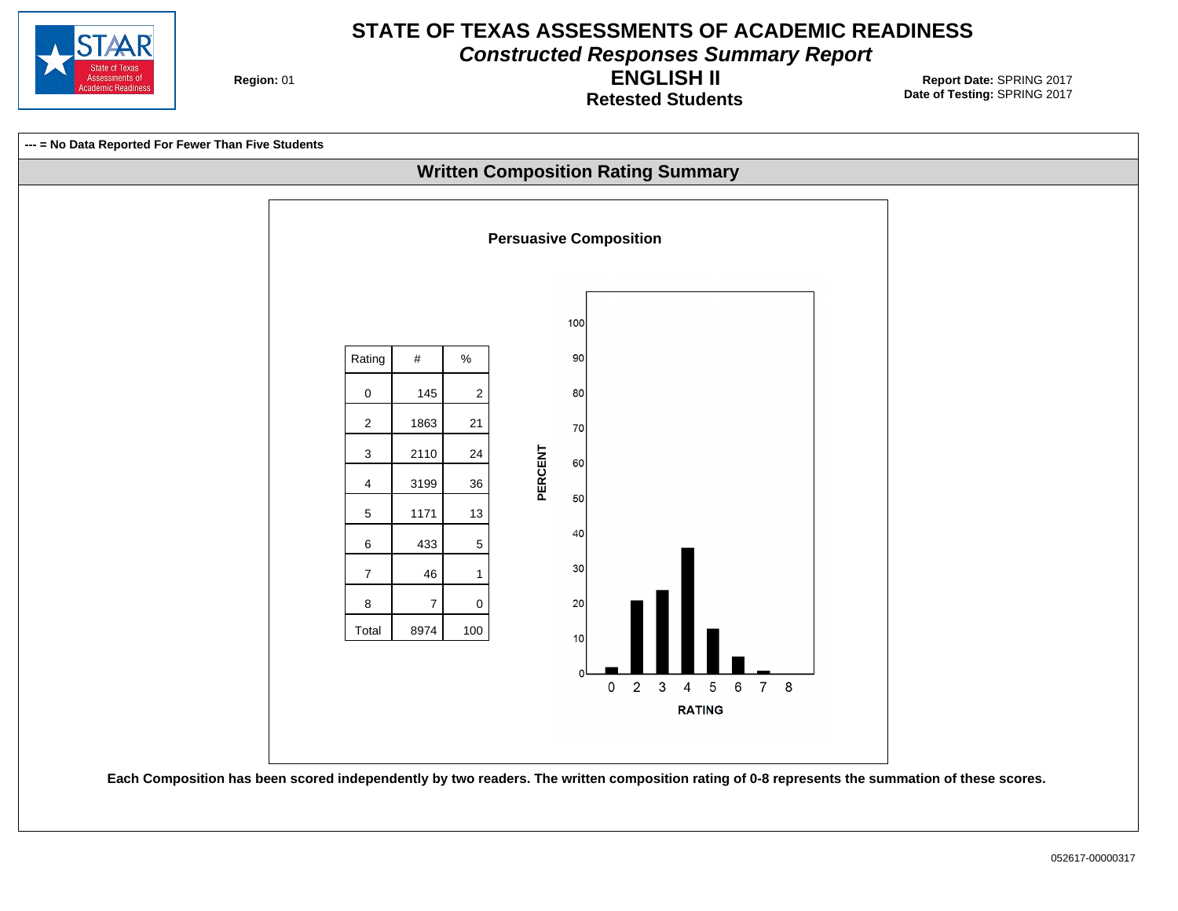# STATE OF TEXAS ASSESSMENTS OF ACADEMIC READINESS

## *Constructed Responses Summary Report*

## ENGLISH II

### Retested Students

**Region:** 01

**Report Date:** SPRING 2017
**Date of Testing:** SPRING 2017

**--- = No Data Reported For Fewer Than Five Students**

## Written Composition Rating Summary

### Persuasive Composition

| Rating | # | % |
|---|---|---|
| 0 | 145 | 2 |
| 2 | 1863 | 21 |
| 3 | 2110 | 24 |
| 4 | 3199 | 36 |
| 5 | 1171 | 13 |
| 6 | 433 | 5 |
| 7 | 46 | 1 |
| 8 | 7 | 0 |
| Total | 8974 | 100 |

**Each Composition has been scored independently by two readers. The written composition rating of 0-8 represents the summation of these scores.**

052617-00000317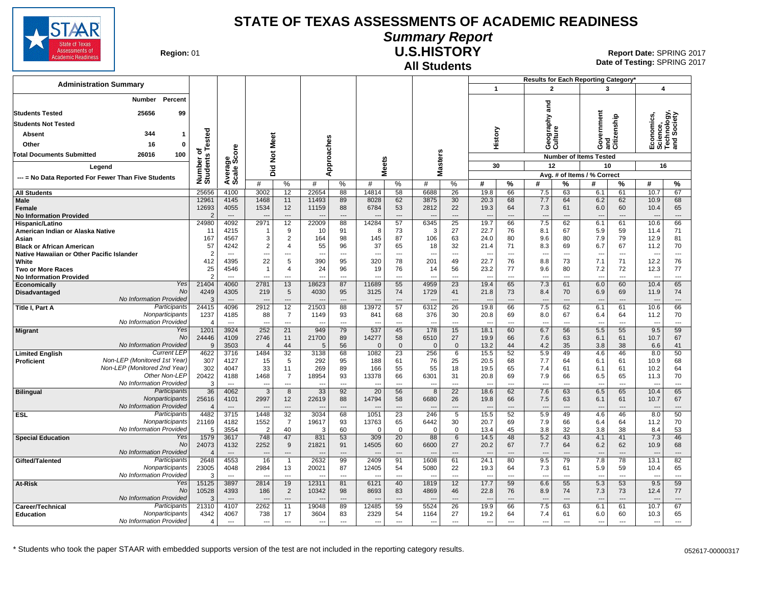# STATE OF TEXAS ASSESSMENTS OF ACADEMIC READINESS

## Summary Report

## U.S.HISTORY

### All Students

**Region:** 01

**Report Date:** SPRING 2017
**Date of Testing:** SPRING 2017

**Administration Summary**

| | Number | Percent |
|---|---|---|
| Students Tested | 25656 | 99 |
| Students Not Tested | | |
| Absent | 344 | 1 |
| Other | 16 | 0 |
| Total Documents Submitted | 26016 | 100 |

Legend: --- = No Data Reported For Fewer Than Five Students

Results for Each Reporting Category*: 1 = History (30 items tested); 2 = Geography and Culture (12 items tested); 3 = Government and Citizenship (10 items tested); 4 = Economics, Science, Technology, and Society (16 items tested). Avg. # of Items / % Correct.

| Group | Subgroup | Number of Students Tested | Average Scale Score | Did Not Meet # | Did Not Meet % | Approaches # | Approaches % | Meets # | Meets % | Masters # | Masters % | 1 History # | 1 History % | 2 Geography and Culture # | 2 Geography and Culture % | 3 Government and Citizenship # | 3 Government and Citizenship % | 4 Economics, Science, Technology, and Society # | 4 Economics, Science, Technology, and Society % |
|---|---|---|---|---|---|---|---|---|---|---|---|---|---|---|---|---|---|---|---|
| All Students | | 25656 | 4100 | 3002 | 12 | 22654 | 88 | 14814 | 58 | 6688 | 26 | 19.8 | 66 | 7.5 | 63 | 6.1 | 61 | 10.7 | 67 |
| Male | | 12961 | 4145 | 1468 | 11 | 11493 | 89 | 8028 | 62 | 3875 | 30 | 20.3 | 68 | 7.7 | 64 | 6.2 | 62 | 10.9 | 68 |
| Female | | 12693 | 4055 | 1534 | 12 | 11159 | 88 | 6784 | 53 | 2812 | 22 | 19.3 | 64 | 7.3 | 61 | 6.0 | 60 | 10.4 | 65 |
| No Information Provided | | 2 | --- | --- | --- | --- | --- | --- | --- | --- | --- | --- | --- | --- | --- | --- | --- | --- | --- |
| Hispanic/Latino | | 24980 | 4092 | 2971 | 12 | 22009 | 88 | 14284 | 57 | 6345 | 25 | 19.7 | 66 | 7.5 | 62 | 6.1 | 61 | 10.6 | 66 |
| American Indian or Alaska Native | | 11 | 4215 | 1 | 9 | 10 | 91 | 8 | 73 | 3 | 27 | 22.7 | 76 | 8.1 | 67 | 5.9 | 59 | 11.4 | 71 |
| Asian | | 167 | 4567 | 3 | 2 | 164 | 98 | 145 | 87 | 106 | 63 | 24.0 | 80 | 9.6 | 80 | 7.9 | 79 | 12.9 | 81 |
| Black or African American | | 57 | 4242 | 2 | 4 | 55 | 96 | 37 | 65 | 18 | 32 | 21.4 | 71 | 8.3 | 69 | 6.7 | 67 | 11.2 | 70 |
| Native Hawaiian or Other Pacific Islander | | 2 | --- | --- | --- | --- | --- | --- | --- | --- | --- | --- | --- | --- | --- | --- | --- | --- | --- |
| White | | 412 | 4395 | 22 | 5 | 390 | 95 | 320 | 78 | 201 | 49 | 22.7 | 76 | 8.8 | 73 | 7.1 | 71 | 12.2 | 76 |
| Two or More Races | | 25 | 4546 | 1 | 4 | 24 | 96 | 19 | 76 | 14 | 56 | 23.2 | 77 | 9.6 | 80 | 7.2 | 72 | 12.3 | 77 |
| No Information Provided | | 2 | --- | --- | --- | --- | --- | --- | --- | --- | --- | --- | --- | --- | --- | --- | --- | --- | --- |
| Economically Disadvantaged | Yes | 21404 | 4060 | 2781 | 13 | 18623 | 87 | 11689 | 55 | 4959 | 23 | 19.4 | 65 | 7.3 | 61 | 6.0 | 60 | 10.4 | 65 |
| | No | 4249 | 4305 | 219 | 5 | 4030 | 95 | 3125 | 74 | 1729 | 41 | 21.8 | 73 | 8.4 | 70 | 6.9 | 69 | 11.9 | 74 |
| | No Information Provided | 3 | --- | --- | --- | --- | --- | --- | --- | --- | --- | --- | --- | --- | --- | --- | --- | --- | --- |
| Title I, Part A | Participants | 24415 | 4096 | 2912 | 12 | 21503 | 88 | 13972 | 57 | 6312 | 26 | 19.8 | 66 | 7.5 | 62 | 6.1 | 61 | 10.6 | 66 |
| | Nonparticipants | 1237 | 4185 | 88 | 7 | 1149 | 93 | 841 | 68 | 376 | 30 | 20.8 | 69 | 8.0 | 67 | 6.4 | 64 | 11.2 | 70 |
| | No Information Provided | 4 | --- | --- | --- | --- | --- | --- | --- | --- | --- | --- | --- | --- | --- | --- | --- | --- | --- |
| Migrant | Yes | 1201 | 3924 | 252 | 21 | 949 | 79 | 537 | 45 | 178 | 15 | 18.1 | 60 | 6.7 | 56 | 5.5 | 55 | 9.5 | 59 |
| | No | 24446 | 4109 | 2746 | 11 | 21700 | 89 | 14277 | 58 | 6510 | 27 | 19.9 | 66 | 7.6 | 63 | 6.1 | 61 | 10.7 | 67 |
| | No Information Provided | 9 | 3503 | 4 | 44 | 5 | 56 | 0 | 0 | 0 | 0 | 13.2 | 44 | 4.2 | 35 | 3.8 | 38 | 6.6 | 41 |
| Limited English Proficient | Current LEP | 4622 | 3716 | 1484 | 32 | 3138 | 68 | 1082 | 23 | 256 | 6 | 15.5 | 52 | 5.9 | 49 | 4.6 | 46 | 8.0 | 50 |
| | Non-LEP (Monitored 1st Year) | 307 | 4127 | 15 | 5 | 292 | 95 | 188 | 61 | 76 | 25 | 20.5 | 68 | 7.7 | 64 | 6.1 | 61 | 10.9 | 68 |
| | Non-LEP (Monitored 2nd Year) | 302 | 4047 | 33 | 11 | 269 | 89 | 166 | 55 | 55 | 18 | 19.5 | 65 | 7.4 | 61 | 6.1 | 61 | 10.2 | 64 |
| | Other Non-LEP | 20422 | 4188 | 1468 | 7 | 18954 | 93 | 13378 | 66 | 6301 | 31 | 20.8 | 69 | 7.9 | 66 | 6.5 | 65 | 11.3 | 70 |
| | No Information Provided | 3 | --- | --- | --- | --- | --- | --- | --- | --- | --- | --- | --- | --- | --- | --- | --- | --- | --- |
| Bilingual | Participants | 36 | 4062 | 3 | 8 | 33 | 92 | 20 | 56 | 8 | 22 | 18.6 | 62 | 7.6 | 63 | 6.5 | 65 | 10.4 | 65 |
| | Nonparticipants | 25616 | 4101 | 2997 | 12 | 22619 | 88 | 14794 | 58 | 6680 | 26 | 19.8 | 66 | 7.5 | 63 | 6.1 | 61 | 10.7 | 67 |
| | No Information Provided | 4 | --- | --- | --- | --- | --- | --- | --- | --- | --- | --- | --- | --- | --- | --- | --- | --- | --- |
| ESL | Participants | 4482 | 3715 | 1448 | 32 | 3034 | 68 | 1051 | 23 | 246 | 5 | 15.5 | 52 | 5.9 | 49 | 4.6 | 46 | 8.0 | 50 |
| | Nonparticipants | 21169 | 4182 | 1552 | 7 | 19617 | 93 | 13763 | 65 | 6442 | 30 | 20.7 | 69 | 7.9 | 66 | 6.4 | 64 | 11.2 | 70 |
| | No Information Provided | 5 | 3554 | 2 | 40 | 3 | 60 | 0 | 0 | 0 | 0 | 13.4 | 45 | 3.8 | 32 | 3.8 | 38 | 8.4 | 53 |
| Special Education | Yes | 1579 | 3617 | 748 | 47 | 831 | 53 | 309 | 20 | 88 | 6 | 14.5 | 48 | 5.2 | 43 | 4.1 | 41 | 7.3 | 46 |
| | No | 24073 | 4132 | 2252 | 9 | 21821 | 91 | 14505 | 60 | 6600 | 27 | 20.2 | 67 | 7.7 | 64 | 6.2 | 62 | 10.9 | 68 |
| | No Information Provided | 4 | --- | --- | --- | --- | --- | --- | --- | --- | --- | --- | --- | --- | --- | --- | --- | --- | --- |
| Gifted/Talented | Participants | 2648 | 4553 | 16 | 1 | 2632 | 99 | 2409 | 91 | 1608 | 61 | 24.1 | 80 | 9.5 | 79 | 7.8 | 78 | 13.1 | 82 |
| | Nonparticipants | 23005 | 4048 | 2984 | 13 | 20021 | 87 | 12405 | 54 | 5080 | 22 | 19.3 | 64 | 7.3 | 61 | 5.9 | 59 | 10.4 | 65 |
| | No Information Provided | 3 | --- | --- | --- | --- | --- | --- | --- | --- | --- | --- | --- | --- | --- | --- | --- | --- | --- |
| At-Risk | Yes | 15125 | 3897 | 2814 | 19 | 12311 | 81 | 6121 | 40 | 1819 | 12 | 17.7 | 59 | 6.6 | 55 | 5.3 | 53 | 9.5 | 59 |
| | No | 10528 | 4393 | 186 | 2 | 10342 | 98 | 8693 | 83 | 4869 | 46 | 22.8 | 76 | 8.9 | 74 | 7.3 | 73 | 12.4 | 77 |
| | No Information Provided | 3 | --- | --- | --- | --- | --- | --- | --- | --- | --- | --- | --- | --- | --- | --- | --- | --- | --- |
| Career/Technical Education | Participants | 21310 | 4107 | 2262 | 11 | 19048 | 89 | 12485 | 59 | 5524 | 26 | 19.9 | 66 | 7.5 | 63 | 6.1 | 61 | 10.7 | 67 |
| | Nonparticipants | 4342 | 4067 | 738 | 17 | 3604 | 83 | 2329 | 54 | 1164 | 27 | 19.2 | 64 | 7.4 | 61 | 6.0 | 60 | 10.3 | 65 |
| | No Information Provided | 4 | --- | --- | --- | --- | --- | --- | --- | --- | --- | --- | --- | --- | --- | --- | --- | --- | --- |

* Students who took the paper STAAR with embedded supports version of the test are not included in the reporting category results.

052617-00000317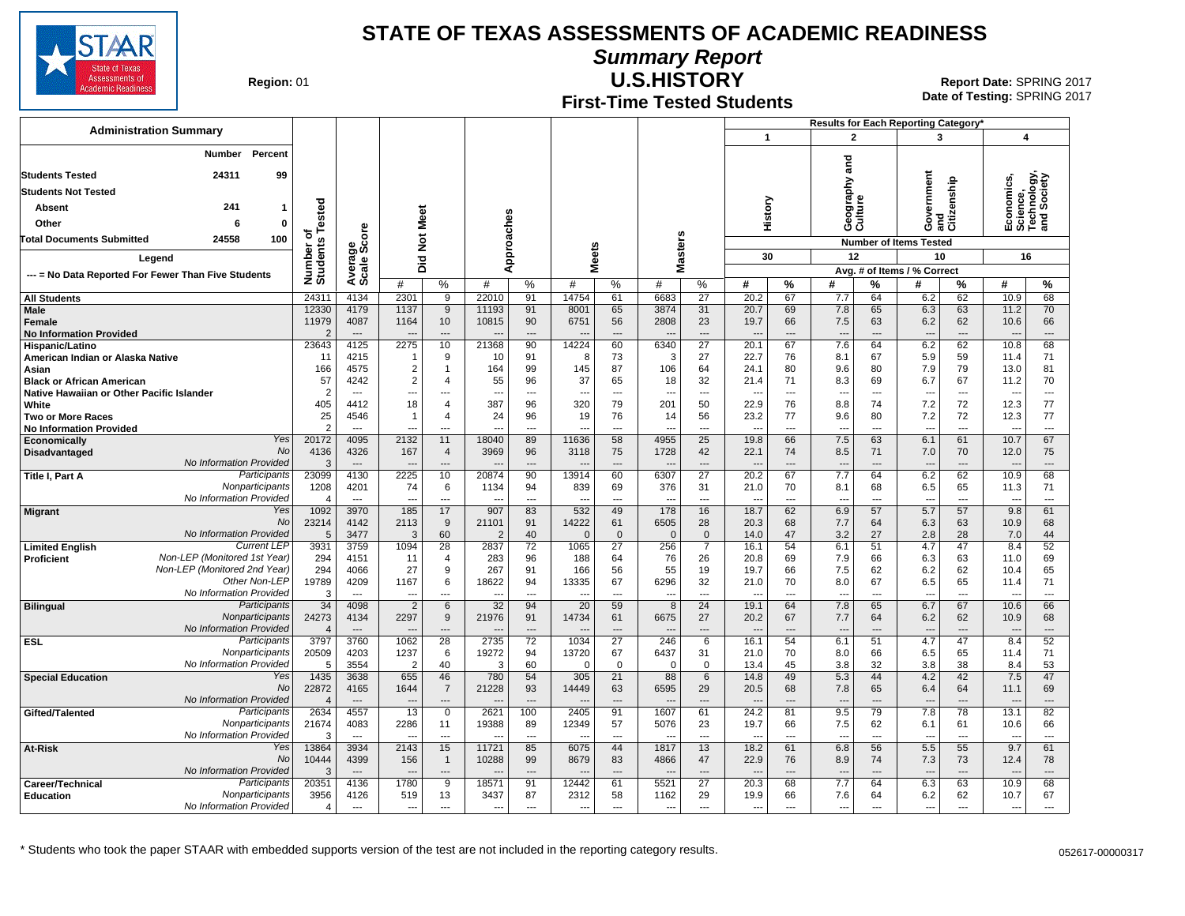# STATE OF TEXAS ASSESSMENTS OF ACADEMIC READINESS

## Summary Report

## U.S.HISTORY

### First-Time Tested Students

**Region:** 01

**Report Date:** SPRING 2017
**Date of Testing:** SPRING 2017

**Administration Summary**

| | Number | Percent |
|---|---|---|
| Students Tested | 24311 | 99 |
| Students Not Tested | | |
| Absent | 241 | 1 |
| Other | 6 | 0 |
| Total Documents Submitted | 24558 | 100 |

Legend: --- = No Data Reported For Fewer Than Five Students

Results for Each Reporting Category*: 1 = History (30 items); 2 = Geography and Culture (12 items); 3 = Government and Citizenship (10 items); 4 = Economics, Science, Technology, and Society (16 items). Avg. # of Items / % Correct.

| Group | | Number of Students Tested | Average Scale Score | Did Not Meet # | Did Not Meet % | Approaches # | Approaches % | Meets # | Meets % | Masters # | Masters % | 1 History # | 1 % | 2 Geography and Culture # | 2 % | 3 Government and Citizenship # | 3 % | 4 Economics, Science, Technology, and Society # | 4 % |
|---|---|---|---|---|---|---|---|---|---|---|---|---|---|---|---|---|---|---|---|
| All Students | | 24311 | 4134 | 2301 | 9 | 22010 | 91 | 14754 | 61 | 6683 | 27 | 20.2 | 67 | 7.7 | 64 | 6.2 | 62 | 10.9 | 68 |
| Male | | 12330 | 4179 | 1137 | 9 | 11193 | 91 | 8001 | 65 | 3874 | 31 | 20.7 | 69 | 7.8 | 65 | 6.3 | 63 | 11.2 | 70 |
| Female | | 11979 | 4087 | 1164 | 10 | 10815 | 90 | 6751 | 56 | 2808 | 23 | 19.7 | 66 | 7.5 | 63 | 6.2 | 62 | 10.6 | 66 |
| No Information Provided | | 2 | --- | --- | --- | --- | --- | --- | --- | --- | --- | --- | --- | --- | --- | --- | --- | --- | --- |
| Hispanic/Latino | | 23643 | 4125 | 2275 | 10 | 21368 | 90 | 14224 | 60 | 6340 | 27 | 20.1 | 67 | 7.6 | 64 | 6.2 | 62 | 10.8 | 68 |
| American Indian or Alaska Native | | 11 | 4215 | 1 | 9 | 10 | 91 | 8 | 73 | 3 | 27 | 22.7 | 76 | 8.1 | 67 | 5.9 | 59 | 11.4 | 71 |
| Asian | | 166 | 4575 | 2 | 1 | 164 | 99 | 145 | 87 | 106 | 64 | 24.1 | 80 | 9.6 | 80 | 7.9 | 79 | 13.0 | 81 |
| Black or African American | | 57 | 4242 | 2 | 4 | 55 | 96 | 37 | 65 | 18 | 32 | 21.4 | 71 | 8.3 | 69 | 6.7 | 67 | 11.2 | 70 |
| Native Hawaiian or Other Pacific Islander | | 2 | --- | --- | --- | --- | --- | --- | --- | --- | --- | --- | --- | --- | --- | --- | --- | --- | --- |
| White | | 405 | 4412 | 18 | 4 | 387 | 96 | 320 | 79 | 201 | 50 | 22.9 | 76 | 8.8 | 74 | 7.2 | 72 | 12.3 | 77 |
| Two or More Races | | 25 | 4546 | 1 | 4 | 24 | 96 | 19 | 76 | 14 | 56 | 23.2 | 77 | 9.6 | 80 | 7.2 | 72 | 12.3 | 77 |
| No Information Provided | | 2 | --- | --- | --- | --- | --- | --- | --- | --- | --- | --- | --- | --- | --- | --- | --- | --- | --- |
| Economically Disadvantaged | Yes | 20172 | 4095 | 2132 | 11 | 18040 | 89 | 11636 | 58 | 4955 | 25 | 19.8 | 66 | 7.5 | 63 | 6.1 | 61 | 10.7 | 67 |
| | No | 4136 | 4326 | 167 | 4 | 3969 | 96 | 3118 | 75 | 1728 | 42 | 22.1 | 74 | 8.5 | 71 | 7.0 | 70 | 12.0 | 75 |
| | No Information Provided | 3 | --- | --- | --- | --- | --- | --- | --- | --- | --- | --- | --- | --- | --- | --- | --- | --- | --- |
| Title I, Part A | Participants | 23099 | 4130 | 2225 | 10 | 20874 | 90 | 13914 | 60 | 6307 | 27 | 20.2 | 67 | 7.7 | 64 | 6.2 | 62 | 10.9 | 68 |
| | Nonparticipants | 1208 | 4201 | 74 | 6 | 1134 | 94 | 839 | 69 | 376 | 31 | 21.0 | 70 | 8.1 | 68 | 6.5 | 65 | 11.3 | 71 |
| | No Information Provided | 4 | --- | --- | --- | --- | --- | --- | --- | --- | --- | --- | --- | --- | --- | --- | --- | --- | --- |
| Migrant | Yes | 1092 | 3970 | 185 | 17 | 907 | 83 | 532 | 49 | 178 | 16 | 18.7 | 62 | 6.9 | 57 | 5.7 | 57 | 9.8 | 61 |
| | No | 23214 | 4142 | 2113 | 9 | 21101 | 91 | 14222 | 61 | 6505 | 28 | 20.3 | 68 | 7.7 | 64 | 6.3 | 63 | 10.9 | 68 |
| | No Information Provided | 5 | 3477 | 3 | 60 | 2 | 40 | 0 | 0 | 0 | 0 | 14.0 | 47 | 3.2 | 27 | 2.8 | 28 | 7.0 | 44 |
| Limited English Proficient | Current LEP | 3931 | 3759 | 1094 | 28 | 2837 | 72 | 1065 | 27 | 256 | 7 | 16.1 | 54 | 6.1 | 51 | 4.7 | 47 | 8.4 | 52 |
| | Non-LEP (Monitored 1st Year) | 294 | 4151 | 11 | 4 | 283 | 96 | 188 | 64 | 76 | 26 | 20.8 | 69 | 7.9 | 66 | 6.3 | 63 | 11.0 | 69 |
| | Non-LEP (Monitored 2nd Year) | 294 | 4066 | 27 | 9 | 267 | 91 | 166 | 56 | 55 | 19 | 19.7 | 66 | 7.5 | 62 | 6.2 | 62 | 10.4 | 65 |
| | Other Non-LEP | 19789 | 4209 | 1167 | 6 | 18622 | 94 | 13335 | 67 | 6296 | 32 | 21.0 | 70 | 8.0 | 67 | 6.5 | 65 | 11.4 | 71 |
| | No Information Provided | 3 | --- | --- | --- | --- | --- | --- | --- | --- | --- | --- | --- | --- | --- | --- | --- | --- | --- |
| Bilingual | Participants | 34 | 4098 | 2 | 6 | 32 | 94 | 20 | 59 | 8 | 24 | 19.1 | 64 | 7.8 | 65 | 6.7 | 67 | 10.6 | 66 |
| | Nonparticipants | 24273 | 4134 | 2297 | 9 | 21976 | 91 | 14734 | 61 | 6675 | 27 | 20.2 | 67 | 7.7 | 64 | 6.2 | 62 | 10.9 | 68 |
| | No Information Provided | 4 | --- | --- | --- | --- | --- | --- | --- | --- | --- | --- | --- | --- | --- | --- | --- | --- | --- |
| ESL | Participants | 3797 | 3760 | 1062 | 28 | 2735 | 72 | 1034 | 27 | 246 | 6 | 16.1 | 54 | 6.1 | 51 | 4.7 | 47 | 8.4 | 52 |
| | Nonparticipants | 20509 | 4203 | 1237 | 6 | 19272 | 94 | 13720 | 67 | 6437 | 31 | 21.0 | 70 | 8.0 | 66 | 6.5 | 65 | 11.4 | 71 |
| | No Information Provided | 5 | 3554 | 2 | 40 | 3 | 60 | 0 | 0 | 0 | 0 | 13.4 | 45 | 3.8 | 32 | 3.8 | 38 | 8.4 | 53 |
| Special Education | Yes | 1435 | 3638 | 655 | 46 | 780 | 54 | 305 | 21 | 88 | 6 | 14.8 | 49 | 5.3 | 44 | 4.2 | 42 | 7.5 | 47 |
| | No | 22872 | 4165 | 1644 | 7 | 21228 | 93 | 14449 | 63 | 6595 | 29 | 20.5 | 68 | 7.8 | 65 | 6.4 | 64 | 11.1 | 69 |
| | No Information Provided | 4 | --- | --- | --- | --- | --- | --- | --- | --- | --- | --- | --- | --- | --- | --- | --- | --- | --- |
| Gifted/Talented | Participants | 2634 | 4557 | 13 | 0 | 2621 | 100 | 2405 | 91 | 1607 | 61 | 24.2 | 81 | 9.5 | 79 | 7.8 | 78 | 13.1 | 82 |
| | Nonparticipants | 21674 | 4083 | 2286 | 11 | 19388 | 89 | 12349 | 57 | 5076 | 23 | 19.7 | 66 | 7.5 | 62 | 6.1 | 61 | 10.6 | 66 |
| | No Information Provided | 3 | --- | --- | --- | --- | --- | --- | --- | --- | --- | --- | --- | --- | --- | --- | --- | --- | --- |
| At-Risk | Yes | 13864 | 3934 | 2143 | 15 | 11721 | 85 | 6075 | 44 | 1817 | 13 | 18.2 | 61 | 6.8 | 56 | 5.5 | 55 | 9.7 | 61 |
| | No | 10444 | 4399 | 156 | 1 | 10288 | 99 | 8679 | 83 | 4866 | 47 | 22.9 | 76 | 8.9 | 74 | 7.3 | 73 | 12.4 | 78 |
| | No Information Provided | 3 | --- | --- | --- | --- | --- | --- | --- | --- | --- | --- | --- | --- | --- | --- | --- | --- | --- |
| Career/Technical Education | Participants | 20351 | 4136 | 1780 | 9 | 18571 | 91 | 12442 | 61 | 5521 | 27 | 20.3 | 68 | 7.7 | 64 | 6.3 | 63 | 10.9 | 68 |
| | Nonparticipants | 3956 | 4126 | 519 | 13 | 3437 | 87 | 2312 | 58 | 1162 | 29 | 19.9 | 66 | 7.6 | 64 | 6.2 | 62 | 10.7 | 67 |
| | No Information Provided | 4 | --- | --- | --- | --- | --- | --- | --- | --- | --- | --- | --- | --- | --- | --- | --- | --- | --- |

\* Students who took the paper STAAR with embedded supports version of the test are not included in the reporting category results.

052617-00000317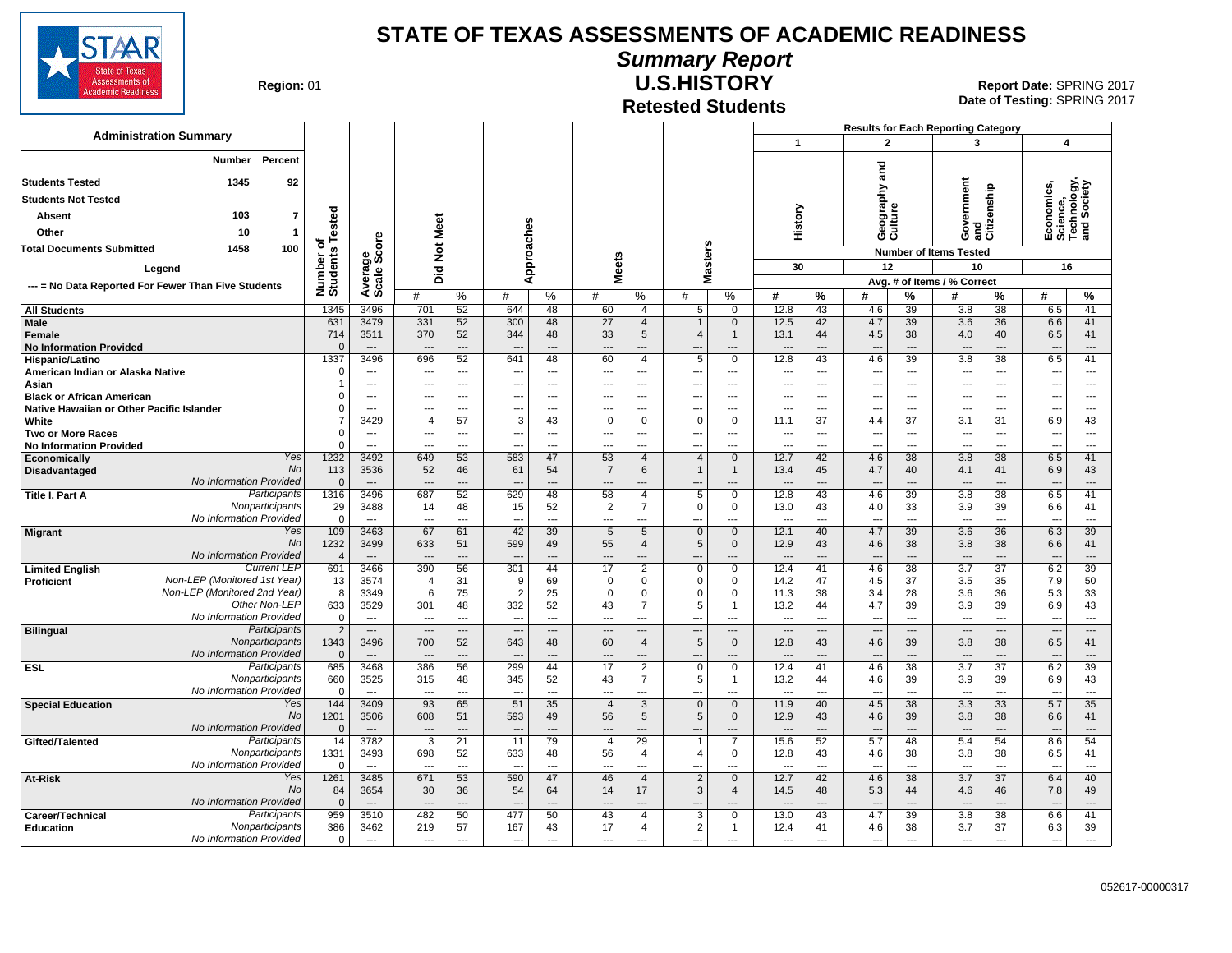# STATE OF TEXAS ASSESSMENTS OF ACADEMIC READINESS

## Summary Report

## U.S.HISTORY

### Retested Students

**Region:** 01

**Report Date:** SPRING 2017
**Date of Testing:** SPRING 2017

**Administration Summary**

| | Number | Percent |
|---|---|---|
| **Students Tested** | 1345 | 92 |
| **Students Not Tested** | | |
| **Absent** | 103 | 7 |
| **Other** | 10 | 1 |
| **Total Documents Submitted** | 1458 | 100 |

**Legend**

--- = No Data Reported For Fewer Than Five Students

Results for Each Reporting Category: 1 = History (Number of Items Tested: 30); 2 = Geography and Culture (12); 3 = Government and Citizenship (10); 4 = Economics, Science, Technology, and Society (16). Avg. # of Items / % Correct.

| Group | | Number of Students Tested | Average Scale Score | Did Not Meet # | Did Not Meet % | Approaches # | Approaches % | Meets # | Meets % | Masters # | Masters % | 1 History # | 1 History % | 2 Geography and Culture # | 2 Geography and Culture % | 3 Government and Citizenship # | 3 Government and Citizenship % | 4 Economics, Science, Technology, and Society # | 4 Economics, Science, Technology, and Society % |
|---|---|---|---|---|---|---|---|---|---|---|---|---|---|---|---|---|---|---|---|
| **All Students** | | 1345 | 3496 | 701 | 52 | 644 | 48 | 60 | 4 | 5 | 0 | 12.8 | 43 | 4.6 | 39 | 3.8 | 38 | 6.5 | 41 |
| **Male** | | 631 | 3479 | 331 | 52 | 300 | 48 | 27 | 4 | 1 | 0 | 12.5 | 42 | 4.7 | 39 | 3.6 | 36 | 6.6 | 41 |
| **Female** | | 714 | 3511 | 370 | 52 | 344 | 48 | 33 | 5 | 4 | 1 | 13.1 | 44 | 4.5 | 38 | 4.0 | 40 | 6.5 | 41 |
| **No Information Provided** | | 0 | --- | --- | --- | --- | --- | --- | --- | --- | --- | --- | --- | --- | --- | --- | --- | --- | --- |
| **Hispanic/Latino** | | 1337 | 3496 | 696 | 52 | 641 | 48 | 60 | 4 | 5 | 0 | 12.8 | 43 | 4.6 | 39 | 3.8 | 38 | 6.5 | 41 |
| **American Indian or Alaska Native** | | 0 | --- | --- | --- | --- | --- | --- | --- | --- | --- | --- | --- | --- | --- | --- | --- | --- | --- |
| **Asian** | | 1 | --- | --- | --- | --- | --- | --- | --- | --- | --- | --- | --- | --- | --- | --- | --- | --- | --- |
| **Black or African American** | | 0 | --- | --- | --- | --- | --- | --- | --- | --- | --- | --- | --- | --- | --- | --- | --- | --- | --- |
| **Native Hawaiian or Other Pacific Islander** | | 0 | --- | --- | --- | --- | --- | --- | --- | --- | --- | --- | --- | --- | --- | --- | --- | --- | --- |
| **White** | | 7 | 3429 | 4 | 57 | 3 | 43 | 0 | 0 | 0 | 0 | 11.1 | 37 | 4.4 | 37 | 3.1 | 31 | 6.9 | 43 |
| **Two or More Races** | | 0 | --- | --- | --- | --- | --- | --- | --- | --- | --- | --- | --- | --- | --- | --- | --- | --- | --- |
| **No Information Provided** | | 0 | --- | --- | --- | --- | --- | --- | --- | --- | --- | --- | --- | --- | --- | --- | --- | --- | --- |
| **Economically Disadvantaged** | *Yes* | 1232 | 3492 | 649 | 53 | 583 | 47 | 53 | 4 | 4 | 0 | 12.7 | 42 | 4.6 | 38 | 3.8 | 38 | 6.5 | 41 |
| | *No* | 113 | 3536 | 52 | 46 | 61 | 54 | 7 | 6 | 1 | 1 | 13.4 | 45 | 4.7 | 40 | 4.1 | 41 | 6.9 | 43 |
| | *No Information Provided* | 0 | --- | --- | --- | --- | --- | --- | --- | --- | --- | --- | --- | --- | --- | --- | --- | --- | --- |
| **Title I, Part A** | *Participants* | 1316 | 3496 | 687 | 52 | 629 | 48 | 58 | 4 | 5 | 0 | 12.8 | 43 | 4.6 | 39 | 3.8 | 38 | 6.5 | 41 |
| | *Nonparticipants* | 29 | 3488 | 14 | 48 | 15 | 52 | 2 | 7 | 0 | 0 | 13.0 | 43 | 4.0 | 33 | 3.9 | 39 | 6.6 | 41 |
| | *No Information Provided* | 0 | --- | --- | --- | --- | --- | --- | --- | --- | --- | --- | --- | --- | --- | --- | --- | --- | --- |
| **Migrant** | *Yes* | 109 | 3463 | 67 | 61 | 42 | 39 | 5 | 5 | 0 | 0 | 12.1 | 40 | 4.7 | 39 | 3.6 | 36 | 6.3 | 39 |
| | *No* | 1232 | 3499 | 633 | 51 | 599 | 49 | 55 | 4 | 5 | 0 | 12.9 | 43 | 4.6 | 38 | 3.8 | 38 | 6.6 | 41 |
| | *No Information Provided* | 4 | --- | --- | --- | --- | --- | --- | --- | --- | --- | --- | --- | --- | --- | --- | --- | --- | --- |
| **Limited English Proficient** | *Current LEP* | 691 | 3466 | 390 | 56 | 301 | 44 | 17 | 2 | 0 | 0 | 12.4 | 41 | 4.6 | 38 | 3.7 | 37 | 6.2 | 39 |
| | *Non-LEP (Monitored 1st Year)* | 13 | 3574 | 4 | 31 | 9 | 69 | 0 | 0 | 0 | 0 | 14.2 | 47 | 4.5 | 37 | 3.5 | 35 | 7.9 | 50 |
| | *Non-LEP (Monitored 2nd Year)* | 8 | 3349 | 6 | 75 | 2 | 25 | 0 | 0 | 0 | 0 | 11.3 | 38 | 3.4 | 28 | 3.6 | 36 | 5.3 | 33 |
| | *Other Non-LEP* | 633 | 3529 | 301 | 48 | 332 | 52 | 43 | 7 | 5 | 1 | 13.2 | 44 | 4.7 | 39 | 3.9 | 39 | 6.9 | 43 |
| | *No Information Provided* | 0 | --- | --- | --- | --- | --- | --- | --- | --- | --- | --- | --- | --- | --- | --- | --- | --- | --- |
| **Bilingual** | *Participants* | 2 | --- | --- | --- | --- | --- | --- | --- | --- | --- | --- | --- | --- | --- | --- | --- | --- | --- |
| | *Nonparticipants* | 1343 | 3496 | 700 | 52 | 643 | 48 | 60 | 4 | 5 | 0 | 12.8 | 43 | 4.6 | 39 | 3.8 | 38 | 6.5 | 41 |
| | *No Information Provided* | 0 | --- | --- | --- | --- | --- | --- | --- | --- | --- | --- | --- | --- | --- | --- | --- | --- | --- |
| **ESL** | *Participants* | 685 | 3468 | 386 | 56 | 299 | 44 | 17 | 2 | 0 | 0 | 12.4 | 41 | 4.6 | 38 | 3.7 | 37 | 6.2 | 39 |
| | *Nonparticipants* | 660 | 3525 | 315 | 48 | 345 | 52 | 43 | 7 | 5 | 1 | 13.2 | 44 | 4.6 | 39 | 3.9 | 39 | 6.9 | 43 |
| | *No Information Provided* | 0 | --- | --- | --- | --- | --- | --- | --- | --- | --- | --- | --- | --- | --- | --- | --- | --- | --- |
| **Special Education** | *Yes* | 144 | 3409 | 93 | 65 | 51 | 35 | 4 | 3 | 0 | 0 | 11.9 | 40 | 4.5 | 38 | 3.3 | 33 | 5.7 | 35 |
| | *No* | 1201 | 3506 | 608 | 51 | 593 | 49 | 56 | 5 | 5 | 0 | 12.9 | 43 | 4.6 | 39 | 3.8 | 38 | 6.6 | 41 |
| | *No Information Provided* | 0 | --- | --- | --- | --- | --- | --- | --- | --- | --- | --- | --- | --- | --- | --- | --- | --- | --- |
| **Gifted/Talented** | *Participants* | 14 | 3782 | 3 | 21 | 11 | 79 | 4 | 29 | 1 | 7 | 15.6 | 52 | 5.7 | 48 | 5.4 | 54 | 8.6 | 54 |
| | *Nonparticipants* | 1331 | 3493 | 698 | 52 | 633 | 48 | 56 | 4 | 4 | 0 | 12.8 | 43 | 4.6 | 38 | 3.8 | 38 | 6.5 | 41 |
| | *No Information Provided* | 0 | --- | --- | --- | --- | --- | --- | --- | --- | --- | --- | --- | --- | --- | --- | --- | --- | --- |
| **At-Risk** | *Yes* | 1261 | 3485 | 671 | 53 | 590 | 47 | 46 | 4 | 2 | 0 | 12.7 | 42 | 4.6 | 38 | 3.7 | 37 | 6.4 | 40 |
| | *No* | 84 | 3654 | 30 | 36 | 54 | 64 | 14 | 17 | 3 | 4 | 14.5 | 48 | 5.3 | 44 | 4.6 | 46 | 7.8 | 49 |
| | *No Information Provided* | 0 | --- | --- | --- | --- | --- | --- | --- | --- | --- | --- | --- | --- | --- | --- | --- | --- | --- |
| **Career/Technical Education** | *Participants* | 959 | 3510 | 482 | 50 | 477 | 50 | 43 | 4 | 3 | 0 | 13.0 | 43 | 4.7 | 39 | 3.8 | 38 | 6.6 | 41 |
| | *Nonparticipants* | 386 | 3462 | 219 | 57 | 167 | 43 | 17 | 4 | 2 | 1 | 12.4 | 41 | 4.6 | 38 | 3.7 | 37 | 6.3 | 39 |
| | *No Information Provided* | 0 | --- | --- | --- | --- | --- | --- | --- | --- | --- | --- | --- | --- | --- | --- | --- | --- | --- |

052617-00000317